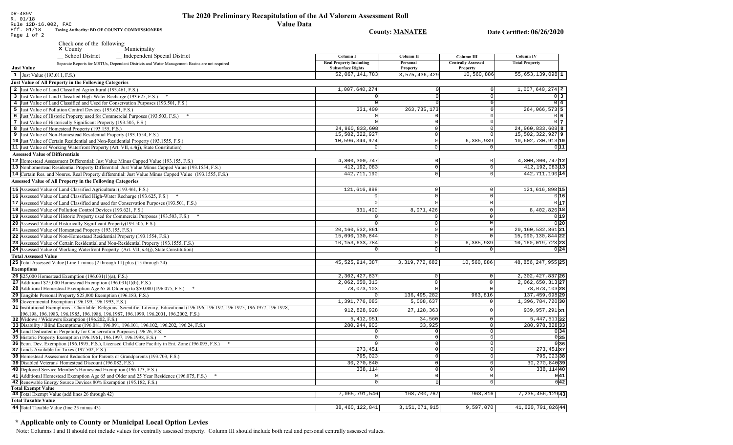DR-489V
R. 01/18
Rule 12D-16.002, FAC
Eff. 01/18 **Taxing Authority: BD OF COUNTY COMMISSIONERS**

# The 2020 Preliminary Recapitulation of the Ad Valorem Assessment Roll

## Value Data

**County: MANATEE** **Date Certified: 06/26/2020**

Check one of the following:
x County __ Municipality
__ School District __ Independent Special District

Separate Reports for MSTUs, Dependent Districts and Water Management Basins are not required

| | Column I Real Property Including Subsurface Rights | Column II Personal Property | Column III Centrally Assessed Property | Column IV Total Property | |
|---|---|---|---|---|---|
| **Just Value** | | | | | |
| 1 Just Value (193.011, F.S.) | 52,067,141,783 | 3,575,436,429 | 10,560,886 | 55,653,139,098 | 1 |
| **Just Value of All Property in the Following Categories** | | | | | |
| 2 Just Value of Land Classified Agricultural (193.461, F.S.) | 1,007,640,274 | 0 | 0 | 1,007,640,274 | 2 |
| 3 Just Value of Land Classified High-Water Recharge (193.625, F.S.) * | 0 | 0 | 0 | 0 | 3 |
| 4 Just Value of Land Classified and Used for Conservation Purposes (193.501, F.S.) | 0 | 0 | 0 | 0 | 4 |
| 5 Just Value of Pollution Control Devices (193.621, F.S.) | 331,400 | 263,735,173 | 0 | 264,066,573 | 5 |
| 6 Just Value of Historic Property used for Commercial Purposes (193.503, F.S.) * | 0 | 0 | 0 | 0 | 6 |
| 7 Just Value of Historically Significant Property (193.505, F.S.) | 0 | 0 | 0 | 0 | 7 |
| 8 Just Value of Homestead Property (193.155, F.S.) | 24,960,833,608 | 0 | 0 | 24,960,833,608 | 8 |
| 9 Just Value of Non-Homestead Residential Property (193.1554, F.S.) | 15,502,322,927 | 0 | 0 | 15,502,322,927 | 9 |
| 10 Just Value of Certain Residential and Non-Residential Property (193.1555, F.S.) | 10,596,344,974 | 0 | 6,385,939 | 10,602,730,913 | 10 |
| 11 Just Value of Working Waterfront Property (Art. VII, s.4(j), State Constitution) | 0 | 0 | 0 | 0 | 11 |
| **Assessed Value of Differentials** | | | | | |
| 12 Homestead Assessment Differential: Just Value Minus Capped Value (193.155, F.S.) | 4,800,300,747 | 0 | 0 | 4,800,300,747 | 12 |
| 13 Nonhomestead Residential Property Differential: Just Value Minus Capped Value (193.1554, F.S.) | 412,192,083 | 0 | 0 | 412,192,083 | 13 |
| 14 Certain Res. and Nonres. Real Property differential: Just Value Minus Capped Value (193.1555, F.S.) | 442,711,190 | 0 | 0 | 442,711,190 | 14 |
| **Assessed Value of All Property in the Following Categories** | | | | | |
| 15 Assessed Value of Land Classified Agricultural (193.461, F.S.) | 121,616,898 | 0 | 0 | 121,616,898 | 15 |
| 16 Assessed Value of Land Classified High-Water Recharge (193.625, F.S.) * | 0 | 0 | 0 | 0 | 16 |
| 17 Assessed Value of Land Classified and used for Conservation Purposes (193.501, F.S.) | 0 | 0 | 0 | 0 | 17 |
| 18 Assessed Value of Pollution Control Devices (193.621, F.S.) | 331,400 | 8,071,426 | 0 | 8,402,826 | 18 |
| 19 Assessed Value of Historic Property used for Commercial Purposes (193.503, F.S.) * | 0 | 0 | 0 | 0 | 19 |
| 20 Assessed Value of Historically Significant Property(193.505, F.S.) | 0 | 0 | 0 | 0 | 20 |
| 21 Assessed Value of Homestead Property (193.155, F.S.) | 20,160,532,861 | 0 | 0 | 20,160,532,861 | 21 |
| 22 Assessed Value of Non-Homestead Residential Property (193.1554, F.S.) | 15,090,130,844 | 0 | 0 | 15,090,130,844 | 22 |
| 23 Assessed Value of Certain Residential and Non-Residential Property (193.1555, F.S.) | 10,153,633,784 | 0 | 6,385,939 | 10,160,019,723 | 23 |
| 24 Assessed Value of Working Waterfront Property (Art. VII, s.4(j), State Constitution) | 0 | 0 | 0 | 0 | 24 |
| **Total Assessed Value** | | | | | |
| 25 Total Assessed Value [Line 1 minus (2 through 11) plus (15 through 24) | 45,525,914,387 | 3,319,772,682 | 10,560,886 | 48,856,247,955 | 25 |
| **Exemptions** | | | | | |
| 26 $25,000 Homestead Exemption (196.031(1)(a), F.S.) | 2,302,427,837 | 0 | 0 | 2,302,427,837 | 26 |
| 27 Additional $25,000 Homestead Exemption (196.031(1)(b), F.S.) | 2,062,650,313 | 0 | 0 | 2,062,650,313 | 27 |
| 28 Additional Homestead Exemption Age 65 & Older up to $50,000 (196.075, F.S.) * | 78,073,103 | 0 | 0 | 78,073,103 | 28 |
| 29 Tangible Personal Property $25,000 Exemption (196.183, F.S.) | 0 | 136,495,282 | 963,816 | 137,459,098 | 29 |
| 30 Governmental Exemption (196.199, 196.1993, F.S.) | 1,391,776,083 | 5,008,637 | 0 | 1,396,784,720 | 30 |
| 31 Institutional Exemptions - Charitable, Religious, Scientific, Literary, Educational (196.196, 196.197, 196.1975, 196.1977, 196.1978, 196.198, 196.1983, 196.1985, 196.1986, 196.1987, 196.1999, 196.2001, 196.2002, F.S.) | 912,828,928 | 27,128,363 | 0 | 939,957,291 | 31 |
| 32 Widows / Widowers Exemption (196.202, F.S.) | 5,412,951 | 34,560 | 0 | 5,447,511 | 32 |
| 33 Disability / Blind Exemptions (196.081, 196.091, 196.101, 196.102, 196.202, 196.24, F.S.) | 280,944,903 | 33,925 | 0 | 280,978,828 | 33 |
| 34 Land Dedicated in Perpetuity for Conservation Purposes (196.26, F.S) | 0 | 0 | 0 | 0 | 34 |
| 35 Historic Property Exemption (196.1961, 196.1997, 196.1998, F.S.) * | 0 | 0 | 0 | 0 | 35 |
| 36 Econ. Dev. Exemption (196.1995, F.S.), Licensed Child Care Facility in Ent. Zone (196.095, F.S.) * | 0 | 0 | 0 | 0 | 36 |
| 37 Lands Available for Taxes (197.502, F.S.) | 273,451 | 0 | 0 | 273,451 | 37 |
| 38 Homestead Assessment Reduction for Parents or Grandparents (193.703, F.S.) | 795,023 | 0 | 0 | 795,023 | 38 |
| 39 Disabled Veterans' Homestead Discount (196.082, F.S.) | 30,270,840 | 0 | 0 | 30,270,840 | 39 |
| 40 Deployed Service Member's Homestead Exemption (196.173, F.S.) | 338,114 | 0 | 0 | 338,114 | 40 |
| 41 Additional Homestead Exemption Age 65 and Older and 25 Year Residence (196.075, F.S.) * | 0 | 0 | 0 | 0 | 41 |
| 42 Renewable Energy Source Devices 80% Exemption (195.182, F.S.) | 0 | 0 | 0 | 0 | 42 |
| **Total Exempt Value** | | | | | |
| 43 Total Exempt Value (add lines 26 through 42) | 7,065,791,546 | 168,700,767 | 963,816 | 7,235,456,129 | 43 |
| **Total Taxable Value** | | | | | |
| 44 Total Taxable Value (line 25 minus 43) | 38,460,122,841 | 3,151,071,915 | 9,597,070 | 41,620,791,826 | 44 |

## * Applicable only to County or Municipal Local Option Levies

Note: Columns I and II should not include values for centrally assessed property. Column III should include both real and personal centrally assessed values.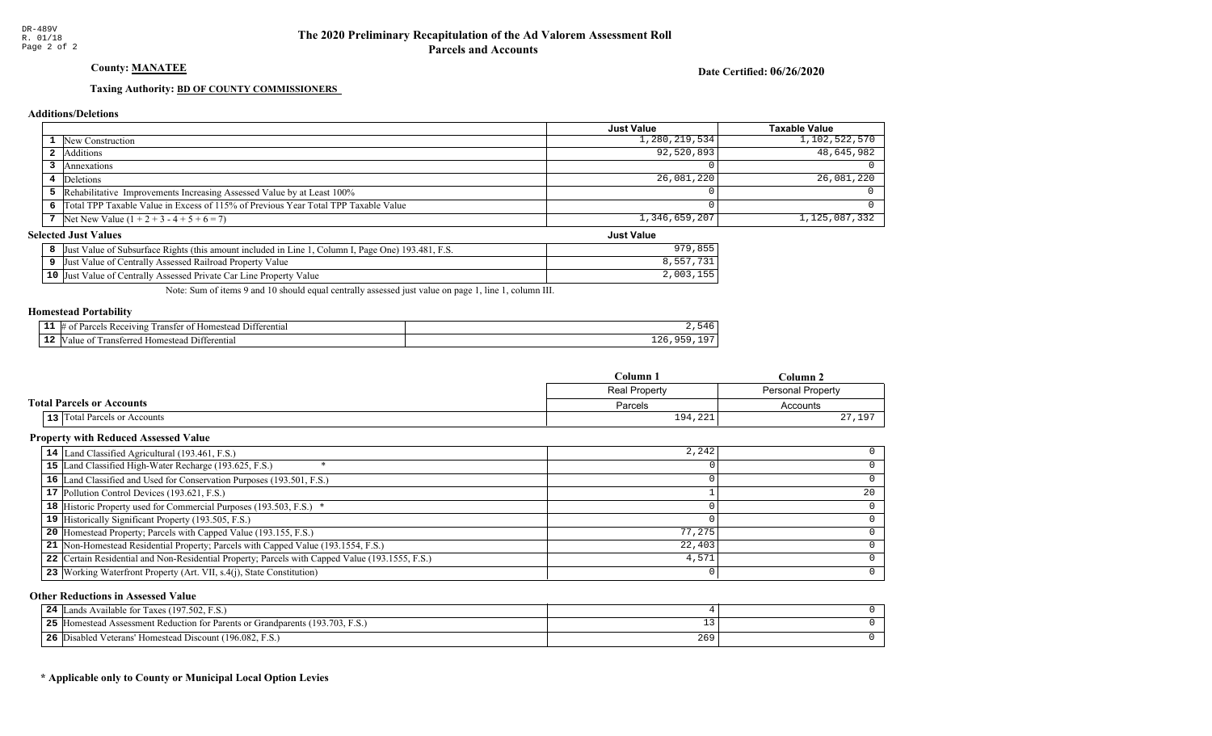# The 2020 Preliminary Recapitulation of the Ad Valorem Assessment Roll
## Parcels and Accounts

DR-489V
R. 01/18

**County: MANATEE**

**Date Certified: 06/26/2020**

**Taxing Authority: BD OF COUNTY COMMISSIONERS**

### Additions/Deletions

| | | Just Value | Taxable Value |
|---|---|---|---|
| 1 | New Construction | 1,280,219,534 | 1,102,522,570 |
| 2 | Additions | 92,520,893 | 48,645,982 |
| 3 | Annexations | 0 | 0 |
| 4 | Deletions | 26,081,220 | 26,081,220 |
| 5 | Rehabilitative Improvements Increasing Assessed Value by at Least 100% | 0 | 0 |
| 6 | Total TPP Taxable Value in Excess of 115% of Previous Year Total TPP Taxable Value | 0 | 0 |
| 7 | Net New Value (1 + 2 + 3 - 4 + 5 + 6 = 7) | 1,346,659,207 | 1,125,087,332 |

### Selected Just Values

| | | Just Value |
|---|---|---|
| 8 | Just Value of Subsurface Rights (this amount included in Line 1, Column I, Page One) 193.481, F.S. | 979,855 |
| 9 | Just Value of Centrally Assessed Railroad Property Value | 8,557,731 |
| 10 | Just Value of Centrally Assessed Private Car Line Property Value | 2,003,155 |

Note: Sum of items 9 and 10 should equal centrally assessed just value on page 1, line 1, column III.

### Homestead Portability

| | | |
|---|---|---|
| 11 | # of Parcels Receiving Transfer of Homestead Differential | 2,546 |
| 12 | Value of Transferred Homestead Differential | 126,959,197 |

### Total Parcels or Accounts

| | | Column 1<br>Real Property<br>Parcels | Column 2<br>Personal Property<br>Accounts |
|---|---|---|---|
| 13 | Total Parcels or Accounts | 194,221 | 27,197 |

### Property with Reduced Assessed Value

| | | Column 1 | Column 2 |
|---|---|---|---|
| 14 | Land Classified Agricultural (193.461, F.S.) | 2,242 | 0 |
| 15 | Land Classified High-Water Recharge (193.625, F.S.) * | 0 | 0 |
| 16 | Land Classified and Used for Conservation Purposes (193.501, F.S.) | 0 | 0 |
| 17 | Pollution Control Devices (193.621, F.S.) | 1 | 20 |
| 18 | Historic Property used for Commercial Purposes (193.503, F.S.) * | 0 | 0 |
| 19 | Historically Significant Property (193.505, F.S.) | 0 | 0 |
| 20 | Homestead Property; Parcels with Capped Value (193.155, F.S.) | 77,275 | 0 |
| 21 | Non-Homestead Residential Property; Parcels with Capped Value (193.1554, F.S.) | 22,403 | 0 |
| 22 | Certain Residential and Non-Residential Property; Parcels with Capped Value (193.1555, F.S.) | 4,571 | 0 |
| 23 | Working Waterfront Property (Art. VII, s.4(j), State Constitution) | 0 | 0 |

### Other Reductions in Assessed Value

| | | Column 1 | Column 2 |
|---|---|---|---|
| 24 | Lands Available for Taxes (197.502, F.S.) | 4 | 0 |
| 25 | Homestead Assessment Reduction for Parents or Grandparents (193.703, F.S.) | 13 | 0 |
| 26 | Disabled Veterans' Homestead Discount (196.082, F.S.) | 269 | 0 |

**\* Applicable only to County or Municipal Local Option Levies**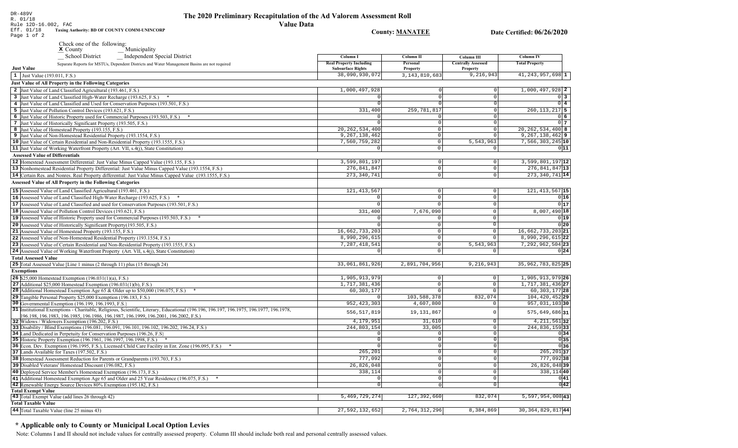DR-489V
R. 01/18
Rule 12D-16.002, FAC
Eff. 01/18

# The 2020 Preliminary Recapitulation of the Ad Valorem Assessment Roll

## Value Data

**Taxing Authority: BD OF COUNTY COMM-UNINCORP**

**County: MANATEE**

**Date Certified: 06/26/2020**

Check one of the following:
X County
__ Municipality
__ School District
__ Independent Special District

Separate Reports for MSTUs, Dependent Districts and Water Management Basins are not required

| Just Value | Column I Real Property Including Subsurface Rights | Column II Personal Property | Column III Centrally Assessed Property | Column IV Total Property | |
|---|---|---|---|---|---|
| 1 Just Value (193.011, F.S.) | 38,090,930,072 | 3,143,810,683 | 9,216,943 | 41,243,957,698 | 1 |
| **Just Value of All Property in the Following Categories** | | | | | |
| 2 Just Value of Land Classified Agricultural (193.461, F.S.) | 1,000,497,928 | 0 | 0 | 1,000,497,928 | 2 |
| 3 Just Value of Land Classified High-Water Recharge (193.625, F.S.) * | 0 | 0 | 0 | 0 | 3 |
| 4 Just Value of Land Classified and Used for Conservation Purposes (193.501, F.S.) | 0 | 0 | 0 | 0 | 4 |
| 5 Just Value of Pollution Control Devices (193.621, F.S.) | 331,400 | 259,781,817 | 0 | 260,113,217 | 5 |
| 6 Just Value of Historic Property used for Commercial Purposes (193.503, F.S.) * | 0 | 0 | 0 | 0 | 6 |
| 7 Just Value of Historically Significant Property (193.505, F.S.) | 0 | 0 | 0 | 0 | 7 |
| 8 Just Value of Homestead Property (193.155, F.S.) | 20,262,534,400 | 0 | 0 | 20,262,534,400 | 8 |
| 9 Just Value of Non-Homestead Residential Property (193.1554, F.S.) | 9,267,138,462 | 0 | 0 | 9,267,138,462 | 9 |
| 10 Just Value of Certain Residential and Non-Residential Property (193.1555, F.S.) | 7,560,759,282 | 0 | 5,543,963 | 7,566,303,245 | 10 |
| 11 Just Value of Working Waterfront Property (Art. VII, s.4(j), State Constitution) | 0 | 0 | 0 | 0 | 11 |
| **Assessed Value of Differentials** | | | | | |
| 12 Homestead Assessment Differential: Just Value Minus Capped Value (193.155, F.S.) | 3,599,801,197 | 0 | 0 | 3,599,801,197 | 12 |
| 13 Nonhomestead Residential Property Differential: Just Value Minus Capped Value (193.1554, F.S.) | 276,841,847 | 0 | 0 | 276,841,847 | 13 |
| 14 Certain Res. and Nonres. Real Property differential: Just Value Minus Capped Value (193.1555, F.S.) | 273,340,741 | 0 | 0 | 273,340,741 | 14 |
| **Assessed Value of All Property in the Following Categories** | | | | | |
| 15 Assessed Value of Land Classified Agricultural (193.461, F.S.) | 121,413,567 | 0 | 0 | 121,413,567 | 15 |
| 16 Assessed Value of Land Classified High-Water Recharge (193.625, F.S.) * | 0 | 0 | 0 | 0 | 16 |
| 17 Assessed Value of Land Classified and used for Conservation Purposes (193.501, F.S.) | 0 | 0 | 0 | 0 | 17 |
| 18 Assessed Value of Pollution Control Devices (193.621, F.S.) | 331,400 | 7,676,090 | 0 | 8,007,490 | 18 |
| 19 Assessed Value of Historic Property used for Commercial Purposes (193.503, F.S.) * | 0 | 0 | 0 | 0 | 19 |
| 20 Assessed Value of Historically Significant Property(193.505, F.S.) | 0 | 0 | 0 | 0 | 20 |
| 21 Assessed Value of Homestead Property (193.155, F.S.) | 16,662,733,203 | 0 | 0 | 16,662,733,203 | 21 |
| 22 Assessed Value of Non-Homestead Residential Property (193.1554, F.S.) | 8,990,296,615 | 0 | 0 | 8,990,296,615 | 22 |
| 23 Assessed Value of Certain Residential and Non-Residential Property (193.1555, F.S.) | 7,287,418,541 | 0 | 5,543,963 | 7,292,962,504 | 23 |
| 24 Assessed Value of Working Waterfront Property (Art. VII, s.4(j), State Constitution) | 0 | 0 | 0 | 0 | 24 |
| **Total Assessed Value** | | | | | |
| 25 Total Assessed Value [Line 1 minus (2 through 11) plus (15 through 24) | 33,061,861,926 | 2,891,704,956 | 9,216,943 | 35,962,783,825 | 25 |
| **Exemptions** | | | | | |
| 26 $25,000 Homestead Exemption (196.031(1)(a), F.S.) | 1,905,913,979 | 0 | 0 | 1,905,913,979 | 26 |
| 27 Additional $25,000 Homestead Exemption (196.031(1)(b), F.S.) | 1,717,381,436 | 0 | 0 | 1,717,381,436 | 27 |
| 28 Additional Homestead Exemption Age 65 & Older up to $50,000 (196.075, F.S.) * | 60,303,177 | 0 | 0 | 60,303,177 | 28 |
| 29 Tangible Personal Property $25,000 Exemption (196.183, F.S.) | 0 | 103,588,378 | 832,074 | 104,420,452 | 29 |
| 30 Governmental Exemption (196.199, 196.1993, F.S.) | 952,423,303 | 4,607,800 | 0 | 957,031,103 | 30 |
| 31 Institutional Exemptions - Charitable, Religious, Scientific, Literary, Educational (196.196, 196.197, 196.1975, 196.1977, 196.1978, 196.198, 196.1983, 196.1985, 196.1986, 196.1987, 196.1999, 196.2001, 196.2002, F.S.) | 556,517,819 | 19,131,867 | 0 | 575,649,686 | 31 |
| 32 Widows / Widowers Exemption (196.202, F.S.) | 4,179,951 | 31,610 | 0 | 4,211,561 | 32 |
| 33 Disability / Blind Exemptions (196.081, 196.091, 196.101, 196.102, 196.202, 196.24, F.S.) | 244,803,154 | 33,005 | 0 | 244,836,159 | 33 |
| 34 Land Dedicated in Perpetuity for Conservation Purposes (196.26, F.S) | 0 | 0 | 0 | 0 | 34 |
| 35 Historic Property Exemption (196.1961, 196.1997, 196.1998, F.S.) * | 0 | 0 | 0 | 0 | 35 |
| 36 Econ. Dev. Exemption (196.1995, F.S.), Licensed Child Care Facility in Ent. Zone (196.095, F.S.) * | 0 | 0 | 0 | 0 | 36 |
| 37 Lands Available for Taxes (197.502, F.S.) | 265,201 | 0 | 0 | 265,201 | 37 |
| 38 Homestead Assessment Reduction for Parents or Grandparents (193.703, F.S.) | 777,092 | 0 | 0 | 777,092 | 38 |
| 39 Disabled Veterans' Homestead Discount (196.082, F.S.) | 26,826,048 | 0 | 0 | 26,826,048 | 39 |
| 40 Deployed Service Member's Homestead Exemption (196.173, F.S.) | 338,114 | 0 | 0 | 338,114 | 40 |
| 41 Additional Homestead Exemption Age 65 and Older and 25 Year Residence (196.075, F.S.) * | 0 | 0 | 0 | 0 | 41 |
| 42 Renewable Energy Source Devices 80% Exemption (195.182, F.S.) | 0 | 0 | 0 | 0 | 42 |
| **Total Exempt Value** | | | | | |
| 43 Total Exempt Value (add lines 26 through 42) | 5,469,729,274 | 127,392,660 | 832,074 | 5,597,954,008 | 43 |
| **Total Taxable Value** | | | | | |
| 44 Total Taxable Value (line 25 minus 43) | 27,592,132,652 | 2,764,312,296 | 8,384,869 | 30,364,829,817 | 44 |

## * Applicable only to County or Municipal Local Option Levies

Note: Columns I and II should not include values for centrally assessed property. Column III should include both real and personal centrally assessed values.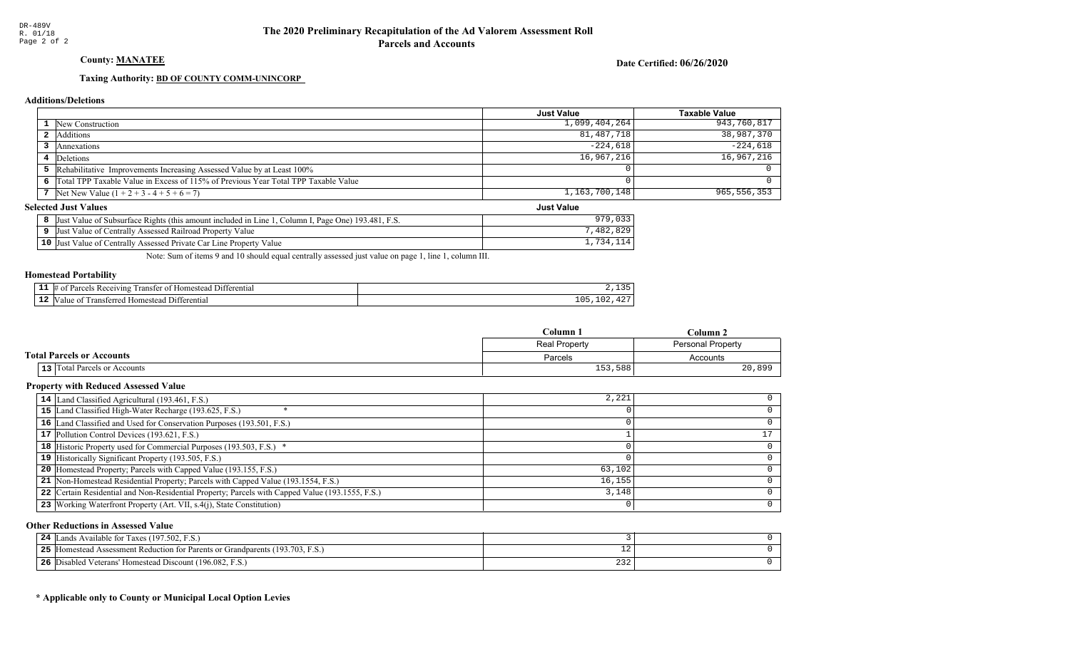DR-489V
R. 01/18

# The 2020 Preliminary Recapitulation of the Ad Valorem Assessment Roll
## Parcels and Accounts

**County: MANATEE**

**Date Certified: 06/26/2020**

**Taxing Authority: BD OF COUNTY COMM-UNINCORP**

### Additions/Deletions

| | | Just Value | Taxable Value |
|---|---|---|---|
| 1 | New Construction | 1,099,404,264 | 943,760,817 |
| 2 | Additions | 81,487,718 | 38,987,370 |
| 3 | Annexations | -224,618 | -224,618 |
| 4 | Deletions | 16,967,216 | 16,967,216 |
| 5 | Rehabilitative Improvements Increasing Assessed Value by at Least 100% | 0 | 0 |
| 6 | Total TPP Taxable Value in Excess of 115% of Previous Year Total TPP Taxable Value | 0 | 0 |
| 7 | Net New Value (1 + 2 + 3 - 4 + 5 + 6 = 7) | 1,163,700,148 | 965,556,353 |

### Selected Just Values

| | | Just Value |
|---|---|---|
| 8 | Just Value of Subsurface Rights (this amount included in Line 1, Column I, Page One) 193.481, F.S. | 979,033 |
| 9 | Just Value of Centrally Assessed Railroad Property Value | 7,482,829 |
| 10 | Just Value of Centrally Assessed Private Car Line Property Value | 1,734,114 |

Note: Sum of items 9 and 10 should equal centrally assessed just value on page 1, line 1, column III.

### Homestead Portability

| | | |
|---|---|---|
| 11 | # of Parcels Receiving Transfer of Homestead Differential | 2,135 |
| 12 | Value of Transferred Homestead Differential | 105,102,427 |

### Total Parcels or Accounts

| | | Column 1<br>Real Property<br>Parcels | Column 2<br>Personal Property<br>Accounts |
|---|---|---|---|
| 13 | Total Parcels or Accounts | 153,588 | 20,899 |

### Property with Reduced Assessed Value

| | | Column 1 | Column 2 |
|---|---|---|---|
| 14 | Land Classified Agricultural (193.461, F.S.) | 2,221 | 0 |
| 15 | Land Classified High-Water Recharge (193.625, F.S.) * | 0 | 0 |
| 16 | Land Classified and Used for Conservation Purposes (193.501, F.S.) | 0 | 0 |
| 17 | Pollution Control Devices (193.621, F.S.) | 1 | 17 |
| 18 | Historic Property used for Commercial Purposes (193.503, F.S.) * | 0 | 0 |
| 19 | Historically Significant Property (193.505, F.S.) | 0 | 0 |
| 20 | Homestead Property; Parcels with Capped Value (193.155, F.S.) | 63,102 | 0 |
| 21 | Non-Homestead Residential Property; Parcels with Capped Value (193.1554, F.S.) | 16,155 | 0 |
| 22 | Certain Residential and Non-Residential Property; Parcels with Capped Value (193.1555, F.S.) | 3,148 | 0 |
| 23 | Working Waterfront Property (Art. VII, s.4(j), State Constitution) | 0 | 0 |

### Other Reductions in Assessed Value

| | | Column 1 | Column 2 |
|---|---|---|---|
| 24 | Lands Available for Taxes (197.502, F.S.) | 3 | 0 |
| 25 | Homestead Assessment Reduction for Parents or Grandparents (193.703, F.S.) | 12 | 0 |
| 26 | Disabled Veterans' Homestead Discount (196.082, F.S.) | 232 | 0 |

**\* Applicable only to County or Municipal Local Option Levies**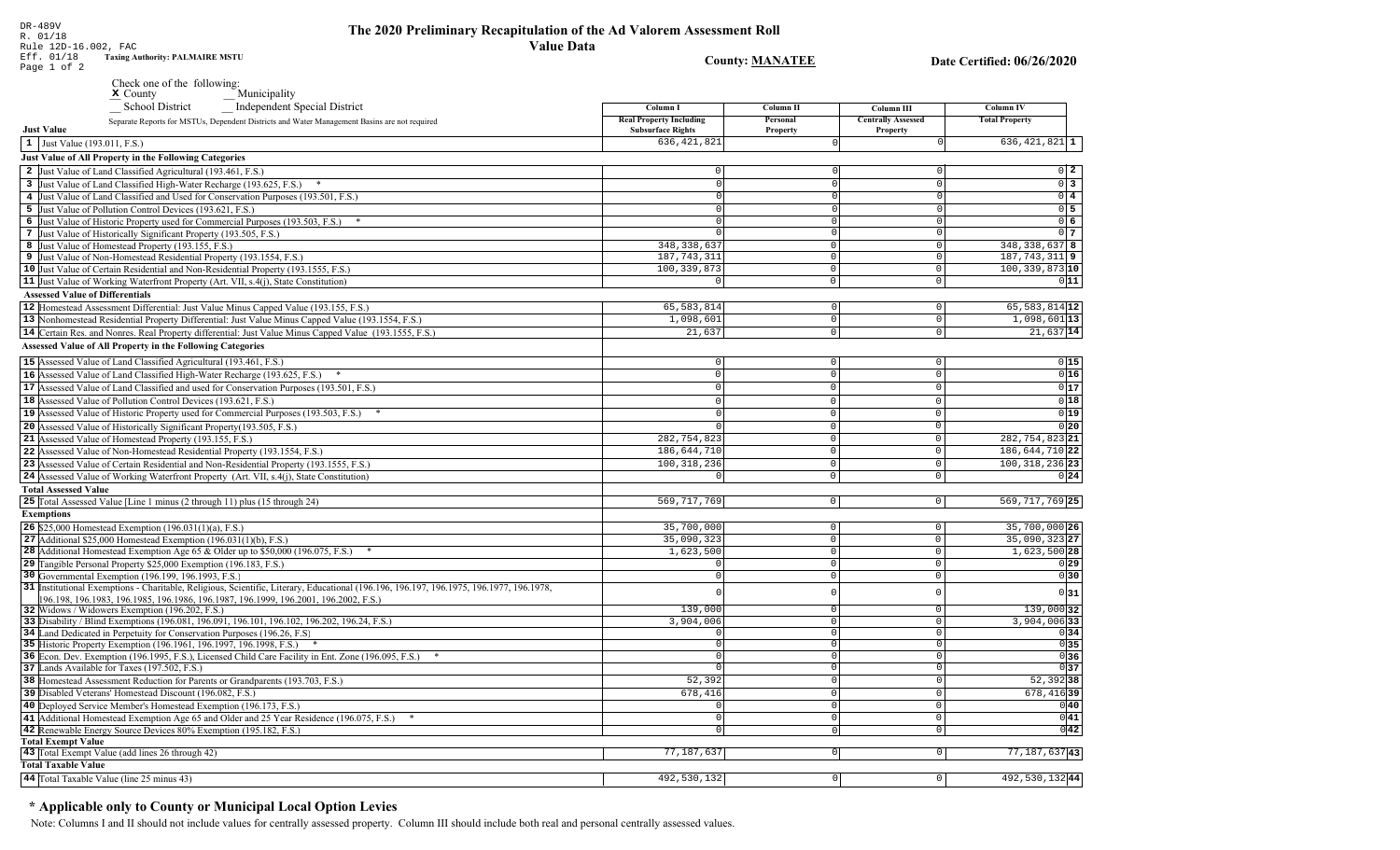DR-489V
R. 01/18
Rule 12D-16.002, FAC
Eff. 01/18 **Taxing Authority: PALMAIRE MSTU**

# The 2020 Preliminary Recapitulation of the Ad Valorem Assessment Roll

## Value Data

**County: MANATEE** **Date Certified: 06/26/2020**

Check one of the following:
X County __ Municipality
__ School District __ Independent Special District

Separate Reports for MSTUs, Dependent Districts and Water Management Basins are not required

| | Column I Real Property Including Subsurface Rights | Column II Personal Property | Column III Centrally Assessed Property | Column IV Total Property | |
|---|---|---|---|---|---|
| **Just Value** | | | | | |
| 1 Just Value (193.011, F.S.) | 636,421,821 | 0 | 0 | 636,421,821 | 1 |
| **Just Value of All Property in the Following Categories** | | | | | |
| 2 Just Value of Land Classified Agricultural (193.461, F.S.) | 0 | 0 | 0 | 0 | 2 |
| 3 Just Value of Land Classified High-Water Recharge (193.625, F.S.) * | 0 | 0 | 0 | 0 | 3 |
| 4 Just Value of Land Classified and Used for Conservation Purposes (193.501, F.S.) | 0 | 0 | 0 | 0 | 4 |
| 5 Just Value of Pollution Control Devices (193.621, F.S.) | 0 | 0 | 0 | 0 | 5 |
| 6 Just Value of Historic Property used for Commercial Purposes (193.503, F.S.) * | 0 | 0 | 0 | 0 | 6 |
| 7 Just Value of Historically Significant Property (193.505, F.S.) | 0 | 0 | 0 | 0 | 7 |
| 8 Just Value of Homestead Property (193.155, F.S.) | 348,338,637 | 0 | 0 | 348,338,637 | 8 |
| 9 Just Value of Non-Homestead Residential Property (193.1554, F.S.) | 187,743,311 | 0 | 0 | 187,743,311 | 9 |
| 10 Just Value of Certain Residential and Non-Residential Property (193.1555, F.S.) | 100,339,873 | 0 | 0 | 100,339,873 | 10 |
| 11 Just Value of Working Waterfront Property (Art. VII, s.4(j), State Constitution) | 0 | 0 | 0 | 0 | 11 |
| **Assessed Value of Differentials** | | | | | |
| 12 Homestead Assessment Differential: Just Value Minus Capped Value (193.155, F.S.) | 65,583,814 | 0 | 0 | 65,583,814 | 12 |
| 13 Nonhomestead Residential Property Differential: Just Value Minus Capped Value (193.1554, F.S.) | 1,098,601 | 0 | 0 | 1,098,601 | 13 |
| 14 Certain Res. and Nonres. Real Property differential: Just Value Minus Capped Value (193.1555, F.S.) | 21,637 | 0 | 0 | 21,637 | 14 |
| **Assessed Value of All Property in the Following Categories** | | | | | |
| 15 Assessed Value of Land Classified Agricultural (193.461, F.S.) | 0 | 0 | 0 | 0 | 15 |
| 16 Assessed Value of Land Classified High-Water Recharge (193.625, F.S.) * | 0 | 0 | 0 | 0 | 16 |
| 17 Assessed Value of Land Classified and used for Conservation Purposes (193.501, F.S.) | 0 | 0 | 0 | 0 | 17 |
| 18 Assessed Value of Pollution Control Devices (193.621, F.S.) | 0 | 0 | 0 | 0 | 18 |
| 19 Assessed Value of Historic Property used for Commercial Purposes (193.503, F.S.) * | 0 | 0 | 0 | 0 | 19 |
| 20 Assessed Value of Historically Significant Property(193.505, F.S.) | 0 | 0 | 0 | 0 | 20 |
| 21 Assessed Value of Homestead Property (193.155, F.S.) | 282,754,823 | 0 | 0 | 282,754,823 | 21 |
| 22 Assessed Value of Non-Homestead Residential Property (193.1554, F.S.) | 186,644,710 | 0 | 0 | 186,644,710 | 22 |
| 23 Assessed Value of Certain Residential and Non-Residential Property (193.1555, F.S.) | 100,318,236 | 0 | 0 | 100,318,236 | 23 |
| 24 Assessed Value of Working Waterfront Property (Art. VII, s.4(j), State Constitution) | 0 | 0 | 0 | 0 | 24 |
| **Total Assessed Value** | | | | | |
| 25 Total Assessed Value [Line 1 minus (2 through 11) plus (15 through 24) | 569,717,769 | 0 | 0 | 569,717,769 | 25 |
| **Exemptions** | | | | | |
| 26 $25,000 Homestead Exemption (196.031(1)(a), F.S.) | 35,700,000 | 0 | 0 | 35,700,000 | 26 |
| 27 Additional $25,000 Homestead Exemption (196.031(1)(b), F.S.) | 35,090,323 | 0 | 0 | 35,090,323 | 27 |
| 28 Additional Homestead Exemption Age 65 & Older up to $50,000 (196.075, F.S.) * | 1,623,500 | 0 | 0 | 1,623,500 | 28 |
| 29 Tangible Personal Property $25,000 Exemption (196.183, F.S.) | 0 | 0 | 0 | 0 | 29 |
| 30 Governmental Exemption (196.199, 196.1993, F.S.) | 0 | 0 | 0 | 0 | 30 |
| 31 Institutional Exemptions - Charitable, Religious, Scientific, Literary, Educational (196.196, 196.197, 196.1975, 196.1977, 196.1978, 196.198, 196.1983, 196.1985, 196.1986, 196.1987, 196.1999, 196.2001, 196.2002, F.S.) | 0 | 0 | 0 | 0 | 31 |
| 32 Widows / Widowers Exemption (196.202, F.S.) | 139,000 | 0 | 0 | 139,000 | 32 |
| 33 Disability / Blind Exemptions (196.081, 196.091, 196.101, 196.102, 196.202, 196.24, F.S.) | 3,904,006 | 0 | 0 | 3,904,006 | 33 |
| 34 Land Dedicated in Perpetuity for Conservation Purposes (196.26, F.S) | 0 | 0 | 0 | 0 | 34 |
| 35 Historic Property Exemption (196.1961, 196.1997, 196.1998, F.S.) * | 0 | 0 | 0 | 0 | 35 |
| 36 Econ. Dev. Exemption (196.1995, F.S.), Licensed Child Care Facility in Ent. Zone (196.095, F.S.) * | 0 | 0 | 0 | 0 | 36 |
| 37 Lands Available for Taxes (197.502, F.S.) | 0 | 0 | 0 | 0 | 37 |
| 38 Homestead Assessment Reduction for Parents or Grandparents (193.703, F.S.) | 52,392 | 0 | 0 | 52,392 | 38 |
| 39 Disabled Veterans' Homestead Discount (196.082, F.S.) | 678,416 | 0 | 0 | 678,416 | 39 |
| 40 Deployed Service Member's Homestead Exemption (196.173, F.S.) | 0 | 0 | 0 | 0 | 40 |
| 41 Additional Homestead Exemption Age 65 and Older and 25 Year Residence (196.075, F.S.) * | 0 | 0 | 0 | 0 | 41 |
| 42 Renewable Energy Source Devices 80% Exemption (195.182, F.S.) | 0 | 0 | 0 | 0 | 42 |
| **Total Exempt Value** | | | | | |
| 43 Total Exempt Value (add lines 26 through 42) | 77,187,637 | 0 | 0 | 77,187,637 | 43 |
| **Total Taxable Value** | | | | | |
| 44 Total Taxable Value (line 25 minus 43) | 492,530,132 | 0 | 0 | 492,530,132 | 44 |

## * Applicable only to County or Municipal Local Option Levies

Note: Columns I and II should not include values for centrally assessed property. Column III should include both real and personal centrally assessed values.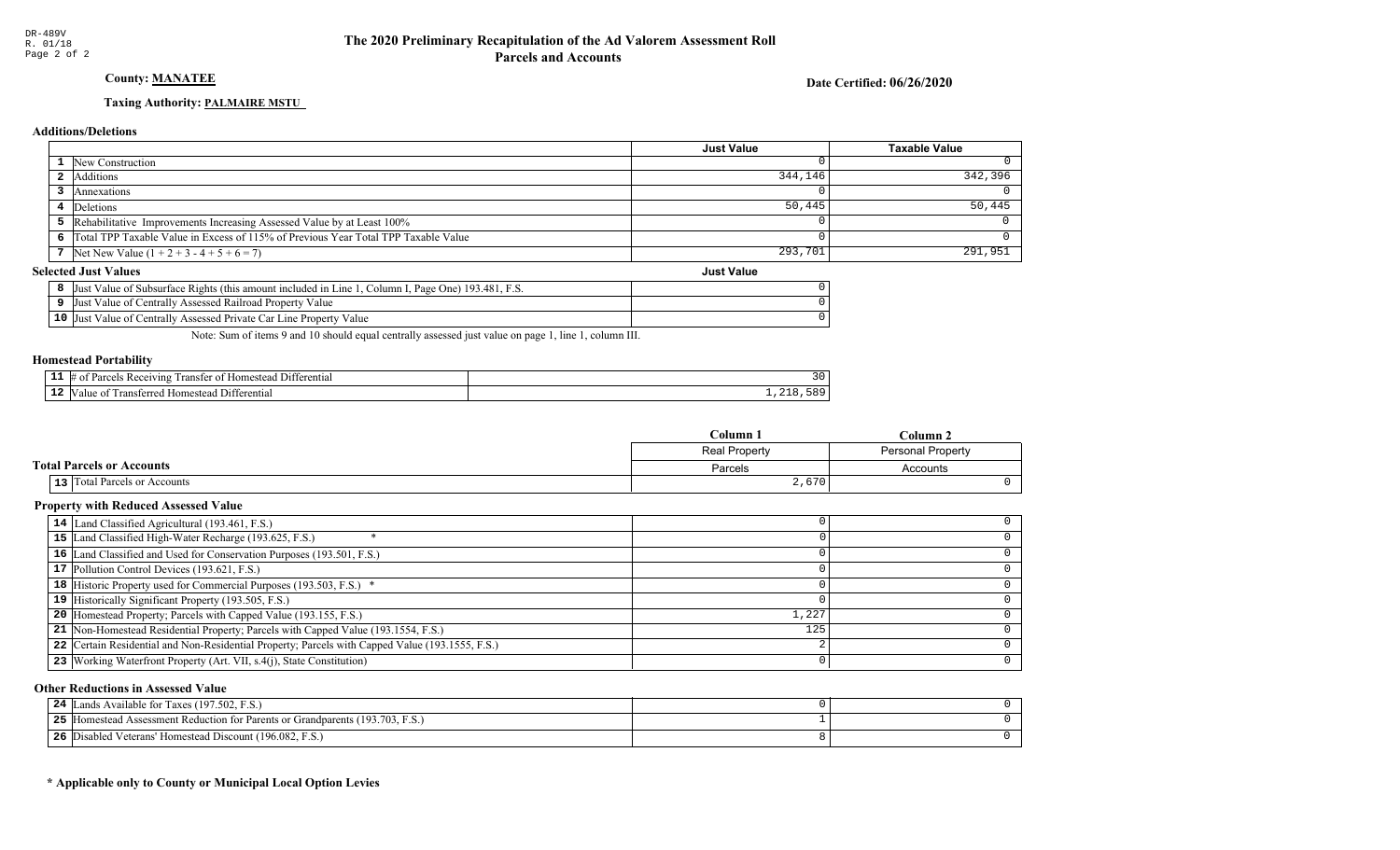DR-489V
R. 01/18

# The 2020 Preliminary Recapitulation of the Ad Valorem Assessment Roll
## Parcels and Accounts

**County: MANATEE**

**Date Certified: 06/26/2020**

**Taxing Authority: PALMAIRE MSTU**

### Additions/Deletions

| | | Just Value | Taxable Value |
|---|---|---|---|
| 1 | New Construction | 0 | 0 |
| 2 | Additions | 344,146 | 342,396 |
| 3 | Annexations | 0 | 0 |
| 4 | Deletions | 50,445 | 50,445 |
| 5 | Rehabilitative Improvements Increasing Assessed Value by at Least 100% | 0 | 0 |
| 6 | Total TPP Taxable Value in Excess of 115% of Previous Year Total TPP Taxable Value | 0 | 0 |
| 7 | Net New Value (1 + 2 + 3 - 4 + 5 + 6 = 7) | 293,701 | 291,951 |

### Selected Just Values

| | | Just Value |
|---|---|---|
| 8 | Just Value of Subsurface Rights (this amount included in Line 1, Column I, Page One) 193.481, F.S. | 0 |
| 9 | Just Value of Centrally Assessed Railroad Property Value | 0 |
| 10 | Just Value of Centrally Assessed Private Car Line Property Value | 0 |

Note: Sum of items 9 and 10 should equal centrally assessed just value on page 1, line 1, column III.

### Homestead Portability

| | | |
|---|---|---|
| 11 | # of Parcels Receiving Transfer of Homestead Differential | 30 |
| 12 | Value of Transferred Homestead Differential | 1,218,589 |

### Total Parcels or Accounts

| | | Column 1<br>Real Property<br>Parcels | Column 2<br>Personal Property<br>Accounts |
|---|---|---|---|
| 13 | Total Parcels or Accounts | 2,670 | 0 |

### Property with Reduced Assessed Value

| | | Column 1 | Column 2 |
|---|---|---|---|
| 14 | Land Classified Agricultural (193.461, F.S.) | 0 | 0 |
| 15 | Land Classified High-Water Recharge (193.625, F.S.) * | 0 | 0 |
| 16 | Land Classified and Used for Conservation Purposes (193.501, F.S.) | 0 | 0 |
| 17 | Pollution Control Devices (193.621, F.S.) | 0 | 0 |
| 18 | Historic Property used for Commercial Purposes (193.503, F.S.) * | 0 | 0 |
| 19 | Historically Significant Property (193.505, F.S.) | 0 | 0 |
| 20 | Homestead Property; Parcels with Capped Value (193.155, F.S.) | 1,227 | 0 |
| 21 | Non-Homestead Residential Property; Parcels with Capped Value (193.1554, F.S.) | 125 | 0 |
| 22 | Certain Residential and Non-Residential Property; Parcels with Capped Value (193.1555, F.S.) | 2 | 0 |
| 23 | Working Waterfront Property (Art. VII, s.4(j), State Constitution) | 0 | 0 |

### Other Reductions in Assessed Value

| | | Column 1 | Column 2 |
|---|---|---|---|
| 24 | Lands Available for Taxes (197.502, F.S.) | 0 | 0 |
| 25 | Homestead Assessment Reduction for Parents or Grandparents (193.703, F.S.) | 1 | 0 |
| 26 | Disabled Veterans' Homestead Discount (196.082, F.S.) | 8 | 0 |

**\* Applicable only to County or Municipal Local Option Levies**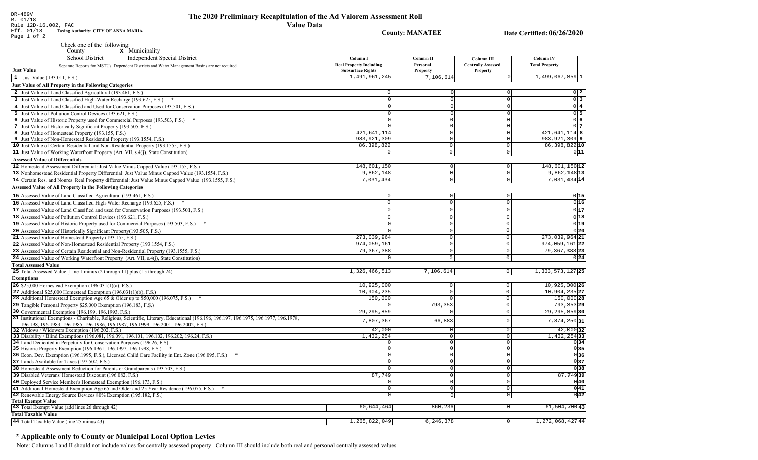DR-489V
R. 01/18
Rule 12D-16.002, FAC
Eff. 01/18

# The 2020 Preliminary Recapitulation of the Ad Valorem Assessment Roll

## Value Data

**Taxing Authority: CITY OF ANNA MARIA**

**County: MANATEE**

**Date Certified: 06/26/2020**

Check one of the following:
__ County  **x** Municipality
__ School District  __ Independent Special District

Separate Reports for MSTUs, Dependent Districts and Water Management Basins are not required

| | Column I Real Property Including Subsurface Rights | Column II Personal Property | Column III Centrally Assessed Property | Column IV Total Property | |
|---|---|---|---|---|---|
| **Just Value** | | | | | |
| 1 Just Value (193.011, F.S.) | 1,491,961,245 | 7,106,614 | 0 | 1,499,067,859 | 1 |
| **Just Value of All Property in the Following Categories** | | | | | |
| 2 Just Value of Land Classified Agricultural (193.461, F.S.) | 0 | 0 | 0 | 0 | 2 |
| 3 Just Value of Land Classified High-Water Recharge (193.625, F.S.) * | 0 | 0 | 0 | 0 | 3 |
| 4 Just Value of Land Classified and Used for Conservation Purposes (193.501, F.S.) | 0 | 0 | 0 | 0 | 4 |
| 5 Just Value of Pollution Control Devices (193.621, F.S.) | 0 | 0 | 0 | 0 | 5 |
| 6 Just Value of Historic Property used for Commercial Purposes (193.503, F.S.) * | 0 | 0 | 0 | 0 | 6 |
| 7 Just Value of Historically Significant Property (193.505, F.S.) | 0 | 0 | 0 | 0 | 7 |
| 8 Just Value of Homestead Property (193.155, F.S.) | 421,641,114 | 0 | 0 | 421,641,114 | 8 |
| 9 Just Value of Non-Homestead Residential Property (193.1554, F.S.) | 983,921,309 | 0 | 0 | 983,921,309 | 9 |
| 10 Just Value of Certain Residential and Non-Residential Property (193.1555, F.S.) | 86,398,822 | 0 | 0 | 86,398,822 | 10 |
| 11 Just Value of Working Waterfront Property (Art. VII, s.4(j), State Constitution) | 0 | 0 | 0 | 0 | 11 |
| **Assessed Value of Differentials** | | | | | |
| 12 Homestead Assessment Differential: Just Value Minus Capped Value (193.155, F.S.) | 148,601,150 | 0 | 0 | 148,601,150 | 12 |
| 13 Nonhomestead Residential Property Differential: Just Value Minus Capped Value (193.1554, F.S.) | 9,862,148 | 0 | 0 | 9,862,148 | 13 |
| 14 Certain Res. and Nonres. Real Property differential: Just Value Minus Capped Value (193.1555, F.S.) | 7,031,434 | 0 | 0 | 7,031,434 | 14 |
| **Assessed Value of All Property in the Following Categories** | | | | | |
| 15 Assessed Value of Land Classified Agricultural (193.461, F.S.) | 0 | 0 | 0 | 0 | 15 |
| 16 Assessed Value of Land Classified High-Water Recharge (193.625, F.S.) * | 0 | 0 | 0 | 0 | 16 |
| 17 Assessed Value of Land Classified and used for Conservation Purposes (193.501, F.S.) | 0 | 0 | 0 | 0 | 17 |
| 18 Assessed Value of Pollution Control Devices (193.621, F.S.) | 0 | 0 | 0 | 0 | 18 |
| 19 Assessed Value of Historic Property used for Commercial Purposes (193.503, F.S.) * | 0 | 0 | 0 | 0 | 19 |
| 20 Assessed Value of Historically Significant Property(193.505, F.S.) | 0 | 0 | 0 | 0 | 20 |
| 21 Assessed Value of Homestead Property (193.155, F.S.) | 273,039,964 | 0 | 0 | 273,039,964 | 21 |
| 22 Assessed Value of Non-Homestead Residential Property (193.1554, F.S.) | 974,059,161 | 0 | 0 | 974,059,161 | 22 |
| 23 Assessed Value of Certain Residential and Non-Residential Property (193.1555, F.S.) | 79,367,388 | 0 | 0 | 79,367,388 | 23 |
| 24 Assessed Value of Working Waterfront Property (Art. VII, s.4(j), State Constitution) | 0 | 0 | 0 | 0 | 24 |
| **Total Assessed Value** | | | | | |
| 25 Total Assessed Value [Line 1 minus (2 through 11) plus (15 through 24) | 1,326,466,513 | 7,106,614 | 0 | 1,333,573,127 | 25 |
| **Exemptions** | | | | | |
| 26 $25,000 Homestead Exemption (196.031(1)(a), F.S.) | 10,925,000 | 0 | 0 | 10,925,000 | 26 |
| 27 Additional $25,000 Homestead Exemption (196.031(1)(b), F.S.) | 10,904,235 | 0 | 0 | 10,904,235 | 27 |
| 28 Additional Homestead Exemption Age 65 & Older up to $50,000 (196.075, F.S.) * | 150,000 | 0 | 0 | 150,000 | 28 |
| 29 Tangible Personal Property $25,000 Exemption (196.183, F.S.) | 0 | 793,353 | 0 | 793,353 | 29 |
| 30 Governmental Exemption (196.199, 196.1993, F.S.) | 29,295,859 | 0 | 0 | 29,295,859 | 30 |
| 31 Institutional Exemptions - Charitable, Religious, Scientific, Literary, Educational (196.196, 196.197, 196.1975, 196.1977, 196.1978, 196.198, 196.1983, 196.1985, 196.1986, 196.1987, 196.1999, 196.2001, 196.2002, F.S.) | 7,807,367 | 66,883 | 0 | 7,874,250 | 31 |
| 32 Widows / Widowers Exemption (196.202, F.S.) | 42,000 | 0 | 0 | 42,000 | 32 |
| 33 Disability / Blind Exemptions (196.081, 196.091, 196.101, 196.102, 196.202, 196.24, F.S.) | 1,432,254 | 0 | 0 | 1,432,254 | 33 |
| 34 Land Dedicated in Perpetuity for Conservation Purposes (196.26, F.S) | 0 | 0 | 0 | 0 | 34 |
| 35 Historic Property Exemption (196.1961, 196.1997, 196.1998, F.S.) * | 0 | 0 | 0 | 0 | 35 |
| 36 Econ. Dev. Exemption (196.1995, F.S.), Licensed Child Care Facility in Ent. Zone (196.095, F.S.) * | 0 | 0 | 0 | 0 | 36 |
| 37 Lands Available for Taxes (197.502, F.S.) | 0 | 0 | 0 | 0 | 37 |
| 38 Homestead Assessment Reduction for Parents or Grandparents (193.703, F.S.) | 0 | 0 | 0 | 0 | 38 |
| 39 Disabled Veterans' Homestead Discount (196.082, F.S.) | 87,749 | 0 | 0 | 87,749 | 39 |
| 40 Deployed Service Member's Homestead Exemption (196.173, F.S.) | 0 | 0 | 0 | 0 | 40 |
| 41 Additional Homestead Exemption Age 65 and Older and 25 Year Residence (196.075, F.S.) * | 0 | 0 | 0 | 0 | 41 |
| 42 Renewable Energy Source Devices 80% Exemption (195.182, F.S.) | 0 | 0 | 0 | 0 | 42 |
| **Total Exempt Value** | | | | | |
| 43 Total Exempt Value (add lines 26 through 42) | 60,644,464 | 860,236 | 0 | 61,504,700 | 43 |
| **Total Taxable Value** | | | | | |
| 44 Total Taxable Value (line 25 minus 43) | 1,265,822,049 | 6,246,378 | 0 | 1,272,068,427 | 44 |

## * Applicable only to County or Municipal Local Option Levies

Note: Columns I and II should not include values for centrally assessed property. Column III should include both real and personal centrally assessed values.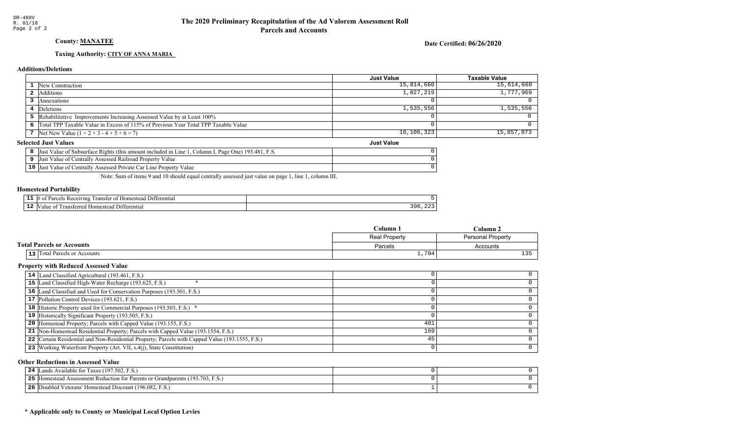DR-489V
R. 01/18

# The 2020 Preliminary Recapitulation of the Ad Valorem Assessment Roll
## Parcels and Accounts

**County: MANATEE**

**Date Certified: 06/26/2020**

**Taxing Authority: CITY OF ANNA MARIA**

### Additions/Deletions

| | | Just Value | Taxable Value |
|---|---|---|---|
| 1 | New Construction | 15,814,660 | 15,614,660 |
| 2 | Additions | 1,827,219 | 1,777,969 |
| 3 | Annexations | 0 | 0 |
| 4 | Deletions | 1,535,556 | 1,535,556 |
| 5 | Rehabilitative Improvements Increasing Assessed Value by at Least 100% | 0 | 0 |
| 6 | Total TPP Taxable Value in Excess of 115% of Previous Year Total TPP Taxable Value | 0 | 0 |
| 7 | Net New Value (1 + 2 + 3 - 4 + 5 + 6 = 7) | 16,106,323 | 15,857,073 |

### Selected Just Values

| | | Just Value |
|---|---|---|
| 8 | Just Value of Subsurface Rights (this amount included in Line 1, Column I, Page One) 193.481, F.S. | 0 |
| 9 | Just Value of Centrally Assessed Railroad Property Value | 0 |
| 10 | Just Value of Centrally Assessed Private Car Line Property Value | 0 |

Note: Sum of items 9 and 10 should equal centrally assessed just value on page 1, line 1, column III.

### Homestead Portability

| | | |
|---|---|---|
| 11 | # of Parcels Receiving Transfer of Homestead Differential | 5 |
| 12 | Value of Transferred Homestead Differential | 396,223 |

### Total Parcels or Accounts

| | | Column 1<br>Real Property<br>Parcels | Column 2<br>Personal Property<br>Accounts |
|---|---|---|---|
| 13 | Total Parcels or Accounts | 1,704 | 135 |

### Property with Reduced Assessed Value

| | | Column 1 | Column 2 |
|---|---|---|---|
| 14 | Land Classified Agricultural (193.461, F.S.) | 0 | 0 |
| 15 | Land Classified High-Water Recharge (193.625, F.S.) * | 0 | 0 |
| 16 | Land Classified and Used for Conservation Purposes (193.501, F.S.) | 0 | 0 |
| 17 | Pollution Control Devices (193.621, F.S.) | 0 | 0 |
| 18 | Historic Property used for Commercial Purposes (193.503, F.S.) * | 0 | 0 |
| 19 | Historically Significant Property (193.505, F.S.) | 0 | 0 |
| 20 | Homestead Property; Parcels with Capped Value (193.155, F.S.) | 401 | 0 |
| 21 | Non-Homestead Residential Property; Parcels with Capped Value (193.1554, F.S.) | 169 | 0 |
| 22 | Certain Residential and Non-Residential Property; Parcels with Capped Value (193.1555, F.S.) | 45 | 0 |
| 23 | Working Waterfront Property (Art. VII, s.4(j), State Constitution) | 0 | 0 |

### Other Reductions in Assessed Value

| | | Column 1 | Column 2 |
|---|---|---|---|
| 24 | Lands Available for Taxes (197.502, F.S.) | 0 | 0 |
| 25 | Homestead Assessment Reduction for Parents or Grandparents (193.703, F.S.) | 0 | 0 |
| 26 | Disabled Veterans' Homestead Discount (196.082, F.S.) | 1 | 0 |

**\* Applicable only to County or Municipal Local Option Levies**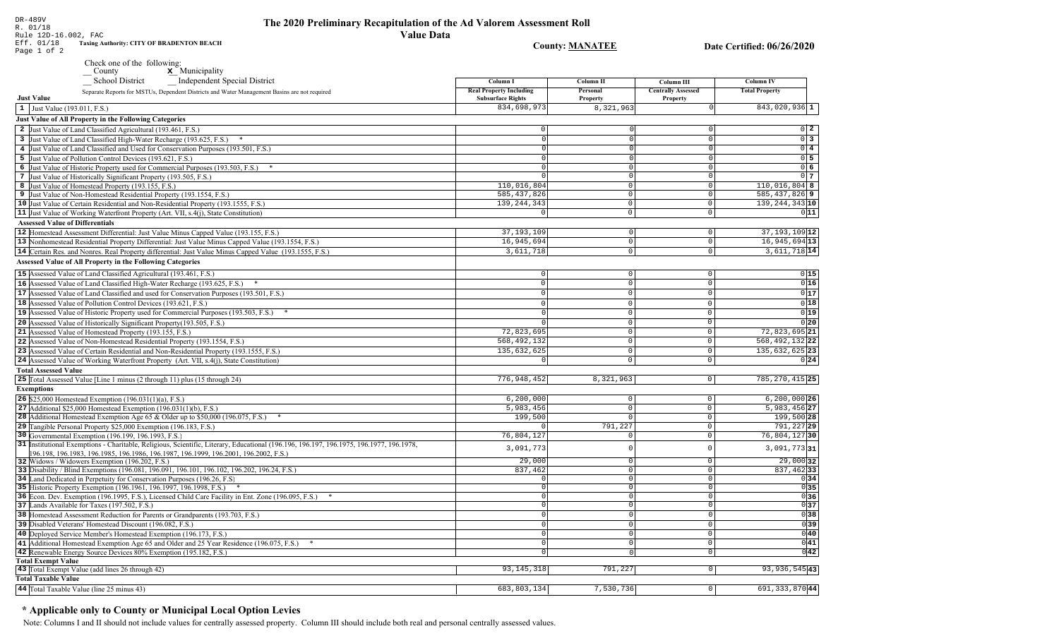DR-489V
R. 01/18
Rule 12D-16.002, FAC
Eff. 01/18

# The 2020 Preliminary Recapitulation of the Ad Valorem Assessment Roll

## Value Data

**Taxing Authority: CITY OF BRADENTON BEACH**

**County: MANATEE**

**Date Certified: 06/26/2020**

Check one of the following:
__ County  **x** Municipality
__ School District  __ Independent Special District

| Just Value | Column I Real Property Including Subsurface Rights | Column II Personal Property | Column III Centrally Assessed Property | Column IV Total Property | |
|---|---|---|---|---|---|
| Separate Reports for MSTUs, Dependent Districts and Water Management Basins are not required | | | | | |
| 1 Just Value (193.011, F.S.) | 834,698,973 | 8,321,963 | 0 | 843,020,936 | 1 |
| **Just Value of All Property in the Following Categories** | | | | | |
| 2 Just Value of Land Classified Agricultural (193.461, F.S.) | 0 | 0 | 0 | 0 | 2 |
| 3 Just Value of Land Classified High-Water Recharge (193.625, F.S.) * | 0 | 0 | 0 | 0 | 3 |
| 4 Just Value of Land Classified and Used for Conservation Purposes (193.501, F.S.) | 0 | 0 | 0 | 0 | 4 |
| 5 Just Value of Pollution Control Devices (193.621, F.S.) | 0 | 0 | 0 | 0 | 5 |
| 6 Just Value of Historic Property used for Commercial Purposes (193.503, F.S.) * | 0 | 0 | 0 | 0 | 6 |
| 7 Just Value of Historically Significant Property (193.505, F.S.) | 0 | 0 | 0 | 0 | 7 |
| 8 Just Value of Homestead Property (193.155, F.S.) | 110,016,804 | 0 | 0 | 110,016,804 | 8 |
| 9 Just Value of Non-Homestead Residential Property (193.1554, F.S.) | 585,437,826 | 0 | 0 | 585,437,826 | 9 |
| 10 Just Value of Certain Residential and Non-Residential Property (193.1555, F.S.) | 139,244,343 | 0 | 0 | 139,244,343 | 10 |
| 11 Just Value of Working Waterfront Property (Art. VII, s.4(j), State Constitution) | 0 | 0 | 0 | 0 | 11 |
| **Assessed Value of Differentials** | | | | | |
| 12 Homestead Assessment Differential: Just Value Minus Capped Value (193.155, F.S.) | 37,193,109 | 0 | 0 | 37,193,109 | 12 |
| 13 Nonhomestead Residential Property Differential: Just Value Minus Capped Value (193.1554, F.S.) | 16,945,694 | 0 | 0 | 16,945,694 | 13 |
| 14 Certain Res. and Nonres. Real Property differential: Just Value Minus Capped Value (193.1555, F.S.) | 3,611,718 | 0 | 0 | 3,611,718 | 14 |
| **Assessed Value of All Property in the Following Categories** | | | | | |
| 15 Assessed Value of Land Classified Agricultural (193.461, F.S.) | 0 | 0 | 0 | 0 | 15 |
| 16 Assessed Value of Land Classified High-Water Recharge (193.625, F.S.) * | 0 | 0 | 0 | 0 | 16 |
| 17 Assessed Value of Land Classified and used for Conservation Purposes (193.501, F.S.) | 0 | 0 | 0 | 0 | 17 |
| 18 Assessed Value of Pollution Control Devices (193.621, F.S.) | 0 | 0 | 0 | 0 | 18 |
| 19 Assessed Value of Historic Property used for Commercial Purposes (193.503, F.S.) * | 0 | 0 | 0 | 0 | 19 |
| 20 Assessed Value of Historically Significant Property(193.505, F.S.) | 0 | 0 | 0 | 0 | 20 |
| 21 Assessed Value of Homestead Property (193.155, F.S.) | 72,823,695 | 0 | 0 | 72,823,695 | 21 |
| 22 Assessed Value of Non-Homestead Residential Property (193.1554, F.S.) | 568,492,132 | 0 | 0 | 568,492,132 | 22 |
| 23 Assessed Value of Certain Residential and Non-Residential Property (193.1555, F.S.) | 135,632,625 | 0 | 0 | 135,632,625 | 23 |
| 24 Assessed Value of Working Waterfront Property (Art. VII, s.4(j), State Constitution) | 0 | 0 | 0 | 0 | 24 |
| **Total Assessed Value** | | | | | |
| 25 Total Assessed Value [Line 1 minus (2 through 11) plus (15 through 24) | 776,948,452 | 8,321,963 | 0 | 785,270,415 | 25 |
| **Exemptions** | | | | | |
| 26 $25,000 Homestead Exemption (196.031(1)(a), F.S.) | 6,200,000 | 0 | 0 | 6,200,000 | 26 |
| 27 Additional $25,000 Homestead Exemption (196.031(1)(b), F.S.) | 5,983,456 | 0 | 0 | 5,983,456 | 27 |
| 28 Additional Homestead Exemption Age 65 & Older up to $50,000 (196.075, F.S.) * | 199,500 | 0 | 0 | 199,500 | 28 |
| 29 Tangible Personal Property $25,000 Exemption (196.183, F.S.) | 0 | 791,227 | 0 | 791,227 | 29 |
| 30 Governmental Exemption (196.199, 196.1993, F.S.) | 76,804,127 | 0 | 0 | 76,804,127 | 30 |
| 31 Institutional Exemptions - Charitable, Religious, Scientific, Literary, Educational (196.196, 196.197, 196.1975, 196.1977, 196.1978, 196.198, 196.1983, 196.1985, 196.1986, 196.1987, 196.1999, 196.2001, 196.2002, F.S.) | 3,091,773 | 0 | 0 | 3,091,773 | 31 |
| 32 Widows / Widowers Exemption (196.202, F.S.) | 29,000 | 0 | 0 | 29,000 | 32 |
| 33 Disability / Blind Exemptions (196.081, 196.091, 196.101, 196.102, 196.202, 196.24, F.S.) | 837,462 | 0 | 0 | 837,462 | 33 |
| 34 Land Dedicated in Perpetuity for Conservation Purposes (196.26, F.S) | 0 | 0 | 0 | 0 | 34 |
| 35 Historic Property Exemption (196.1961, 196.1997, 196.1998, F.S.) * | 0 | 0 | 0 | 0 | 35 |
| 36 Econ. Dev. Exemption (196.1995, F.S.), Licensed Child Care Facility in Ent. Zone (196.095, F.S.) * | 0 | 0 | 0 | 0 | 36 |
| 37 Lands Available for Taxes (197.502, F.S.) | 0 | 0 | 0 | 0 | 37 |
| 38 Homestead Assessment Reduction for Parents or Grandparents (193.703, F.S.) | 0 | 0 | 0 | 0 | 38 |
| 39 Disabled Veterans' Homestead Discount (196.082, F.S.) | 0 | 0 | 0 | 0 | 39 |
| 40 Deployed Service Member's Homestead Exemption (196.173, F.S.) | 0 | 0 | 0 | 0 | 40 |
| 41 Additional Homestead Exemption Age 65 and Older and 25 Year Residence (196.075, F.S.) * | 0 | 0 | 0 | 0 | 41 |
| 42 Renewable Energy Source Devices 80% Exemption (195.182, F.S.) | 0 | 0 | 0 | 0 | 42 |
| **Total Exempt Value** | | | | | |
| 43 Total Exempt Value (add lines 26 through 42) | 93,145,318 | 791,227 | 0 | 93,936,545 | 43 |
| **Total Taxable Value** | | | | | |
| 44 Total Taxable Value (line 25 minus 43) | 683,803,134 | 7,530,736 | 0 | 691,333,870 | 44 |

### * Applicable only to County or Municipal Local Option Levies

Note: Columns I and II should not include values for centrally assessed property. Column III should include both real and personal centrally assessed values.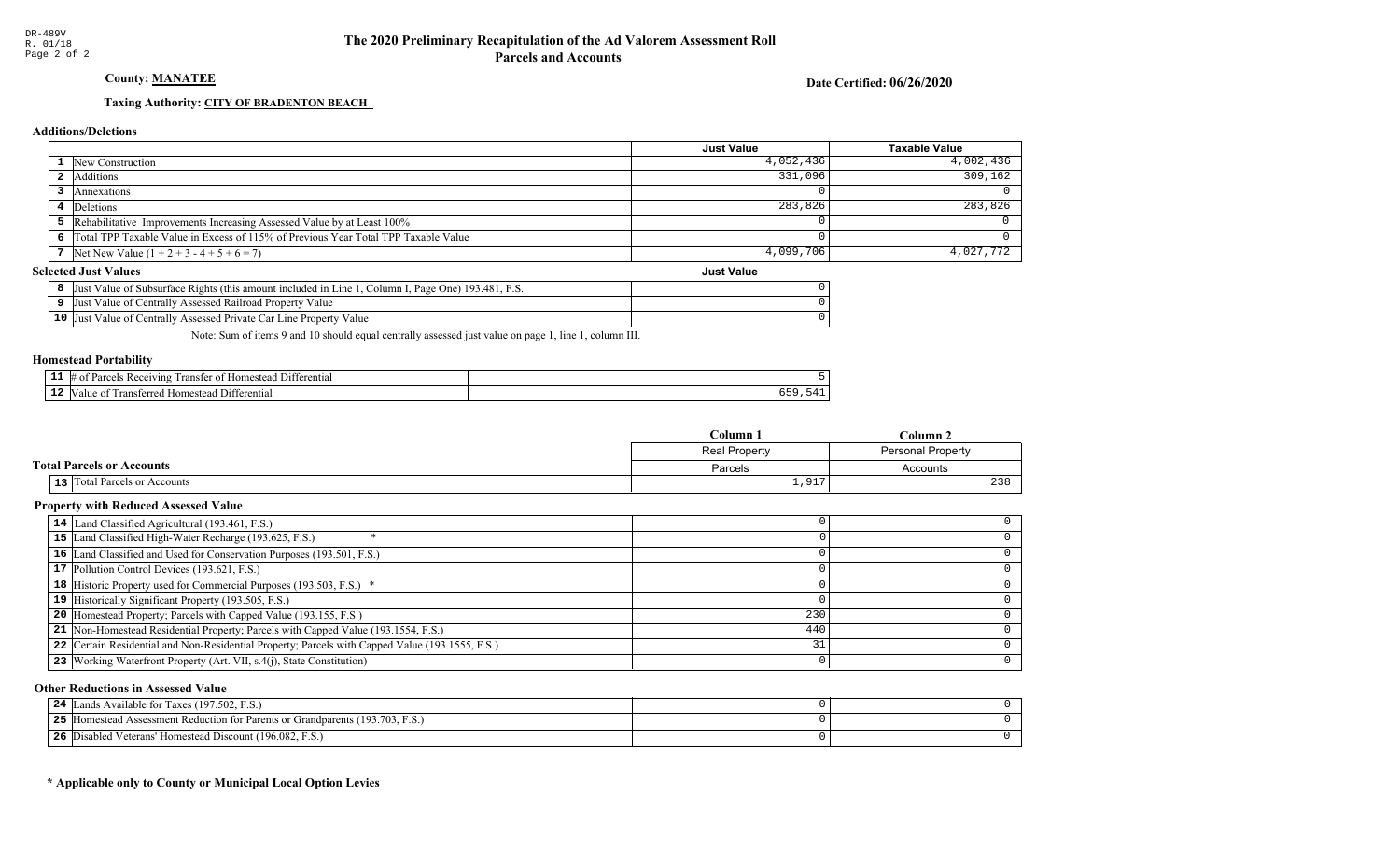DR-489V
R. 01/18

# The 2020 Preliminary Recapitulation of the Ad Valorem Assessment Roll
## Parcels and Accounts

**County: MANATEE**

**Date Certified: 06/26/2020**

**Taxing Authority: CITY OF BRADENTON BEACH**

### Additions/Deletions

| | | Just Value | Taxable Value |
|---|---|---|---|
| 1 | New Construction | 4,052,436 | 4,002,436 |
| 2 | Additions | 331,096 | 309,162 |
| 3 | Annexations | 0 | 0 |
| 4 | Deletions | 283,826 | 283,826 |
| 5 | Rehabilitative Improvements Increasing Assessed Value by at Least 100% | 0 | 0 |
| 6 | Total TPP Taxable Value in Excess of 115% of Previous Year Total TPP Taxable Value | 0 | 0 |
| 7 | Net New Value (1 + 2 + 3 - 4 + 5 + 6 = 7) | 4,099,706 | 4,027,772 |

### Selected Just Values

| | | Just Value |
|---|---|---|
| 8 | Just Value of Subsurface Rights (this amount included in Line 1, Column I, Page One) 193.481, F.S. | 0 |
| 9 | Just Value of Centrally Assessed Railroad Property Value | 0 |
| 10 | Just Value of Centrally Assessed Private Car Line Property Value | 0 |

Note: Sum of items 9 and 10 should equal centrally assessed just value on page 1, line 1, column III.

### Homestead Portability

| | | |
|---|---|---|
| 11 | # of Parcels Receiving Transfer of Homestead Differential | 5 |
| 12 | Value of Transferred Homestead Differential | 659,541 |

### Total Parcels or Accounts

| | | Column 1 | Column 2 |
|---|---|---|---|
| | | Real Property | Personal Property |
| | | Parcels | Accounts |
| 13 | Total Parcels or Accounts | 1,917 | 238 |

### Property with Reduced Assessed Value

| | | Column 1 | Column 2 |
|---|---|---|---|
| 14 | Land Classified Agricultural (193.461, F.S.) | 0 | 0 |
| 15 | Land Classified High-Water Recharge (193.625, F.S.) * | 0 | 0 |
| 16 | Land Classified and Used for Conservation Purposes (193.501, F.S.) | 0 | 0 |
| 17 | Pollution Control Devices (193.621, F.S.) | 0 | 0 |
| 18 | Historic Property used for Commercial Purposes (193.503, F.S.) * | 0 | 0 |
| 19 | Historically Significant Property (193.505, F.S.) | 0 | 0 |
| 20 | Homestead Property; Parcels with Capped Value (193.155, F.S.) | 230 | 0 |
| 21 | Non-Homestead Residential Property; Parcels with Capped Value (193.1554, F.S.) | 440 | 0 |
| 22 | Certain Residential and Non-Residential Property; Parcels with Capped Value (193.1555, F.S.) | 31 | 0 |
| 23 | Working Waterfront Property (Art. VII, s.4(j), State Constitution) | 0 | 0 |

### Other Reductions in Assessed Value

| | | Column 1 | Column 2 |
|---|---|---|---|
| 24 | Lands Available for Taxes (197.502, F.S.) | 0 | 0 |
| 25 | Homestead Assessment Reduction for Parents or Grandparents (193.703, F.S.) | 0 | 0 |
| 26 | Disabled Veterans' Homestead Discount (196.082, F.S.) | 0 | 0 |

**\* Applicable only to County or Municipal Local Option Levies**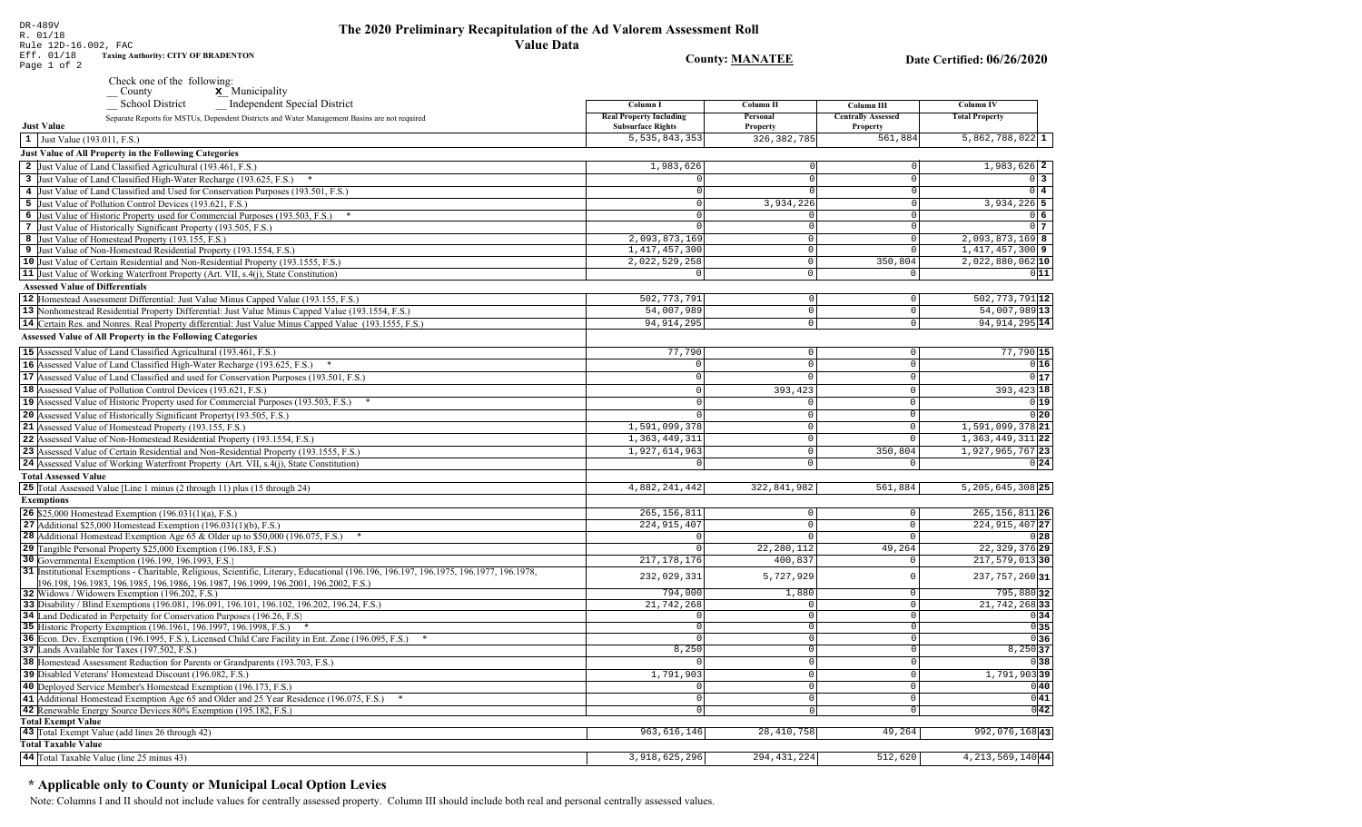DR-489V
R. 01/18
Rule 12D-16.002, FAC
Eff. 01/18

# The 2020 Preliminary Recapitulation of the Ad Valorem Assessment Roll

## Value Data

**Taxing Authority: CITY OF BRADENTON**

**County: MANATEE**

**Date Certified: 06/26/2020**

Check one of the following:
__ County   **X** Municipality
__ School District   __ Independent Special District

| Just Value | Column I Real Property Including Subsurface Rights | Column II Personal Property | Column III Centrally Assessed Property | Column IV Total Property | |
|---|---|---|---|---|---|
| Separate Reports for MSTUs, Dependent Districts and Water Management Basins are not required | | | | | |
| 1 Just Value (193.011, F.S.) | 5,535,843,353 | 326,382,785 | 561,884 | 5,862,788,022 | 1 |
| **Just Value of All Property in the Following Categories** | | | | | |
| 2 Just Value of Land Classified Agricultural (193.461, F.S.) | 1,983,626 | 0 | 0 | 1,983,626 | 2 |
| 3 Just Value of Land Classified High-Water Recharge (193.625, F.S.) * | 0 | 0 | 0 | 0 | 3 |
| 4 Just Value of Land Classified and Used for Conservation Purposes (193.501, F.S.) | 0 | 0 | 0 | 0 | 4 |
| 5 Just Value of Pollution Control Devices (193.621, F.S.) | 0 | 3,934,226 | 0 | 3,934,226 | 5 |
| 6 Just Value of Historic Property used for Commercial Purposes (193.503, F.S.) * | 0 | 0 | 0 | 0 | 6 |
| 7 Just Value of Historically Significant Property (193.505, F.S.) | 0 | 0 | 0 | 0 | 7 |
| 8 Just Value of Homestead Property (193.155, F.S.) | 2,093,873,169 | 0 | 0 | 2,093,873,169 | 8 |
| 9 Just Value of Non-Homestead Residential Property (193.1554, F.S.) | 1,417,457,300 | 0 | 0 | 1,417,457,300 | 9 |
| 10 Just Value of Certain Residential and Non-Residential Property (193.1555, F.S.) | 2,022,529,258 | 0 | 350,804 | 2,022,880,062 | 10 |
| 11 Just Value of Working Waterfront Property (Art. VII, s.4(j), State Constitution) | 0 | 0 | 0 | 0 | 11 |
| **Assessed Value of Differentials** | | | | | |
| 12 Homestead Assessment Differential: Just Value Minus Capped Value (193.155, F.S.) | 502,773,791 | 0 | 0 | 502,773,791 | 12 |
| 13 Nonhomestead Residential Property Differential: Just Value Minus Capped Value (193.1554, F.S.) | 54,007,989 | 0 | 0 | 54,007,989 | 13 |
| 14 Certain Res. and Nonres. Real Property differential: Just Value Minus Capped Value (193.1555, F.S.) | 94,914,295 | 0 | 0 | 94,914,295 | 14 |
| **Assessed Value of All Property in the Following Categories** | | | | | |
| 15 Assessed Value of Land Classified Agricultural (193.461, F.S.) | 77,790 | 0 | 0 | 77,790 | 15 |
| 16 Assessed Value of Land Classified High-Water Recharge (193.625, F.S.) * | 0 | 0 | 0 | 0 | 16 |
| 17 Assessed Value of Land Classified and used for Conservation Purposes (193.501, F.S.) | 0 | 0 | 0 | 0 | 17 |
| 18 Assessed Value of Pollution Control Devices (193.621, F.S.) | 0 | 393,423 | 0 | 393,423 | 18 |
| 19 Assessed Value of Historic Property used for Commercial Purposes (193.503, F.S.) * | 0 | 0 | 0 | 0 | 19 |
| 20 Assessed Value of Historically Significant Property(193.505, F.S.) | 0 | 0 | 0 | 0 | 20 |
| 21 Assessed Value of Homestead Property (193.155, F.S.) | 1,591,099,378 | 0 | 0 | 1,591,099,378 | 21 |
| 22 Assessed Value of Non-Homestead Residential Property (193.1554, F.S.) | 1,363,449,311 | 0 | 0 | 1,363,449,311 | 22 |
| 23 Assessed Value of Certain Residential and Non-Residential Property (193.1555, F.S.) | 1,927,614,963 | 0 | 350,804 | 1,927,965,767 | 23 |
| 24 Assessed Value of Working Waterfront Property (Art. VII, s.4(j), State Constitution) | 0 | 0 | 0 | 0 | 24 |
| **Total Assessed Value** | | | | | |
| 25 Total Assessed Value [Line 1 minus (2 through 11) plus (15 through 24) | 4,882,241,442 | 322,841,982 | 561,884 | 5,205,645,308 | 25 |
| **Exemptions** | | | | | |
| 26 $25,000 Homestead Exemption (196.031(1)(a), F.S.) | 265,156,811 | 0 | 0 | 265,156,811 | 26 |
| 27 Additional $25,000 Homestead Exemption (196.031(1)(b), F.S.) | 224,915,407 | 0 | 0 | 224,915,407 | 27 |
| 28 Additional Homestead Exemption Age 65 & Older up to $50,000 (196.075, F.S.) * | 0 | 0 | 0 | 0 | 28 |
| 29 Tangible Personal Property $25,000 Exemption (196.183, F.S.) | 0 | 22,280,112 | 49,264 | 22,329,376 | 29 |
| 30 Governmental Exemption (196.199, 196.1993, F.S.) | 217,178,176 | 400,837 | 0 | 217,579,013 | 30 |
| 31 Institutional Exemptions - Charitable, Religious, Scientific, Literary, Educational (196.196, 196.197, 196.1975, 196.1977, 196.1978, 196.198, 196.1983, 196.1985, 196.1986, 196.1987, 196.1999, 196.2001, 196.2002, F.S.) | 232,029,331 | 5,727,929 | 0 | 237,757,260 | 31 |
| 32 Widows / Widowers Exemption (196.202, F.S.) | 794,000 | 1,880 | 0 | 795,880 | 32 |
| 33 Disability / Blind Exemptions (196.081, 196.091, 196.101, 196.102, 196.202, 196.24, F.S.) | 21,742,268 | 0 | 0 | 21,742,268 | 33 |
| 34 Land Dedicated in Perpetuity for Conservation Purposes (196.26, F.S) | 0 | 0 | 0 | 0 | 34 |
| 35 Historic Property Exemption (196.1961, 196.1997, 196.1998, F.S.) * | 0 | 0 | 0 | 0 | 35 |
| 36 Econ. Dev. Exemption (196.1995, F.S.), Licensed Child Care Facility in Ent. Zone (196.095, F.S.) * | 0 | 0 | 0 | 0 | 36 |
| 37 Lands Available for Taxes (197.502, F.S.) | 8,250 | 0 | 0 | 8,250 | 37 |
| 38 Homestead Assessment Reduction for Parents or Grandparents (193.703, F.S.) | 0 | 0 | 0 | 0 | 38 |
| 39 Disabled Veterans' Homestead Discount (196.082, F.S.) | 1,791,903 | 0 | 0 | 1,791,903 | 39 |
| 40 Deployed Service Member's Homestead Exemption (196.173, F.S.) | 0 | 0 | 0 | 0 | 40 |
| 41 Additional Homestead Exemption Age 65 and Older and 25 Year Residence (196.075, F.S.) * | 0 | 0 | 0 | 0 | 41 |
| 42 Renewable Energy Source Devices 80% Exemption (195.182, F.S.) | 0 | 0 | 0 | 0 | 42 |
| **Total Exempt Value** | | | | | |
| 43 Total Exempt Value (add lines 26 through 42) | 963,616,146 | 28,410,758 | 49,264 | 992,076,168 | 43 |
| **Total Taxable Value** | | | | | |
| 44 Total Taxable Value (line 25 minus 43) | 3,918,625,296 | 294,431,224 | 512,620 | 4,213,569,140 | 44 |

### * Applicable only to County or Municipal Local Option Levies

Note: Columns I and II should not include values for centrally assessed property. Column III should include both real and personal centrally assessed values.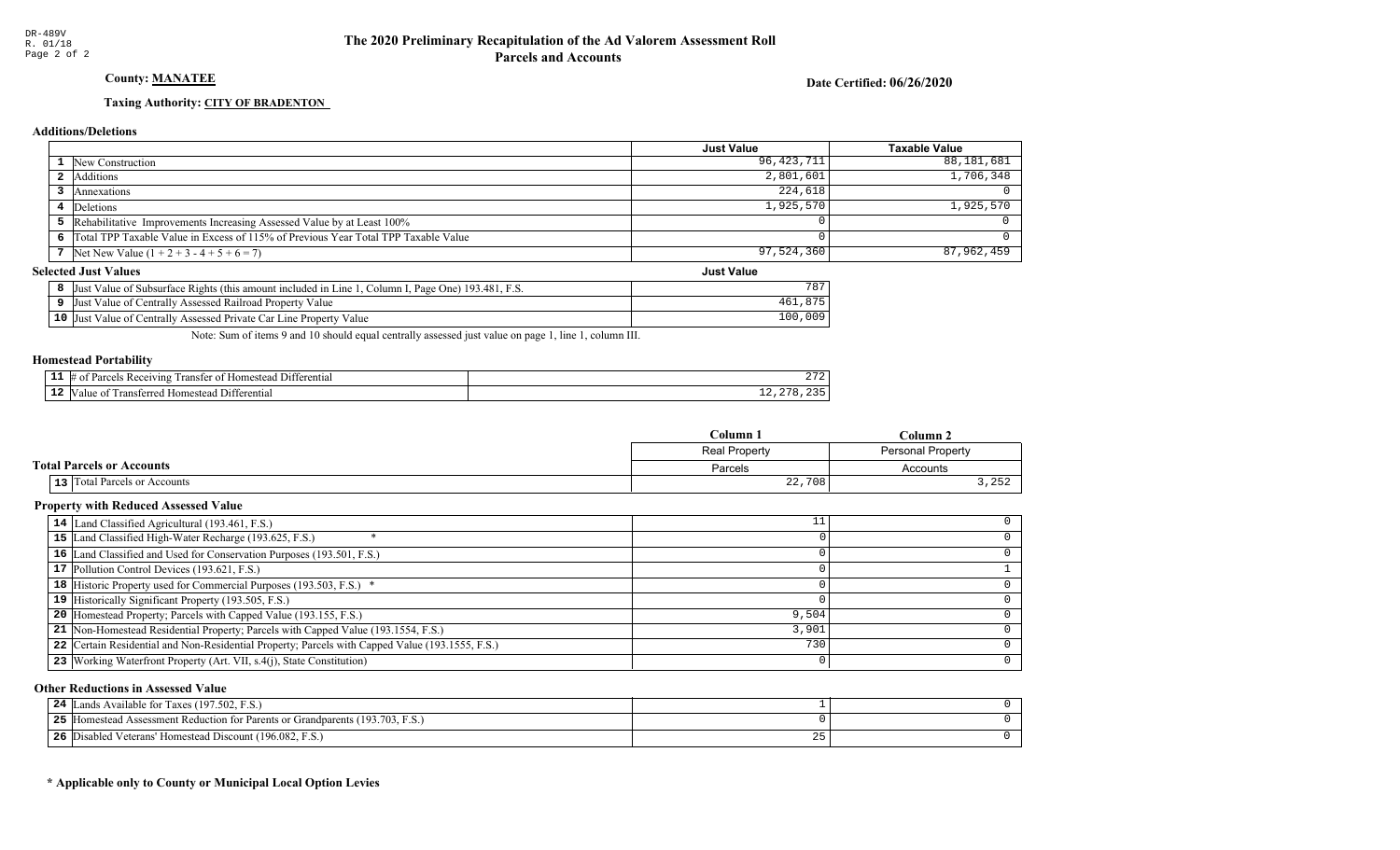DR-489V
R. 01/18
Page 2 of 2

# The 2020 Preliminary Recapitulation of the Ad Valorem Assessment Roll
## Parcels and Accounts

**County: MANATEE**

**Date Certified: 06/26/2020**

**Taxing Authority: CITY OF BRADENTON**

### Additions/Deletions

| | | Just Value | Taxable Value |
|---|---|---|---|
| 1 | New Construction | 96,423,711 | 88,181,681 |
| 2 | Additions | 2,801,601 | 1,706,348 |
| 3 | Annexations | 224,618 | 0 |
| 4 | Deletions | 1,925,570 | 1,925,570 |
| 5 | Rehabilitative Improvements Increasing Assessed Value by at Least 100% | 0 | 0 |
| 6 | Total TPP Taxable Value in Excess of 115% of Previous Year Total TPP Taxable Value | 0 | 0 |
| 7 | Net New Value (1 + 2 + 3 - 4 + 5 + 6 = 7) | 97,524,360 | 87,962,459 |

### Selected Just Values

| | | Just Value |
|---|---|---|
| 8 | Just Value of Subsurface Rights (this amount included in Line 1, Column I, Page One) 193.481, F.S. | 787 |
| 9 | Just Value of Centrally Assessed Railroad Property Value | 461,875 |
| 10 | Just Value of Centrally Assessed Private Car Line Property Value | 100,009 |

Note: Sum of items 9 and 10 should equal centrally assessed just value on page 1, line 1, column III.

### Homestead Portability

| | | |
|---|---|---|
| 11 | # of Parcels Receiving Transfer of Homestead Differential | 272 |
| 12 | Value of Transferred Homestead Differential | 12,278,235 |

### Total Parcels or Accounts

| | | Column 1 | Column 2 |
|---|---|---|---|
| | | Real Property | Personal Property |
| | | Parcels | Accounts |
| 13 | Total Parcels or Accounts | 22,708 | 3,252 |

### Property with Reduced Assessed Value

| | | Column 1 | Column 2 |
|---|---|---|---|
| 14 | Land Classified Agricultural (193.461, F.S.) | 11 | 0 |
| 15 | Land Classified High-Water Recharge (193.625, F.S.) * | 0 | 0 |
| 16 | Land Classified and Used for Conservation Purposes (193.501, F.S.) | 0 | 0 |
| 17 | Pollution Control Devices (193.621, F.S.) | 0 | 1 |
| 18 | Historic Property used for Commercial Purposes (193.503, F.S.) * | 0 | 0 |
| 19 | Historically Significant Property (193.505, F.S.) | 0 | 0 |
| 20 | Homestead Property; Parcels with Capped Value (193.155, F.S.) | 9,504 | 0 |
| 21 | Non-Homestead Residential Property; Parcels with Capped Value (193.1554, F.S.) | 3,901 | 0 |
| 22 | Certain Residential and Non-Residential Property; Parcels with Capped Value (193.1555, F.S.) | 730 | 0 |
| 23 | Working Waterfront Property (Art. VII, s.4(j), State Constitution) | 0 | 0 |

### Other Reductions in Assessed Value

| | | Column 1 | Column 2 |
|---|---|---|---|
| 24 | Lands Available for Taxes (197.502, F.S.) | 1 | 0 |
| 25 | Homestead Assessment Reduction for Parents or Grandparents (193.703, F.S.) | 0 | 0 |
| 26 | Disabled Veterans' Homestead Discount (196.082, F.S.) | 25 | 0 |

**\* Applicable only to County or Municipal Local Option Levies**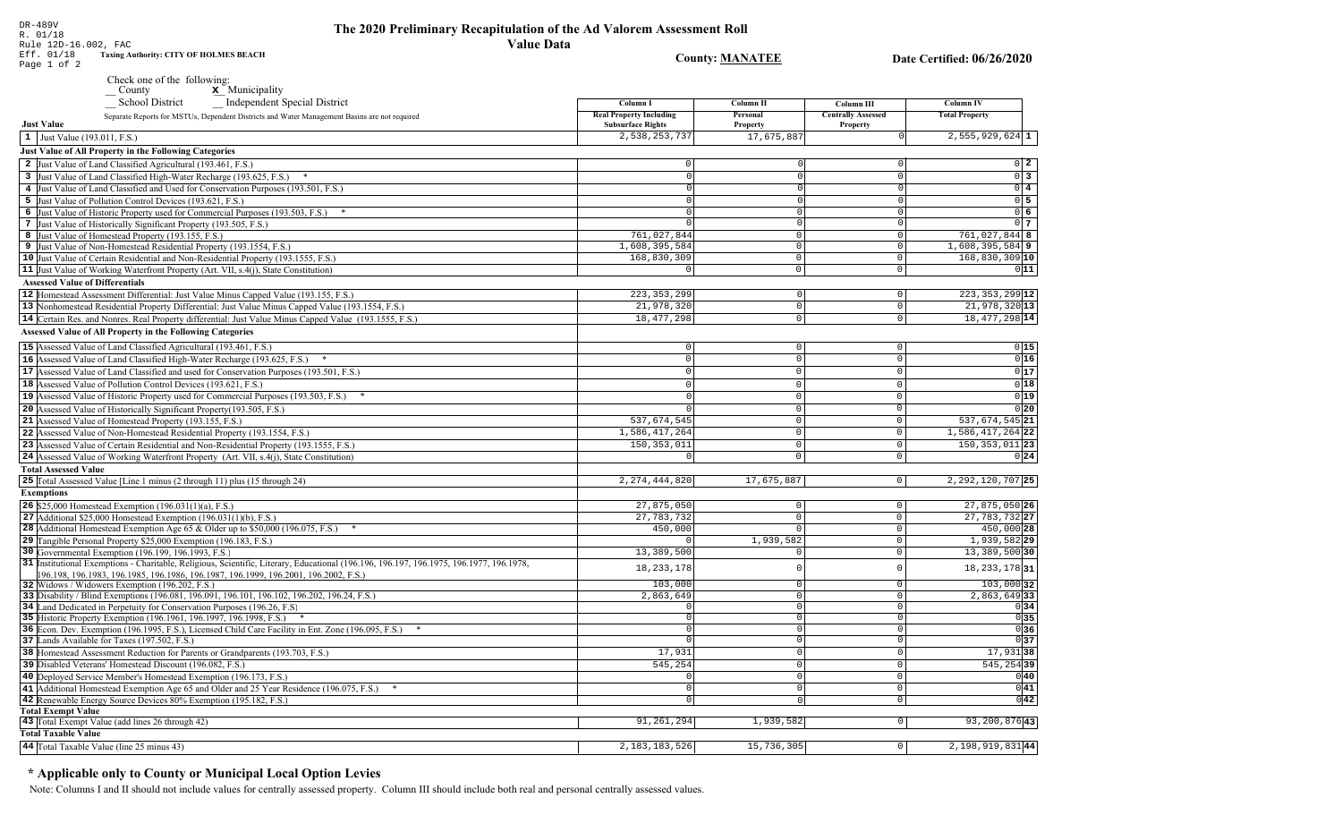DR-489V
R. 01/18
Rule 12D-16.002, FAC
Eff. 01/18

# The 2020 Preliminary Recapitulation of the Ad Valorem Assessment Roll

## Value Data

**Taxing Authority: CITY OF HOLMES BEACH**

**County: MANATEE**

**Date Certified: 06/26/2020**

Check one of the following:
__ County &nbsp;&nbsp; **x** Municipality
__ School District &nbsp;&nbsp; __ Independent Special District

Separate Reports for MSTUs, Dependent Districts and Water Management Basins are not required

| | Column I<br>Real Property Including Subsurface Rights | Column II<br>Personal Property | Column III<br>Centrally Assessed Property | Column IV<br>Total Property | |
|---|---|---|---|---|---|
| **Just Value** | | | | | |
| 1 Just Value (193.011, F.S.) | 2,538,253,737 | 17,675,887 | 0 | 2,555,929,624 | 1 |
| **Just Value of All Property in the Following Categories** | | | | | |
| 2 Just Value of Land Classified Agricultural (193.461, F.S.) | 0 | 0 | 0 | 0 | 2 |
| 3 Just Value of Land Classified High-Water Recharge (193.625, F.S.) * | 0 | 0 | 0 | 0 | 3 |
| 4 Just Value of Land Classified and Used for Conservation Purposes (193.501, F.S.) | 0 | 0 | 0 | 0 | 4 |
| 5 Just Value of Pollution Control Devices (193.621, F.S.) | 0 | 0 | 0 | 0 | 5 |
| 6 Just Value of Historic Property used for Commercial Purposes (193.503, F.S.) * | 0 | 0 | 0 | 0 | 6 |
| 7 Just Value of Historically Significant Property (193.505, F.S.) | 0 | 0 | 0 | 0 | 7 |
| 8 Just Value of Homestead Property (193.155, F.S.) | 761,027,844 | 0 | 0 | 761,027,844 | 8 |
| 9 Just Value of Non-Homestead Residential Property (193.1554, F.S.) | 1,608,395,584 | 0 | 0 | 1,608,395,584 | 9 |
| 10 Just Value of Certain Residential and Non-Residential Property (193.1555, F.S.) | 168,830,309 | 0 | 0 | 168,830,309 | 10 |
| 11 Just Value of Working Waterfront Property (Art. VII, s.4(j), State Constitution) | 0 | 0 | 0 | 0 | 11 |
| **Assessed Value of Differentials** | | | | | |
| 12 Homestead Assessment Differential: Just Value Minus Capped Value (193.155, F.S.) | 223,353,299 | 0 | 0 | 223,353,299 | 12 |
| 13 Nonhomestead Residential Property Differential: Just Value Minus Capped Value (193.1554, F.S.) | 21,978,320 | 0 | 0 | 21,978,320 | 13 |
| 14 Certain Res. and Nonres. Real Property differential: Just Value Minus Capped Value (193.1555, F.S.) | 18,477,298 | 0 | 0 | 18,477,298 | 14 |
| **Assessed Value of All Property in the Following Categories** | | | | | |
| 15 Assessed Value of Land Classified Agricultural (193.461, F.S.) | 0 | 0 | 0 | 0 | 15 |
| 16 Assessed Value of Land Classified High-Water Recharge (193.625, F.S.) * | 0 | 0 | 0 | 0 | 16 |
| 17 Assessed Value of Land Classified and used for Conservation Purposes (193.501, F.S.) | 0 | 0 | 0 | 0 | 17 |
| 18 Assessed Value of Pollution Control Devices (193.621, F.S.) | 0 | 0 | 0 | 0 | 18 |
| 19 Assessed Value of Historic Property used for Commercial Purposes (193.503, F.S.) * | 0 | 0 | 0 | 0 | 19 |
| 20 Assessed Value of Historically Significant Property(193.505, F.S.) | 0 | 0 | 0 | 0 | 20 |
| 21 Assessed Value of Homestead Property (193.155, F.S.) | 537,674,545 | 0 | 0 | 537,674,545 | 21 |
| 22 Assessed Value of Non-Homestead Residential Property (193.1554, F.S.) | 1,586,417,264 | 0 | 0 | 1,586,417,264 | 22 |
| 23 Assessed Value of Certain Residential and Non-Residential Property (193.1555, F.S.) | 150,353,011 | 0 | 0 | 150,353,011 | 23 |
| 24 Assessed Value of Working Waterfront Property (Art. VII, s.4(j), State Constitution) | 0 | 0 | 0 | 0 | 24 |
| **Total Assessed Value** | | | | | |
| 25 Total Assessed Value [Line 1 minus (2 through 11) plus (15 through 24) | 2,274,444,820 | 17,675,887 | 0 | 2,292,120,707 | 25 |
| **Exemptions** | | | | | |
| 26 $25,000 Homestead Exemption (196.031(1)(a), F.S.) | 27,875,050 | 0 | 0 | 27,875,050 | 26 |
| 27 Additional $25,000 Homestead Exemption (196.031(1)(b), F.S.) | 27,783,732 | 0 | 0 | 27,783,732 | 27 |
| 28 Additional Homestead Exemption Age 65 & Older up to $50,000 (196.075, F.S.) * | 450,000 | 0 | 0 | 450,000 | 28 |
| 29 Tangible Personal Property $25,000 Exemption (196.183, F.S.) | 0 | 1,939,582 | 0 | 1,939,582 | 29 |
| 30 Governmental Exemption (196.199, 196.1993, F.S.) | 13,389,500 | 0 | 0 | 13,389,500 | 30 |
| 31 Institutional Exemptions - Charitable, Religious, Scientific, Literary, Educational (196.196, 196.197, 196.1975, 196.1977, 196.1978, 196.198, 196.1983, 196.1985, 196.1986, 196.1987, 196.1999, 196.2001, 196.2002, F.S.) | 18,233,178 | 0 | 0 | 18,233,178 | 31 |
| 32 Widows / Widowers Exemption (196.202, F.S.) | 103,000 | 0 | 0 | 103,000 | 32 |
| 33 Disability / Blind Exemptions (196.081, 196.091, 196.101, 196.102, 196.202, 196.24, F.S.) | 2,863,649 | 0 | 0 | 2,863,649 | 33 |
| 34 Land Dedicated in Perpetuity for Conservation Purposes (196.26, F.S) | 0 | 0 | 0 | 0 | 34 |
| 35 Historic Property Exemption (196.1961, 196.1997, 196.1998, F.S.) * | 0 | 0 | 0 | 0 | 35 |
| 36 Econ. Dev. Exemption (196.1995, F.S.), Licensed Child Care Facility in Ent. Zone (196.095, F.S.) * | 0 | 0 | 0 | 0 | 36 |
| 37 Lands Available for Taxes (197.502, F.S.) | 0 | 0 | 0 | 0 | 37 |
| 38 Homestead Assessment Reduction for Parents or Grandparents (193.703, F.S.) | 17,931 | 0 | 0 | 17,931 | 38 |
| 39 Disabled Veterans' Homestead Discount (196.082, F.S.) | 545,254 | 0 | 0 | 545,254 | 39 |
| 40 Deployed Service Member's Homestead Exemption (196.173, F.S.) | 0 | 0 | 0 | 0 | 40 |
| 41 Additional Homestead Exemption Age 65 and Older and 25 Year Residence (196.075, F.S.) * | 0 | 0 | 0 | 0 | 41 |
| 42 Renewable Energy Source Devices 80% Exemption (195.182, F.S.) | 0 | 0 | 0 | 0 | 42 |
| **Total Exempt Value** | | | | | |
| 43 Total Exempt Value (add lines 26 through 42) | 91,261,294 | 1,939,582 | 0 | 93,200,876 | 43 |
| **Total Taxable Value** | | | | | |
| 44 Total Taxable Value (line 25 minus 43) | 2,183,183,526 | 15,736,305 | 0 | 2,198,919,831 | 44 |

## * Applicable only to County or Municipal Local Option Levies

Note: Columns I and II should not include values for centrally assessed property. Column III should include both real and personal centrally assessed values.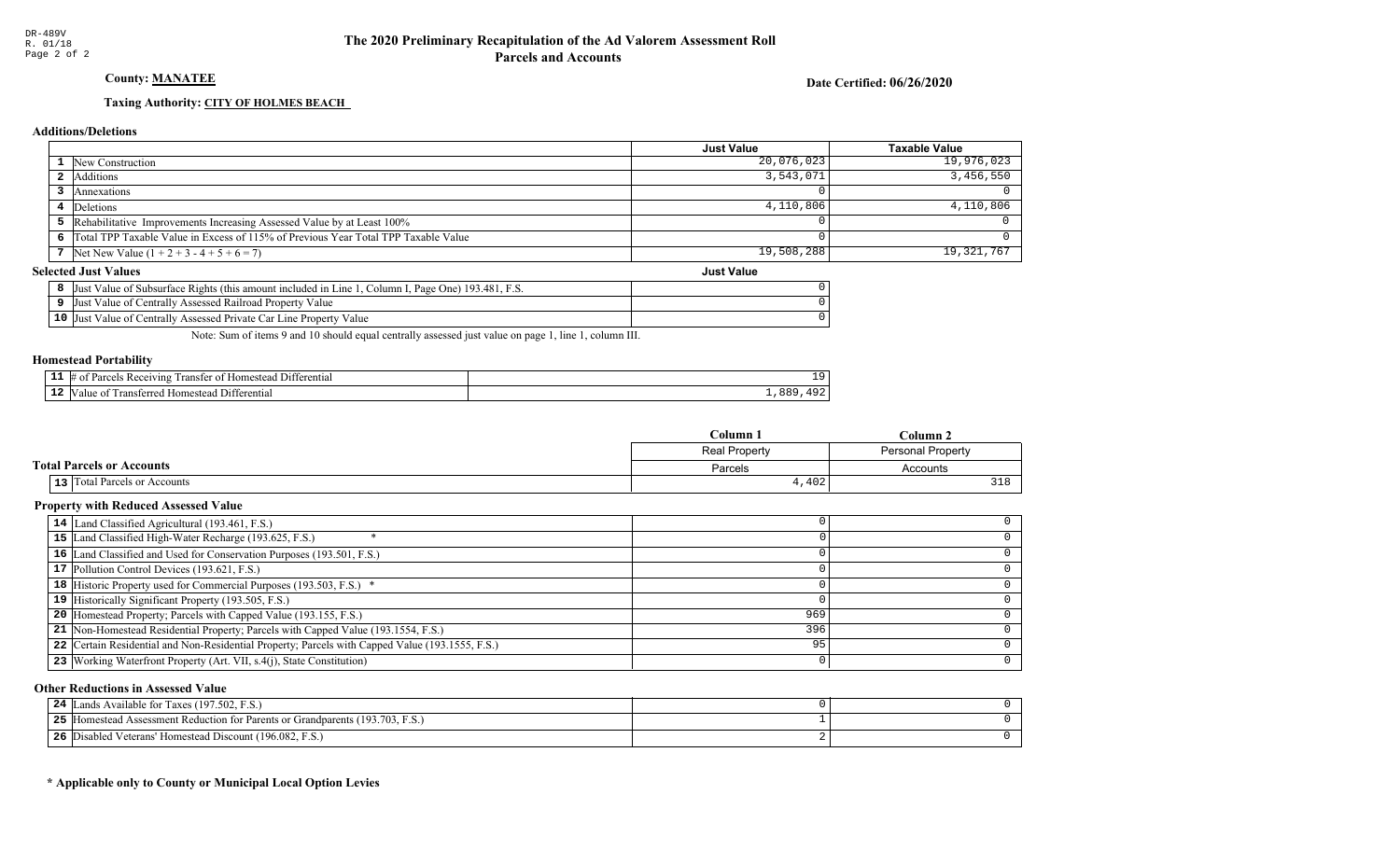# The 2020 Preliminary Recapitulation of the Ad Valorem Assessment Roll
## Parcels and Accounts

**County: MANATEE**

**Date Certified: 06/26/2020**

**Taxing Authority: CITY OF HOLMES BEACH**

### Additions/Deletions

| | | Just Value | Taxable Value |
|---|---|---|---|
| 1 | New Construction | 20,076,023 | 19,976,023 |
| 2 | Additions | 3,543,071 | 3,456,550 |
| 3 | Annexations | 0 | 0 |
| 4 | Deletions | 4,110,806 | 4,110,806 |
| 5 | Rehabilitative Improvements Increasing Assessed Value by at Least 100% | 0 | 0 |
| 6 | Total TPP Taxable Value in Excess of 115% of Previous Year Total TPP Taxable Value | 0 | 0 |
| 7 | Net New Value (1 + 2 + 3 - 4 + 5 + 6 = 7) | 19,508,288 | 19,321,767 |

### Selected Just Values

| | | Just Value |
|---|---|---|
| 8 | Just Value of Subsurface Rights (this amount included in Line 1, Column I, Page One) 193.481, F.S. | 0 |
| 9 | Just Value of Centrally Assessed Railroad Property Value | 0 |
| 10 | Just Value of Centrally Assessed Private Car Line Property Value | 0 |

Note: Sum of items 9 and 10 should equal centrally assessed just value on page 1, line 1, column III.

### Homestead Portability

| | | |
|---|---|---|
| 11 | # of Parcels Receiving Transfer of Homestead Differential | 19 |
| 12 | Value of Transferred Homestead Differential | 1,889,492 |

### Total Parcels or Accounts

| | | Column 1 | Column 2 |
|---|---|---|---|
| | | Real Property | Personal Property |
| | | Parcels | Accounts |
| 13 | Total Parcels or Accounts | 4,402 | 318 |

### Property with Reduced Assessed Value

| | | Column 1 | Column 2 |
|---|---|---|---|
| 14 | Land Classified Agricultural (193.461, F.S.) | 0 | 0 |
| 15 | Land Classified High-Water Recharge (193.625, F.S.) * | 0 | 0 |
| 16 | Land Classified and Used for Conservation Purposes (193.501, F.S.) | 0 | 0 |
| 17 | Pollution Control Devices (193.621, F.S.) | 0 | 0 |
| 18 | Historic Property used for Commercial Purposes (193.503, F.S.) * | 0 | 0 |
| 19 | Historically Significant Property (193.505, F.S.) | 0 | 0 |
| 20 | Homestead Property; Parcels with Capped Value (193.155, F.S.) | 969 | 0 |
| 21 | Non-Homestead Residential Property; Parcels with Capped Value (193.1554, F.S.) | 396 | 0 |
| 22 | Certain Residential and Non-Residential Property; Parcels with Capped Value (193.1555, F.S.) | 95 | 0 |
| 23 | Working Waterfront Property (Art. VII, s.4(j), State Constitution) | 0 | 0 |

### Other Reductions in Assessed Value

| | | Column 1 | Column 2 |
|---|---|---|---|
| 24 | Lands Available for Taxes (197.502, F.S.) | 0 | 0 |
| 25 | Homestead Assessment Reduction for Parents or Grandparents (193.703, F.S.) | 1 | 0 |
| 26 | Disabled Veterans' Homestead Discount (196.082, F.S.) | 2 | 0 |

**\* Applicable only to County or Municipal Local Option Levies**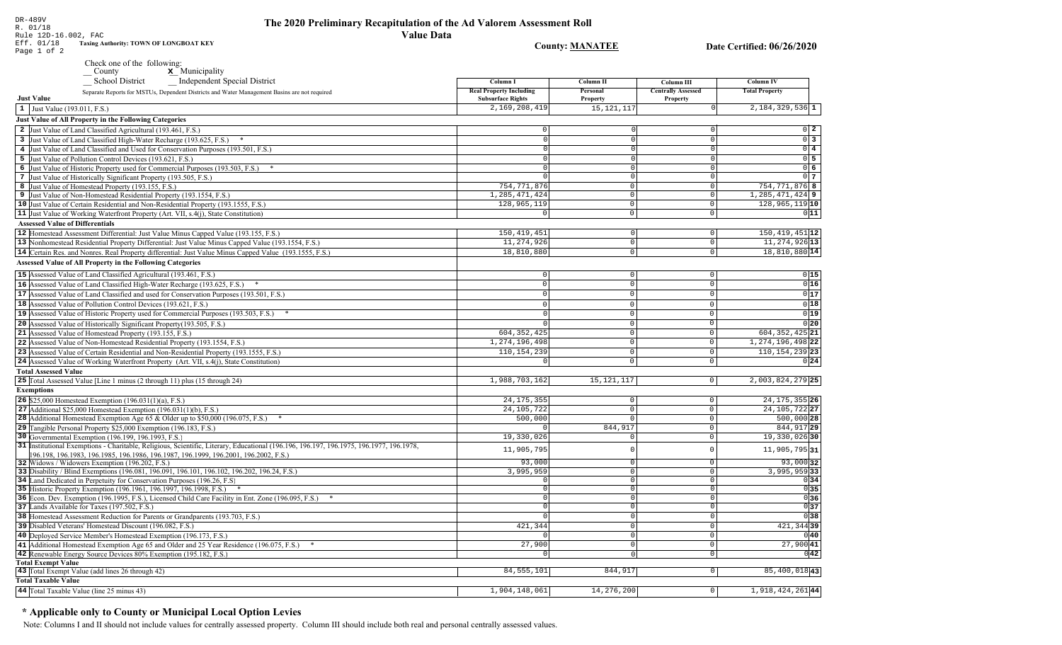DR-489V
R. 01/18
Rule 12D-16.002, FAC
Eff. 01/18

# The 2020 Preliminary Recapitulation of the Ad Valorem Assessment Roll

## Value Data

**Taxing Authority: TOWN OF LONGBOAT KEY**

**County: MANATEE**

**Date Certified: 06/26/2020**

Check one of the following:
__ County
**x** Municipality
__ School District
__ Independent Special District

Separate Reports for MSTUs, Dependent Districts and Water Management Basins are not required

| | Column I Real Property Including Subsurface Rights | Column II Personal Property | Column III Centrally Assessed Property | Column IV Total Property | |
|---|---|---|---|---|---|
| **Just Value** | | | | | |
| 1 Just Value (193.011, F.S.) | 2,169,208,419 | 15,121,117 | 0 | 2,184,329,536 | 1 |
| **Just Value of All Property in the Following Categories** | | | | | |
| 2 Just Value of Land Classified Agricultural (193.461, F.S.) | 0 | 0 | 0 | 0 | 2 |
| 3 Just Value of Land Classified High-Water Recharge (193.625, F.S.) * | 0 | 0 | 0 | 0 | 3 |
| 4 Just Value of Land Classified and Used for Conservation Purposes (193.501, F.S.) | 0 | 0 | 0 | 0 | 4 |
| 5 Just Value of Pollution Control Devices (193.621, F.S.) | 0 | 0 | 0 | 0 | 5 |
| 6 Just Value of Historic Property used for Commercial Purposes (193.503, F.S.) * | 0 | 0 | 0 | 0 | 6 |
| 7 Just Value of Historically Significant Property (193.505, F.S.) | 0 | 0 | 0 | 0 | 7 |
| 8 Just Value of Homestead Property (193.155, F.S.) | 754,771,876 | 0 | 0 | 754,771,876 | 8 |
| 9 Just Value of Non-Homestead Residential Property (193.1554, F.S.) | 1,285,471,424 | 0 | 0 | 1,285,471,424 | 9 |
| 10 Just Value of Certain Residential and Non-Residential Property (193.1555, F.S.) | 128,965,119 | 0 | 0 | 128,965,119 | 10 |
| 11 Just Value of Working Waterfront Property (Art. VII, s.4(j), State Constitution) | 0 | 0 | 0 | 0 | 11 |
| **Assessed Value of Differentials** | | | | | |
| 12 Homestead Assessment Differential: Just Value Minus Capped Value (193.155, F.S.) | 150,419,451 | 0 | 0 | 150,419,451 | 12 |
| 13 Nonhomestead Residential Property Differential: Just Value Minus Capped Value (193.1554, F.S.) | 11,274,926 | 0 | 0 | 11,274,926 | 13 |
| 14 Certain Res. and Nonres. Real Property differential: Just Value Minus Capped Value (193.1555, F.S.) | 18,810,880 | 0 | 0 | 18,810,880 | 14 |
| **Assessed Value of All Property in the Following Categories** | | | | | |
| 15 Assessed Value of Land Classified Agricultural (193.461, F.S.) | 0 | 0 | 0 | 0 | 15 |
| 16 Assessed Value of Land Classified High-Water Recharge (193.625, F.S.) * | 0 | 0 | 0 | 0 | 16 |
| 17 Assessed Value of Land Classified and used for Conservation Purposes (193.501, F.S.) | 0 | 0 | 0 | 0 | 17 |
| 18 Assessed Value of Pollution Control Devices (193.621, F.S.) | 0 | 0 | 0 | 0 | 18 |
| 19 Assessed Value of Historic Property used for Commercial Purposes (193.503, F.S.) * | 0 | 0 | 0 | 0 | 19 |
| 20 Assessed Value of Historically Significant Property(193.505, F.S.) | 0 | 0 | 0 | 0 | 20 |
| 21 Assessed Value of Homestead Property (193.155, F.S.) | 604,352,425 | 0 | 0 | 604,352,425 | 21 |
| 22 Assessed Value of Non-Homestead Residential Property (193.1554, F.S.) | 1,274,196,498 | 0 | 0 | 1,274,196,498 | 22 |
| 23 Assessed Value of Certain Residential and Non-Residential Property (193.1555, F.S.) | 110,154,239 | 0 | 0 | 110,154,239 | 23 |
| 24 Assessed Value of Working Waterfront Property (Art. VII, s.4(j), State Constitution) | 0 | 0 | 0 | 0 | 24 |
| **Total Assessed Value** | | | | | |
| 25 Total Assessed Value [Line 1 minus (2 through 11) plus (15 through 24) | 1,988,703,162 | 15,121,117 | 0 | 2,003,824,279 | 25 |
| **Exemptions** | | | | | |
| 26 $25,000 Homestead Exemption (196.031(1)(a), F.S.) | 24,175,355 | 0 | 0 | 24,175,355 | 26 |
| 27 Additional $25,000 Homestead Exemption (196.031(1)(b), F.S.) | 24,105,722 | 0 | 0 | 24,105,722 | 27 |
| 28 Additional Homestead Exemption Age 65 & Older up to $50,000 (196.075, F.S.) * | 500,000 | 0 | 0 | 500,000 | 28 |
| 29 Tangible Personal Property $25,000 Exemption (196.183, F.S.) | 0 | 844,917 | 0 | 844,917 | 29 |
| 30 Governmental Exemption (196.199, 196.1993, F.S.) | 19,330,026 | 0 | 0 | 19,330,026 | 30 |
| 31 Institutional Exemptions - Charitable, Religious, Scientific, Literary, Educational (196.196, 196.197, 196.1975, 196.1977, 196.1978, 196.198, 196.1983, 196.1985, 196.1986, 196.1987, 196.1999, 196.2001, 196.2002, F.S.) | 11,905,795 | 0 | 0 | 11,905,795 | 31 |
| 32 Widows / Widowers Exemption (196.202, F.S.) | 93,000 | 0 | 0 | 93,000 | 32 |
| 33 Disability / Blind Exemptions (196.081, 196.091, 196.101, 196.102, 196.202, 196.24, F.S.) | 3,995,959 | 0 | 0 | 3,995,959 | 33 |
| 34 Land Dedicated in Perpetuity for Conservation Purposes (196.26, F.S) | 0 | 0 | 0 | 0 | 34 |
| 35 Historic Property Exemption (196.1961, 196.1997, 196.1998, F.S.) * | 0 | 0 | 0 | 0 | 35 |
| 36 Econ. Dev. Exemption (196.1995, F.S.), Licensed Child Care Facility in Ent. Zone (196.095, F.S.) * | 0 | 0 | 0 | 0 | 36 |
| 37 Lands Available for Taxes (197.502, F.S.) | 0 | 0 | 0 | 0 | 37 |
| 38 Homestead Assessment Reduction for Parents or Grandparents (193.703, F.S.) | 0 | 0 | 0 | 0 | 38 |
| 39 Disabled Veterans' Homestead Discount (196.082, F.S.) | 421,344 | 0 | 0 | 421,344 | 39 |
| 40 Deployed Service Member's Homestead Exemption (196.173, F.S.) | 0 | 0 | 0 | 0 | 40 |
| 41 Additional Homestead Exemption Age 65 and Older and 25 Year Residence (196.075, F.S.) * | 27,900 | 0 | 0 | 27,900 | 41 |
| 42 Renewable Energy Source Devices 80% Exemption (195.182, F.S.) | 0 | 0 | 0 | 0 | 42 |
| **Total Exempt Value** | | | | | |
| 43 Total Exempt Value (add lines 26 through 42) | 84,555,101 | 844,917 | 0 | 85,400,018 | 43 |
| **Total Taxable Value** | | | | | |
| 44 Total Taxable Value (line 25 minus 43) | 1,904,148,061 | 14,276,200 | 0 | 1,918,424,261 | 44 |

## * Applicable only to County or Municipal Local Option Levies

Note: Columns I and II should not include values for centrally assessed property. Column III should include both real and personal centrally assessed values.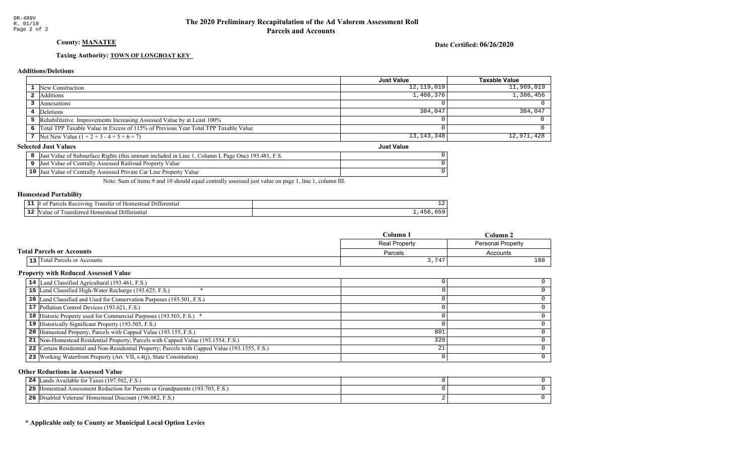DR-489V
R. 01/18

# The 2020 Preliminary Recapitulation of the Ad Valorem Assessment Roll
## Parcels and Accounts

**County: MANATEE**

**Date Certified: 06/26/2020**

**Taxing Authority: TOWN OF LONGBOAT KEY**

### Additions/Deletions

| | | Just Value | Taxable Value |
|---|---|---|---|
| 1 | New Construction | 12,119,019 | 11,969,019 |
| 2 | Additions | 1,408,376 | 1,386,456 |
| 3 | Annexations | 0 | 0 |
| 4 | Deletions | 384,047 | 384,047 |
| 5 | Rehabilitative Improvements Increasing Assessed Value by at Least 100% | 0 | 0 |
| 6 | Total TPP Taxable Value in Excess of 115% of Previous Year Total TPP Taxable Value | 0 | 0 |
| 7 | Net New Value (1 + 2 + 3 - 4 + 5 + 6 = 7) | 13,143,348 | 12,971,428 |

### Selected Just Values

| | | Just Value |
|---|---|---|
| 8 | Just Value of Subsurface Rights (this amount included in Line 1, Column I, Page One) 193.481, F.S. | 0 |
| 9 | Just Value of Centrally Assessed Railroad Property Value | 0 |
| 10 | Just Value of Centrally Assessed Private Car Line Property Value | 0 |

Note: Sum of items 9 and 10 should equal centrally assessed just value on page 1, line 1, column III.

### Homestead Portability

| | | |
|---|---|---|
| 11 | # of Parcels Receiving Transfer of Homestead Differential | 12 |
| 12 | Value of Transferred Homestead Differential | 1,456,659 |

### Total Parcels or Accounts

| | | Column 1 | Column 2 |
|---|---|---|---|
| | | Real Property | Personal Property |
| | | Parcels | Accounts |
| 13 | Total Parcels or Accounts | 3,747 | 188 |

### Property with Reduced Assessed Value

| | | Column 1 | Column 2 |
|---|---|---|---|
| 14 | Land Classified Agricultural (193.461, F.S.) | 0 | 0 |
| 15 | Land Classified High-Water Recharge (193.625, F.S.) * | 0 | 0 |
| 16 | Land Classified and Used for Conservation Purposes (193.501, F.S.) | 0 | 0 |
| 17 | Pollution Control Devices (193.621, F.S.) | 0 | 0 |
| 18 | Historic Property used for Commercial Purposes (193.503, F.S.) * | 0 | 0 |
| 19 | Historically Significant Property (193.505, F.S.) | 0 | 0 |
| 20 | Homestead Property; Parcels with Capped Value (193.155, F.S.) | 801 | 0 |
| 21 | Non-Homestead Residential Property; Parcels with Capped Value (193.1554, F.S.) | 329 | 0 |
| 22 | Certain Residential and Non-Residential Property; Parcels with Capped Value (193.1555, F.S.) | 21 | 0 |
| 23 | Working Waterfront Property (Art. VII, s.4(j), State Constitution) | 0 | 0 |

### Other Reductions in Assessed Value

| | | Column 1 | Column 2 |
|---|---|---|---|
| 24 | Lands Available for Taxes (197.502, F.S.) | 0 | 0 |
| 25 | Homestead Assessment Reduction for Parents or Grandparents (193.703, F.S.) | 0 | 0 |
| 26 | Disabled Veterans' Homestead Discount (196.082, F.S.) | 2 | 0 |

**\* Applicable only to County or Municipal Local Option Levies**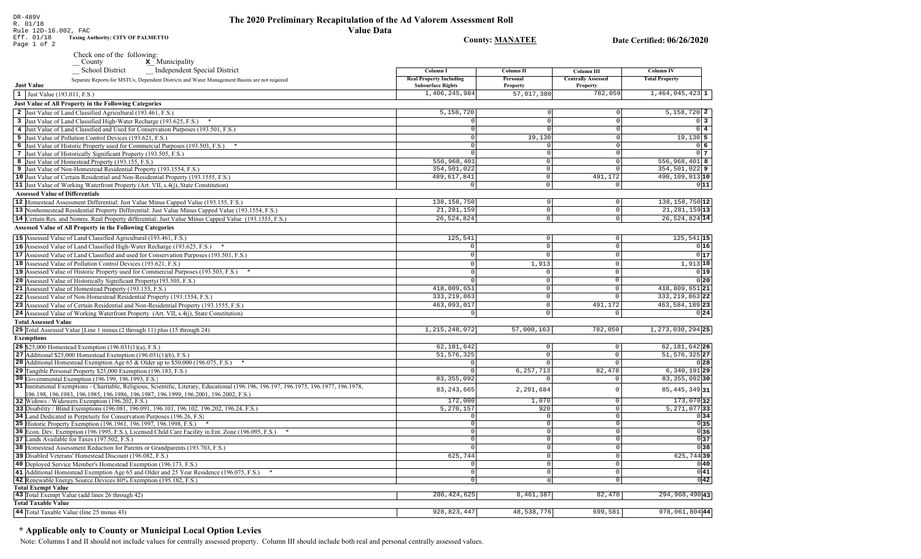DR-489V
R. 01/18
Rule 12D-16.002, FAC
Eff. 01/18 **Taxing Authority: CITY OF PALMETTO**
Page 1 of 2

# The 2020 Preliminary Recapitulation of the Ad Valorem Assessment Roll

## Value Data

**County: MANATEE** **Date Certified: 06/26/2020**

Check one of the following:
__ County **X** Municipality
__ School District __ Independent Special District

| Separate Reports for MSTUs, Dependent Districts and Water Management Basins are not required | Column I Real Property Including Subsurface Rights | Column II Personal Property | Column III Centrally Assessed Property | Column IV Total Property | |
|---|---|---|---|---|---|
| **Just Value** | | | | | |
| 1 Just Value (193.011, F.S.) | 1,406,245,984 | 57,017,380 | 782,059 | 1,464,045,423 | 1 |
| **Just Value of All Property in the Following Categories** | | | | | |
| 2 Just Value of Land Classified Agricultural (193.461, F.S.) | 5,158,720 | 0 | 0 | 5,158,720 | 2 |
| 3 Just Value of Land Classified High-Water Recharge (193.625, F.S.) * | 0 | 0 | 0 | 0 | 3 |
| 4 Just Value of Land Classified and Used for Conservation Purposes (193.501, F.S.) | 0 | 0 | 0 | 0 | 4 |
| 5 Just Value of Pollution Control Devices (193.621, F.S.) | 0 | 19,130 | 0 | 19,130 | 5 |
| 6 Just Value of Historic Property used for Commercial Purposes (193.503, F.S.) * | 0 | 0 | 0 | 0 | 6 |
| 7 Just Value of Historically Significant Property (193.505, F.S.) | 0 | 0 | 0 | 0 | 7 |
| 8 Just Value of Homestead Property (193.155, F.S.) | 556,968,401 | 0 | 0 | 556,968,401 | 8 |
| 9 Just Value of Non-Homestead Residential Property (193.1554, F.S.) | 354,501,022 | 0 | 0 | 354,501,022 | 9 |
| 10 Just Value of Certain Residential and Non-Residential Property (193.1555, F.S.) | 489,617,841 | 0 | 491,172 | 490,109,013 | 10 |
| 11 Just Value of Working Waterfront Property (Art. VII, s.4(j), State Constitution) | 0 | 0 | 0 | 0 | 11 |
| **Assessed Value of Differentials** | | | | | |
| 12 Homestead Assessment Differential: Just Value Minus Capped Value (193.155, F.S.) | 138,158,750 | 0 | 0 | 138,158,750 | 12 |
| 13 Nonhomestead Residential Property Differential: Just Value Minus Capped Value (193.1554, F.S.) | 21,281,159 | 0 | 0 | 21,281,159 | 13 |
| 14 Certain Res. and Nonres. Real Property differential: Just Value Minus Capped Value (193.1555, F.S.) | 26,524,824 | 0 | 0 | 26,524,824 | 14 |
| **Assessed Value of All Property in the Following Categories** | | | | | |
| 15 Assessed Value of Land Classified Agricultural (193.461, F.S.) | 125,541 | 0 | 0 | 125,541 | 15 |
| 16 Assessed Value of Land Classified High-Water Recharge (193.625, F.S.) * | 0 | 0 | 0 | 0 | 16 |
| 17 Assessed Value of Land Classified and used for Conservation Purposes (193.501, F.S.) | 0 | 0 | 0 | 0 | 17 |
| 18 Assessed Value of Pollution Control Devices (193.621, F.S.) | 0 | 1,913 | 0 | 1,913 | 18 |
| 19 Assessed Value of Historic Property used for Commercial Purposes (193.503, F.S.) * | 0 | 0 | 0 | 0 | 19 |
| 20 Assessed Value of Historically Significant Property(193.505, F.S.) | 0 | 0 | 0 | 0 | 20 |
| 21 Assessed Value of Homestead Property (193.155, F.S.) | 418,809,651 | 0 | 0 | 418,809,651 | 21 |
| 22 Assessed Value of Non-Homestead Residential Property (193.1554, F.S.) | 333,219,863 | 0 | 0 | 333,219,863 | 22 |
| 23 Assessed Value of Certain Residential and Non-Residential Property (193.1555, F.S.) | 463,093,017 | 0 | 491,172 | 463,584,189 | 23 |
| 24 Assessed Value of Working Waterfront Property (Art. VII, s.4(j), State Constitution) | 0 | 0 | 0 | 0 | 24 |
| **Total Assessed Value** | | | | | |
| 25 Total Assessed Value [Line 1 minus (2 through 11) plus (15 through 24) | 1,215,248,072 | 57,000,163 | 782,059 | 1,273,030,294 | 25 |
| **Exemptions** | | | | | |
| 26 $25,000 Homestead Exemption (196.031(1)(a), F.S.) | 62,181,642 | 0 | 0 | 62,181,642 | 26 |
| 27 Additional $25,000 Homestead Exemption (196.031(1)(b), F.S.) | 51,576,325 | 0 | 0 | 51,576,325 | 27 |
| 28 Additional Homestead Exemption Age 65 & Older up to $50,000 (196.075, F.S.) * | 0 | 0 | 0 | 0 | 28 |
| 29 Tangible Personal Property $25,000 Exemption (196.183, F.S.) | 0 | 6,257,713 | 82,478 | 6,340,191 | 29 |
| 30 Governmental Exemption (196.199, 196.1993, F.S.) | 83,355,092 | 0 | 0 | 83,355,092 | 30 |
| 31 Institutional Exemptions - Charitable, Religious, Scientific, Literary, Educational (196.196, 196.197, 196.1975, 196.1977, 196.1978, 196.198, 196.1983, 196.1985, 196.1986, 196.1987, 196.1999, 196.2001, 196.2002, F.S.) | 83,243,665 | 2,201,684 | 0 | 85,445,349 | 31 |
| 32 Widows / Widowers Exemption (196.202, F.S.) | 172,000 | 1,070 | 0 | 173,070 | 32 |
| 33 Disability / Blind Exemptions (196.081, 196.091, 196.101, 196.102, 196.202, 196.24, F.S.) | 5,270,157 | 920 | 0 | 5,271,077 | 33 |
| 34 Land Dedicated in Perpetuity for Conservation Purposes (196.26, F.S) | 0 | 0 | 0 | 0 | 34 |
| 35 Historic Property Exemption (196.1961, 196.1997, 196.1998, F.S.) * | 0 | 0 | 0 | 0 | 35 |
| 36 Econ. Dev. Exemption (196.1995, F.S.), Licensed Child Care Facility in Ent. Zone (196.095, F.S.) * | 0 | 0 | 0 | 0 | 36 |
| 37 Lands Available for Taxes (197.502, F.S.) | 0 | 0 | 0 | 0 | 37 |
| 38 Homestead Assessment Reduction for Parents or Grandparents (193.703, F.S.) | 0 | 0 | 0 | 0 | 38 |
| 39 Disabled Veterans' Homestead Discount (196.082, F.S.) | 625,744 | 0 | 0 | 625,744 | 39 |
| 40 Deployed Service Member's Homestead Exemption (196.173, F.S.) | 0 | 0 | 0 | 0 | 40 |
| 41 Additional Homestead Exemption Age 65 and Older and 25 Year Residence (196.075, F.S.) * | 0 | 0 | 0 | 0 | 41 |
| 42 Renewable Energy Source Devices 80% Exemption (195.182, F.S.) | 0 | 0 | 0 | 0 | 42 |
| **Total Exempt Value** | | | | | |
| 43 Total Exempt Value (add lines 26 through 42) | 286,424,625 | 8,461,387 | 82,478 | 294,968,490 | 43 |
| **Total Taxable Value** | | | | | |
| 44 Total Taxable Value (line 25 minus 43) | 928,823,447 | 48,538,776 | 699,581 | 978,061,804 | 44 |

### * Applicable only to County or Municipal Local Option Levies

Note: Columns I and II should not include values for centrally assessed property. Column III should include both real and personal centrally assessed values.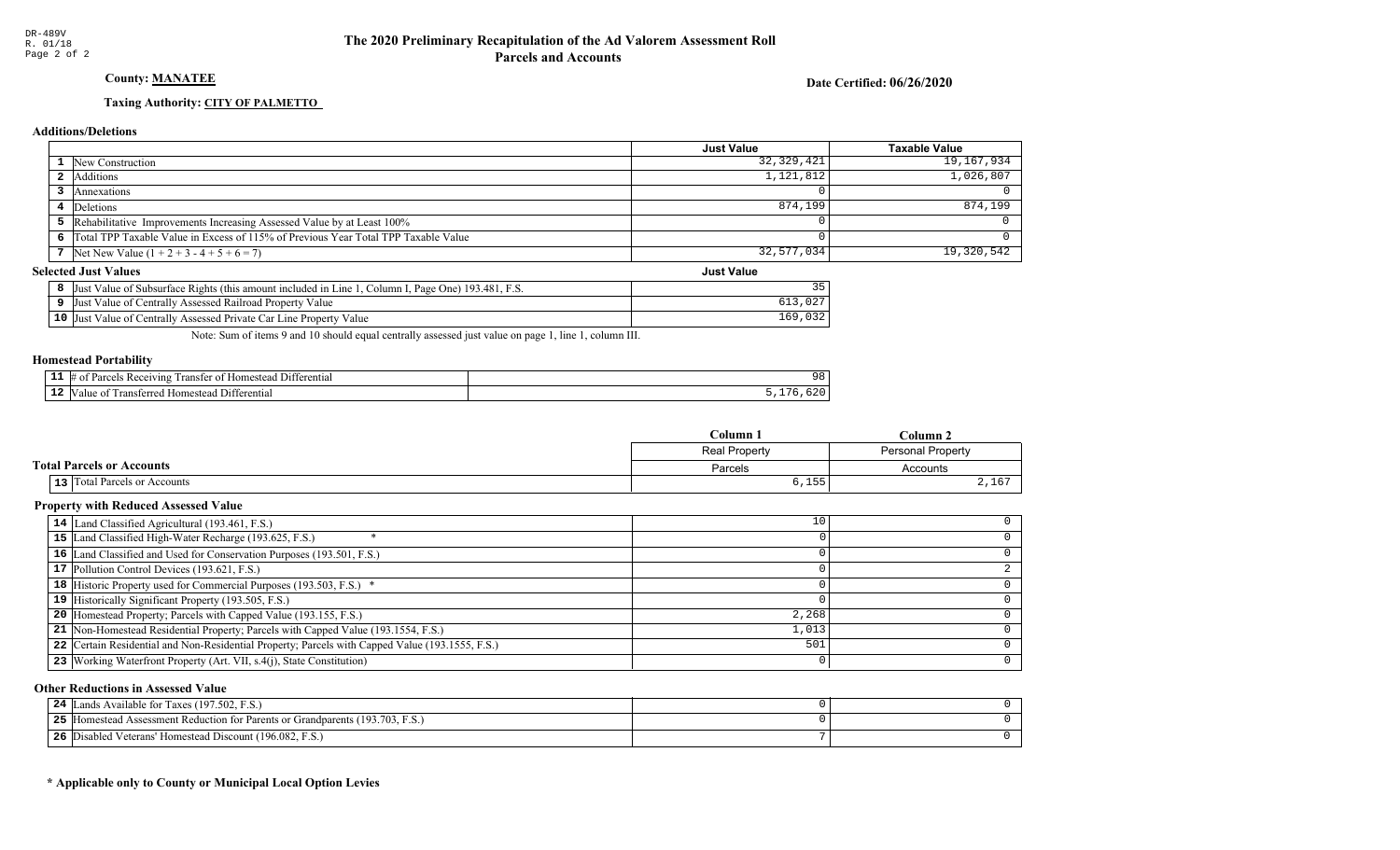DR-489V
R. 01/18

# The 2020 Preliminary Recapitulation of the Ad Valorem Assessment Roll
## Parcels and Accounts

**County: MANATEE**

**Date Certified: 06/26/2020**

**Taxing Authority: CITY OF PALMETTO**

### Additions/Deletions

| | | Just Value | Taxable Value |
|---|---|---|---|
| 1 | New Construction | 32,329,421 | 19,167,934 |
| 2 | Additions | 1,121,812 | 1,026,807 |
| 3 | Annexations | 0 | 0 |
| 4 | Deletions | 874,199 | 874,199 |
| 5 | Rehabilitative Improvements Increasing Assessed Value by at Least 100% | 0 | 0 |
| 6 | Total TPP Taxable Value in Excess of 115% of Previous Year Total TPP Taxable Value | 0 | 0 |
| 7 | Net New Value (1 + 2 + 3 - 4 + 5 + 6 = 7) | 32,577,034 | 19,320,542 |

### Selected Just Values

| | | Just Value |
|---|---|---|
| 8 | Just Value of Subsurface Rights (this amount included in Line 1, Column I, Page One) 193.481, F.S. | 35 |
| 9 | Just Value of Centrally Assessed Railroad Property Value | 613,027 |
| 10 | Just Value of Centrally Assessed Private Car Line Property Value | 169,032 |

Note: Sum of items 9 and 10 should equal centrally assessed just value on page 1, line 1, column III.

### Homestead Portability

| | | |
|---|---|---|
| 11 | # of Parcels Receiving Transfer of Homestead Differential | 98 |
| 12 | Value of Transferred Homestead Differential | 5,176,620 |

### Total Parcels or Accounts

| | | Column 1<br>Real Property<br>Parcels | Column 2<br>Personal Property<br>Accounts |
|---|---|---|---|
| 13 | Total Parcels or Accounts | 6,155 | 2,167 |

### Property with Reduced Assessed Value

| | | Column 1 | Column 2 |
|---|---|---|---|
| 14 | Land Classified Agricultural (193.461, F.S.) | 10 | 0 |
| 15 | Land Classified High-Water Recharge (193.625, F.S.) * | 0 | 0 |
| 16 | Land Classified and Used for Conservation Purposes (193.501, F.S.) | 0 | 0 |
| 17 | Pollution Control Devices (193.621, F.S.) | 0 | 2 |
| 18 | Historic Property used for Commercial Purposes (193.503, F.S.) * | 0 | 0 |
| 19 | Historically Significant Property (193.505, F.S.) | 0 | 0 |
| 20 | Homestead Property; Parcels with Capped Value (193.155, F.S.) | 2,268 | 0 |
| 21 | Non-Homestead Residential Property; Parcels with Capped Value (193.1554, F.S.) | 1,013 | 0 |
| 22 | Certain Residential and Non-Residential Property; Parcels with Capped Value (193.1555, F.S.) | 501 | 0 |
| 23 | Working Waterfront Property (Art. VII, s.4(j), State Constitution) | 0 | 0 |

### Other Reductions in Assessed Value

| | | Column 1 | Column 2 |
|---|---|---|---|
| 24 | Lands Available for Taxes (197.502, F.S.) | 0 | 0 |
| 25 | Homestead Assessment Reduction for Parents or Grandparents (193.703, F.S.) | 0 | 0 |
| 26 | Disabled Veterans' Homestead Discount (196.082, F.S.) | 7 | 0 |

**\* Applicable only to County or Municipal Local Option Levies**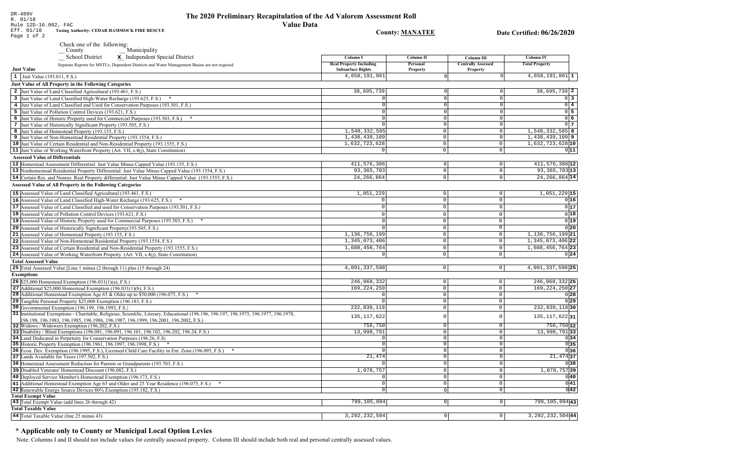DR-489V
R. 01/18
Rule 12D-16.002, FAC
Eff. 01/18 **Taxing Authority: CEDAR HAMMOCK FIRE RESCUE**

# The 2020 Preliminary Recapitulation of the Ad Valorem Assessment Roll

## Value Data

**County: MANATEE** **Date Certified: 06/26/2020**

Check one of the following:
__ County __ Municipality
__ School District **X** Independent Special District

| | Column I | Column II | Column III | Column IV | |
|---|---|---|---|---|---|
| Separate Reports for MSTUs, Dependent Districts and Water Management Basins are not required | Real Property Including Subsurface Rights | Personal Property | Centrally Assessed Property | Total Property | |
| **Just Value** | | | | | |
| 1 Just Value (193.011, F.S.) | 4,658,191,061 | 0 | 0 | 4,658,191,061 | 1 |
| **Just Value of All Property in the Following Categories** | | | | | |
| 2 Just Value of Land Classified Agricultural (193.461, F.S.) | 38,695,739 | 0 | 0 | 38,695,739 | 2 |
| 3 Just Value of Land Classified High-Water Recharge (193.625, F.S.) * | 0 | 0 | 0 | 0 | 3 |
| 4 Just Value of Land Classified and Used for Conservation Purposes (193.501, F.S.) | 0 | 0 | 0 | 0 | 4 |
| 5 Just Value of Pollution Control Devices (193.621, F.S.) | 0 | 0 | 0 | 0 | 5 |
| 6 Just Value of Historic Property used for Commercial Purposes (193.503, F.S.) * | 0 | 0 | 0 | 0 | 6 |
| 7 Just Value of Historically Significant Property (193.505, F.S.) | 0 | 0 | 0 | 0 | 7 |
| 8 Just Value of Homestead Property (193.155, F.S.) | 1,548,332,585 | 0 | 0 | 1,548,332,585 | 8 |
| 9 Just Value of Non-Homestead Residential Property (193.1554, F.S.) | 1,438,439,109 | 0 | 0 | 1,438,439,109 | 9 |
| 10 Just Value of Certain Residential and Non-Residential Property (193.1555, F.S.) | 1,632,723,628 | 0 | 0 | 1,632,723,628 | 10 |
| 11 Just Value of Working Waterfront Property (Art. VII, s.4(j), State Constitution) | 0 | 0 | 0 | 0 | 11 |
| **Assessed Value of Differentials** | | | | | |
| 12 Homestead Assessment Differential: Just Value Minus Capped Value (193.155, F.S.) | 411,576,386 | 0 | 0 | 411,576,386 | 12 |
| 13 Nonhomestead Residential Property Differential: Just Value Minus Capped Value (193.1554, F.S.) | 93,365,703 | 0 | 0 | 93,365,703 | 13 |
| 14 Certain Res. and Nonres. Real Property differential: Just Value Minus Capped Value (193.1555, F.S.) | 24,266,864 | 0 | 0 | 24,266,864 | 14 |
| **Assessed Value of All Property in the Following Categories** | | | | | |
| 15 Assessed Value of Land Classified Agricultural (193.461, F.S.) | 1,051,229 | 0 | 0 | 1,051,229 | 15 |
| 16 Assessed Value of Land Classified High-Water Recharge (193.625, F.S.) * | 0 | 0 | 0 | 0 | 16 |
| 17 Assessed Value of Land Classified and used for Conservation Purposes (193.501, F.S.) | 0 | 0 | 0 | 0 | 17 |
| 18 Assessed Value of Pollution Control Devices (193.621, F.S.) | 0 | 0 | 0 | 0 | 18 |
| 19 Assessed Value of Historic Property used for Commercial Purposes (193.503, F.S.) * | 0 | 0 | 0 | 0 | 19 |
| 20 Assessed Value of Historically Significant Property(193.505, F.S.) | 0 | 0 | 0 | 0 | 20 |
| 21 Assessed Value of Homestead Property (193.155, F.S.) | 1,136,756,199 | 0 | 0 | 1,136,756,199 | 21 |
| 22 Assessed Value of Non-Homestead Residential Property (193.1554, F.S.) | 1,345,073,406 | 0 | 0 | 1,345,073,406 | 22 |
| 23 Assessed Value of Certain Residential and Non-Residential Property (193.1555, F.S.) | 1,608,456,764 | 0 | 0 | 1,608,456,764 | 23 |
| 24 Assessed Value of Working Waterfront Property (Art. VII, s.4(j), State Constitution) | 0 | 0 | 0 | 0 | 24 |
| **Total Assessed Value** | | | | | |
| 25 Total Assessed Value [Line 1 minus (2 through 11) plus (15 through 24) | 4,091,337,598 | 0 | 0 | 4,091,337,598 | 25 |
| **Exemptions** | | | | | |
| 26 $25,000 Homestead Exemption (196.031(1)(a), F.S.) | 246,068,332 | 0 | 0 | 246,068,332 | 26 |
| 27 Additional $25,000 Homestead Exemption (196.031(1)(b), F.S.) | 169,224,250 | 0 | 0 | 169,224,250 | 27 |
| 28 Additional Homestead Exemption Age 65 & Older up to $50,000 (196.075, F.S.) * | 0 | 0 | 0 | 0 | 28 |
| 29 Tangible Personal Property $25,000 Exemption (196.183, F.S.) | 0 | 0 | 0 | 0 | 29 |
| 30 Governmental Exemption (196.199, 196.1993, F.S.) | 232,839,118 | 0 | 0 | 232,839,118 | 30 |
| 31 Institutional Exemptions - Charitable, Religious, Scientific, Literary, Educational (196.196, 196.197, 196.1975, 196.1977, 196.1978, 196.198, 196.1983, 196.1985, 196.1986, 196.1987, 196.1999, 196.2001, 196.2002, F.S.) | 135,117,622 | 0 | 0 | 135,117,622 | 31 |
| 32 Widows / Widowers Exemption (196.202, F.S.) | 756,750 | 0 | 0 | 756,750 | 32 |
| 33 Disability / Blind Exemptions (196.081, 196.091, 196.101, 196.102, 196.202, 196.24, F.S.) | 13,998,791 | 0 | 0 | 13,998,791 | 33 |
| 34 Land Dedicated in Perpetuity for Conservation Purposes (196.26, F.S) | 0 | 0 | 0 | 0 | 34 |
| 35 Historic Property Exemption (196.1961, 196.1997, 196.1998, F.S.) * | 0 | 0 | 0 | 0 | 35 |
| 36 Econ. Dev. Exemption (196.1995, F.S.), Licensed Child Care Facility in Ent. Zone (196.095, F.S.) * | 0 | 0 | 0 | 0 | 36 |
| 37 Lands Available for Taxes (197.502, F.S.) | 21,474 | 0 | 0 | 21,474 | 37 |
| 38 Homestead Assessment Reduction for Parents or Grandparents (193.703, F.S.) | 0 | 0 | 0 | 0 | 38 |
| 39 Disabled Veterans' Homestead Discount (196.082, F.S.) | 1,078,757 | 0 | 0 | 1,078,757 | 39 |
| 40 Deployed Service Member's Homestead Exemption (196.173, F.S.) | 0 | 0 | 0 | 0 | 40 |
| 41 Additional Homestead Exemption Age 65 and Older and 25 Year Residence (196.075, F.S.) * | 0 | 0 | 0 | 0 | 41 |
| 42 Renewable Energy Source Devices 80% Exemption (195.182, F.S.) | 0 | 0 | 0 | 0 | 42 |
| **Total Exempt Value** | | | | | |
| 43 Total Exempt Value (add lines 26 through 42) | 799,105,094 | 0 | 0 | 799,105,094 | 43 |
| **Total Taxable Value** | | | | | |
| 44 Total Taxable Value (line 25 minus 43) | 3,292,232,504 | 0 | 0 | 3,292,232,504 | 44 |

## * Applicable only to County or Municipal Local Option Levies

Note: Columns I and II should not include values for centrally assessed property. Column III should include both real and personal centrally assessed values.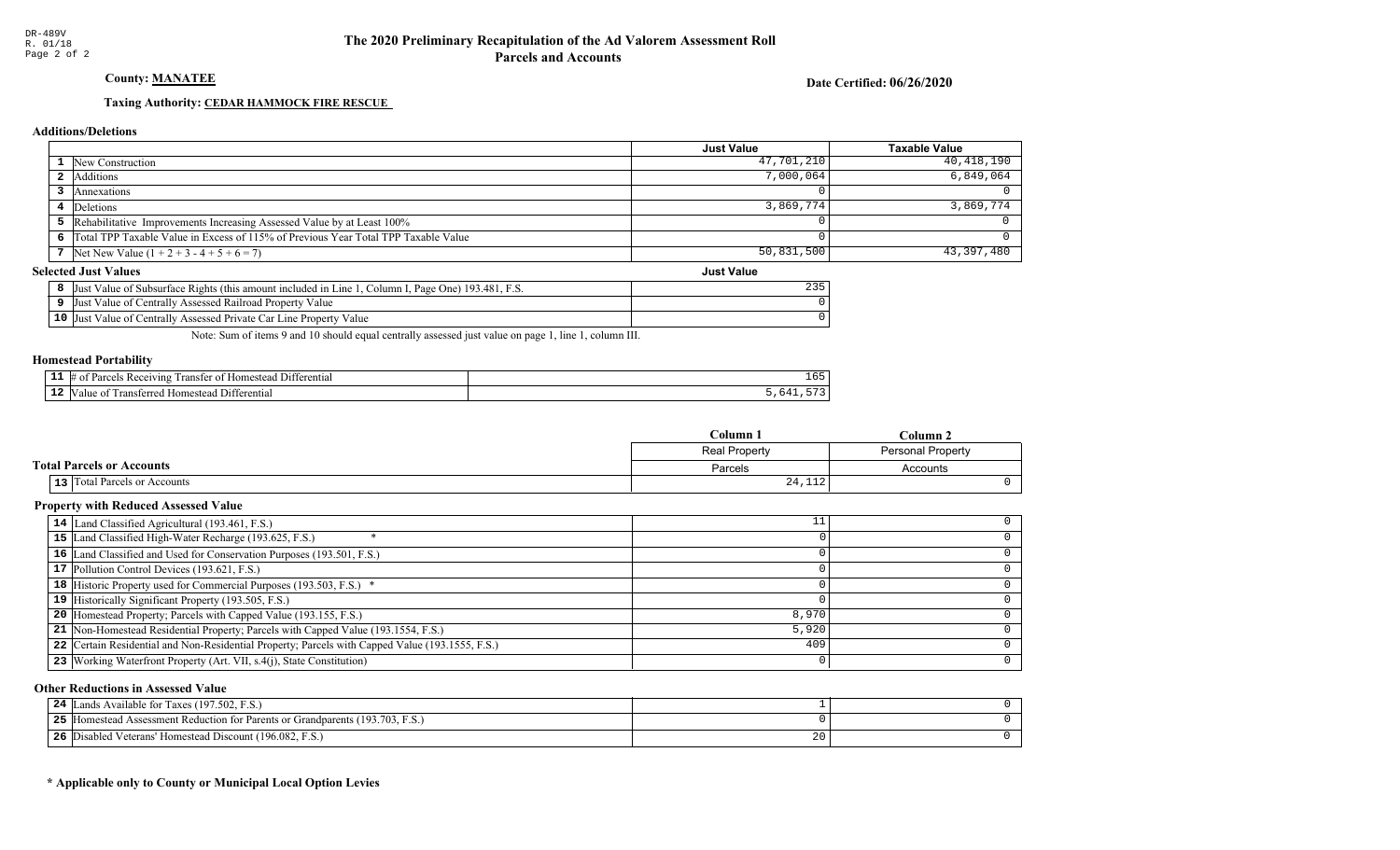DR-489V
R. 01/18
Page 2 of 2

# The 2020 Preliminary Recapitulation of the Ad Valorem Assessment Roll
## Parcels and Accounts

**County: MANATEE**

**Date Certified: 06/26/2020**

**Taxing Authority: CEDAR HAMMOCK FIRE RESCUE**

### Additions/Deletions

| | | Just Value | Taxable Value |
|---|---|---|---|
| 1 | New Construction | 47,701,210 | 40,418,190 |
| 2 | Additions | 7,000,064 | 6,849,064 |
| 3 | Annexations | 0 | 0 |
| 4 | Deletions | 3,869,774 | 3,869,774 |
| 5 | Rehabilitative Improvements Increasing Assessed Value by at Least 100% | 0 | 0 |
| 6 | Total TPP Taxable Value in Excess of 115% of Previous Year Total TPP Taxable Value | 0 | 0 |
| 7 | Net New Value (1 + 2 + 3 - 4 + 5 + 6 = 7) | 50,831,500 | 43,397,480 |

### Selected Just Values

| | | Just Value |
|---|---|---|
| 8 | Just Value of Subsurface Rights (this amount included in Line 1, Column I, Page One) 193.481, F.S. | 235 |
| 9 | Just Value of Centrally Assessed Railroad Property Value | 0 |
| 10 | Just Value of Centrally Assessed Private Car Line Property Value | 0 |

Note: Sum of items 9 and 10 should equal centrally assessed just value on page 1, line 1, column III.

### Homestead Portability

| | | |
|---|---|---|
| 11 | # of Parcels Receiving Transfer of Homestead Differential | 165 |
| 12 | Value of Transferred Homestead Differential | 5,641,573 |

### Total Parcels or Accounts

| | | Column 1 | Column 2 |
|---|---|---|---|
| | | Real Property | Personal Property |
| | | Parcels | Accounts |
| 13 | Total Parcels or Accounts | 24,112 | 0 |

### Property with Reduced Assessed Value

| | | Column 1 | Column 2 |
|---|---|---|---|
| 14 | Land Classified Agricultural (193.461, F.S.) | 11 | 0 |
| 15 | Land Classified High-Water Recharge (193.625, F.S.) * | 0 | 0 |
| 16 | Land Classified and Used for Conservation Purposes (193.501, F.S.) | 0 | 0 |
| 17 | Pollution Control Devices (193.621, F.S.) | 0 | 0 |
| 18 | Historic Property used for Commercial Purposes (193.503, F.S.) * | 0 | 0 |
| 19 | Historically Significant Property (193.505, F.S.) | 0 | 0 |
| 20 | Homestead Property; Parcels with Capped Value (193.155, F.S.) | 8,970 | 0 |
| 21 | Non-Homestead Residential Property; Parcels with Capped Value (193.1554, F.S.) | 5,920 | 0 |
| 22 | Certain Residential and Non-Residential Property; Parcels with Capped Value (193.1555, F.S.) | 409 | 0 |
| 23 | Working Waterfront Property (Art. VII, s.4(j), State Constitution) | 0 | 0 |

### Other Reductions in Assessed Value

| | | Column 1 | Column 2 |
|---|---|---|---|
| 24 | Lands Available for Taxes (197.502, F.S.) | 1 | 0 |
| 25 | Homestead Assessment Reduction for Parents or Grandparents (193.703, F.S.) | 0 | 0 |
| 26 | Disabled Veterans' Homestead Discount (196.082, F.S.) | 20 | 0 |

**\* Applicable only to County or Municipal Local Option Levies**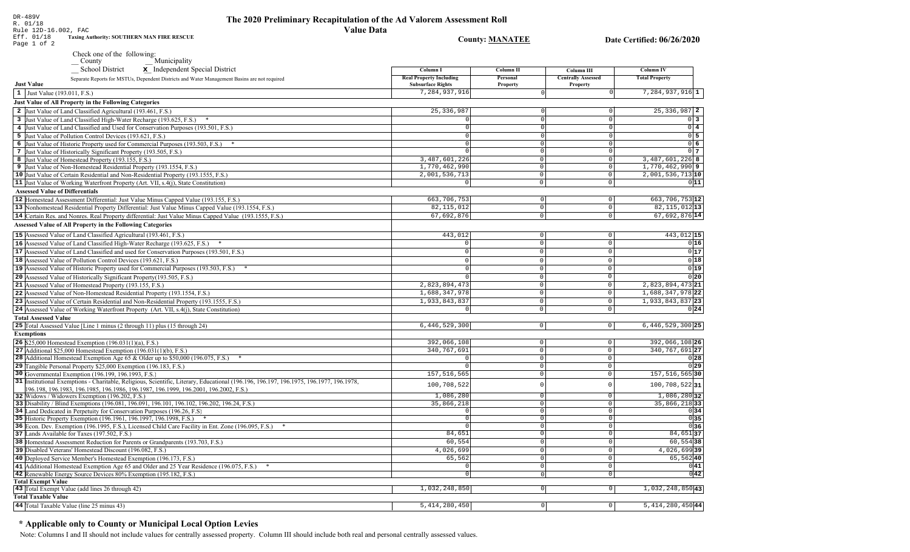DR-489V
R. 01/18
Rule 12D-16.002, FAC
Eff. 01/18

# The 2020 Preliminary Recapitulation of the Ad Valorem Assessment Roll

## Value Data

Taxing Authority: SOUTHERN MAN FIRE RESCUE

County: MANATEE

Date Certified: 06/26/2020

Check one of the following:
__ County
__ Municipality
__ School District
X Independent Special District

Separate Reports for MSTUs, Dependent Districts and Water Management Basins are not required

| Just Value | Column I Real Property Including Subsurface Rights | Column II Personal Property | Column III Centrally Assessed Property | Column IV Total Property | |
|---|---|---|---|---|---|
| 1 Just Value (193.011, F.S.) | 7,284,937,916 | 0 | 0 | 7,284,937,916 | 1 |
| **Just Value of All Property in the Following Categories** | | | | | |
| 2 Just Value of Land Classified Agricultural (193.461, F.S.) | 25,336,987 | 0 | 0 | 25,336,987 | 2 |
| 3 Just Value of Land Classified High-Water Recharge (193.625, F.S.) * | 0 | 0 | 0 | 0 | 3 |
| 4 Just Value of Land Classified and Used for Conservation Purposes (193.501, F.S.) | 0 | 0 | 0 | 0 | 4 |
| 5 Just Value of Pollution Control Devices (193.621, F.S.) | 0 | 0 | 0 | 0 | 5 |
| 6 Just Value of Historic Property used for Commercial Purposes (193.503, F.S.) * | 0 | 0 | 0 | 0 | 6 |
| 7 Just Value of Historically Significant Property (193.505, F.S.) | 0 | 0 | 0 | 0 | 7 |
| 8 Just Value of Homestead Property (193.155, F.S.) | 3,487,601,226 | 0 | 0 | 3,487,601,226 | 8 |
| 9 Just Value of Non-Homestead Residential Property (193.1554, F.S.) | 1,770,462,990 | 0 | 0 | 1,770,462,990 | 9 |
| 10 Just Value of Certain Residential and Non-Residential Property (193.1555, F.S.) | 2,001,536,713 | 0 | 0 | 2,001,536,713 | 10 |
| 11 Just Value of Working Waterfront Property (Art. VII, s.4(j), State Constitution) | 0 | 0 | 0 | 0 | 11 |
| **Assessed Value of Differentials** | | | | | |
| 12 Homestead Assessment Differential: Just Value Minus Capped Value (193.155, F.S.) | 663,706,753 | 0 | 0 | 663,706,753 | 12 |
| 13 Nonhomestead Residential Property Differential: Just Value Minus Capped Value (193.1554, F.S.) | 82,115,012 | 0 | 0 | 82,115,012 | 13 |
| 14 Certain Res. and Nonres. Real Property differential: Just Value Minus Capped Value (193.1555, F.S.) | 67,692,876 | 0 | 0 | 67,692,876 | 14 |
| **Assessed Value of All Property in the Following Categories** | | | | | |
| 15 Assessed Value of Land Classified Agricultural (193.461, F.S.) | 443,012 | 0 | 0 | 443,012 | 15 |
| 16 Assessed Value of Land Classified High-Water Recharge (193.625, F.S.) * | 0 | 0 | 0 | 0 | 16 |
| 17 Assessed Value of Land Classified and used for Conservation Purposes (193.501, F.S.) | 0 | 0 | 0 | 0 | 17 |
| 18 Assessed Value of Pollution Control Devices (193.621, F.S.) | 0 | 0 | 0 | 0 | 18 |
| 19 Assessed Value of Historic Property used for Commercial Purposes (193.503, F.S.) * | 0 | 0 | 0 | 0 | 19 |
| 20 Assessed Value of Historically Significant Property(193.505, F.S.) | 0 | 0 | 0 | 0 | 20 |
| 21 Assessed Value of Homestead Property (193.155, F.S.) | 2,823,894,473 | 0 | 0 | 2,823,894,473 | 21 |
| 22 Assessed Value of Non-Homestead Residential Property (193.1554, F.S.) | 1,688,347,978 | 0 | 0 | 1,688,347,978 | 22 |
| 23 Assessed Value of Certain Residential and Non-Residential Property (193.1555, F.S.) | 1,933,843,837 | 0 | 0 | 1,933,843,837 | 23 |
| 24 Assessed Value of Working Waterfront Property (Art. VII, s.4(j), State Constitution) | 0 | 0 | 0 | 0 | 24 |
| **Total Assessed Value** | | | | | |
| 25 Total Assessed Value [Line 1 minus (2 through 11) plus (15 through 24) | 6,446,529,300 | 0 | 0 | 6,446,529,300 | 25 |
| **Exemptions** | | | | | |
| 26 $25,000 Homestead Exemption (196.031(1)(a), F.S.) | 392,066,108 | 0 | 0 | 392,066,108 | 26 |
| 27 Additional $25,000 Homestead Exemption (196.031(1)(b), F.S.) | 340,767,691 | 0 | 0 | 340,767,691 | 27 |
| 28 Additional Homestead Exemption Age 65 & Older up to $50,000 (196.075, F.S.) * | 0 | 0 | 0 | 0 | 28 |
| 29 Tangible Personal Property $25,000 Exemption (196.183, F.S.) | 0 | 0 | 0 | 0 | 29 |
| 30 Governmental Exemption (196.199, 196.1993, F.S.) | 157,516,565 | 0 | 0 | 157,516,565 | 30 |
| 31 Institutional Exemptions - Charitable, Religious, Scientific, Literary, Educational (196.196, 196.197, 196.1975, 196.1977, 196.1978, 196.198, 196.1983, 196.1985, 196.1986, 196.1987, 196.1999, 196.2001, 196.2002, F.S.) | 100,708,522 | 0 | 0 | 100,708,522 | 31 |
| 32 Widows / Widowers Exemption (196.202, F.S.) | 1,086,280 | 0 | 0 | 1,086,280 | 32 |
| 33 Disability / Blind Exemptions (196.081, 196.091, 196.101, 196.102, 196.202, 196.24, F.S.) | 35,866,218 | 0 | 0 | 35,866,218 | 33 |
| 34 Land Dedicated in Perpetuity for Conservation Purposes (196.26, F.S) | 0 | 0 | 0 | 0 | 34 |
| 35 Historic Property Exemption (196.1961, 196.1997, 196.1998, F.S.) * | 0 | 0 | 0 | 0 | 35 |
| 36 Econ. Dev. Exemption (196.1995, F.S.), Licensed Child Care Facility in Ent. Zone (196.095, F.S.) * | 0 | 0 | 0 | 0 | 36 |
| 37 Lands Available for Taxes (197.502, F.S.) | 84,651 | 0 | 0 | 84,651 | 37 |
| 38 Homestead Assessment Reduction for Parents or Grandparents (193.703, F.S.) | 60,554 | 0 | 0 | 60,554 | 38 |
| 39 Disabled Veterans' Homestead Discount (196.082, F.S.) | 4,026,699 | 0 | 0 | 4,026,699 | 39 |
| 40 Deployed Service Member's Homestead Exemption (196.173, F.S.) | 65,562 | 0 | 0 | 65,562 | 40 |
| 41 Additional Homestead Exemption Age 65 and Older and 25 Year Residence (196.075, F.S.) * | 0 | 0 | 0 | 0 | 41 |
| 42 Renewable Energy Source Devices 80% Exemption (195.182, F.S.) | 0 | 0 | 0 | 0 | 42 |
| **Total Exempt Value** | | | | | |
| 43 Total Exempt Value (add lines 26 through 42) | 1,032,248,850 | 0 | 0 | 1,032,248,850 | 43 |
| **Total Taxable Value** | | | | | |
| 44 Total Taxable Value (line 25 minus 43) | 5,414,280,450 | 0 | 0 | 5,414,280,450 | 44 |

## * Applicable only to County or Municipal Local Option Levies

Note: Columns I and II should not include values for centrally assessed property. Column III should include both real and personal centrally assessed values.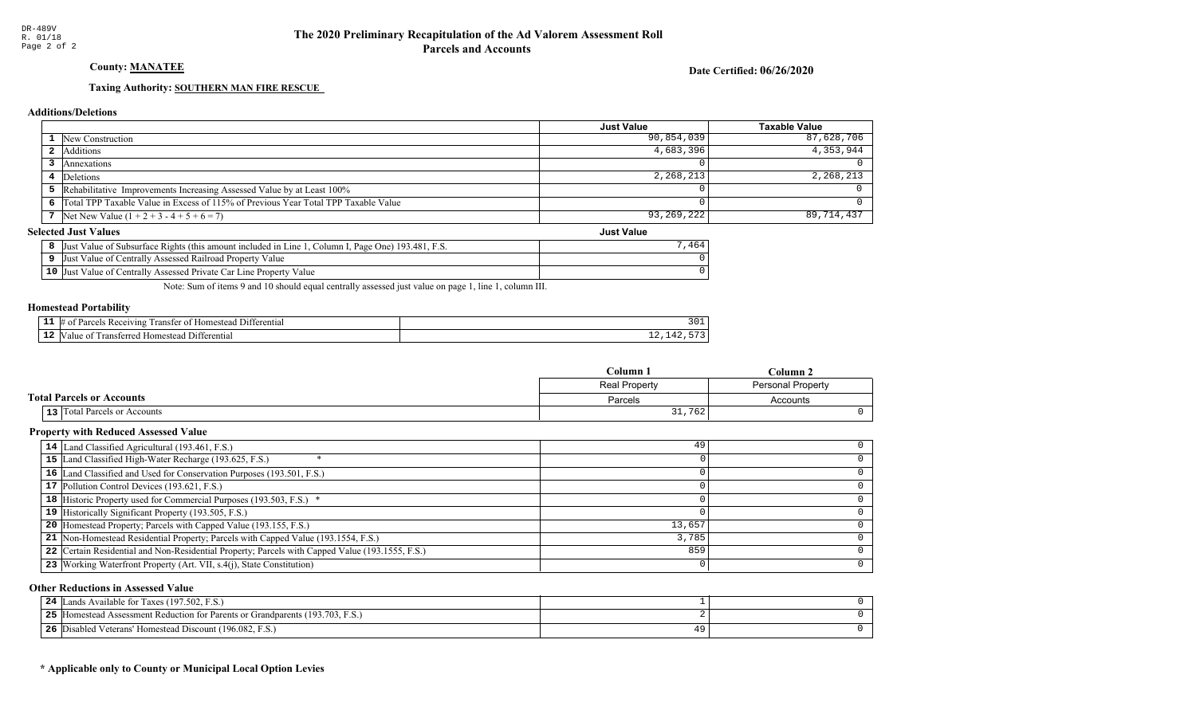DR-489V
R. 01/18

# The 2020 Preliminary Recapitulation of the Ad Valorem Assessment Roll
## Parcels and Accounts

**County: MANATEE**

**Date Certified: 06/26/2020**

**Taxing Authority: SOUTHERN MAN FIRE RESCUE**

### Additions/Deletions

| | | Just Value | Taxable Value |
|---|---|---|---|
| 1 | New Construction | 90,854,039 | 87,628,706 |
| 2 | Additions | 4,683,396 | 4,353,944 |
| 3 | Annexations | 0 | 0 |
| 4 | Deletions | 2,268,213 | 2,268,213 |
| 5 | Rehabilitative Improvements Increasing Assessed Value by at Least 100% | 0 | 0 |
| 6 | Total TPP Taxable Value in Excess of 115% of Previous Year Total TPP Taxable Value | 0 | 0 |
| 7 | Net New Value (1 + 2 + 3 - 4 + 5 + 6 = 7) | 93,269,222 | 89,714,437 |

### Selected Just Values

| | | Just Value |
|---|---|---|
| 8 | Just Value of Subsurface Rights (this amount included in Line 1, Column I, Page One) 193.481, F.S. | 7,464 |
| 9 | Just Value of Centrally Assessed Railroad Property Value | 0 |
| 10 | Just Value of Centrally Assessed Private Car Line Property Value | 0 |

Note: Sum of items 9 and 10 should equal centrally assessed just value on page 1, line 1, column III.

### Homestead Portability

| | | |
|---|---|---|
| 11 | # of Parcels Receiving Transfer of Homestead Differential | 301 |
| 12 | Value of Transferred Homestead Differential | 12,142,573 |

### Total Parcels or Accounts

| | | Column 1<br>Real Property<br>Parcels | Column 2<br>Personal Property<br>Accounts |
|---|---|---|---|
| 13 | Total Parcels or Accounts | 31,762 | 0 |

### Property with Reduced Assessed Value

| | | Column 1 | Column 2 |
|---|---|---|---|
| 14 | Land Classified Agricultural (193.461, F.S.) | 49 | 0 |
| 15 | Land Classified High-Water Recharge (193.625, F.S.) * | 0 | 0 |
| 16 | Land Classified and Used for Conservation Purposes (193.501, F.S.) | 0 | 0 |
| 17 | Pollution Control Devices (193.621, F.S.) | 0 | 0 |
| 18 | Historic Property used for Commercial Purposes (193.503, F.S.) * | 0 | 0 |
| 19 | Historically Significant Property (193.505, F.S.) | 0 | 0 |
| 20 | Homestead Property; Parcels with Capped Value (193.155, F.S.) | 13,657 | 0 |
| 21 | Non-Homestead Residential Property; Parcels with Capped Value (193.1554, F.S.) | 3,785 | 0 |
| 22 | Certain Residential and Non-Residential Property; Parcels with Capped Value (193.1555, F.S.) | 859 | 0 |
| 23 | Working Waterfront Property (Art. VII, s.4(j), State Constitution) | 0 | 0 |

### Other Reductions in Assessed Value

| | | Column 1 | Column 2 |
|---|---|---|---|
| 24 | Lands Available for Taxes (197.502, F.S.) | 1 | 0 |
| 25 | Homestead Assessment Reduction for Parents or Grandparents (193.703, F.S.) | 2 | 0 |
| 26 | Disabled Veterans' Homestead Discount (196.082, F.S.) | 49 | 0 |

**\* Applicable only to County or Municipal Local Option Levies**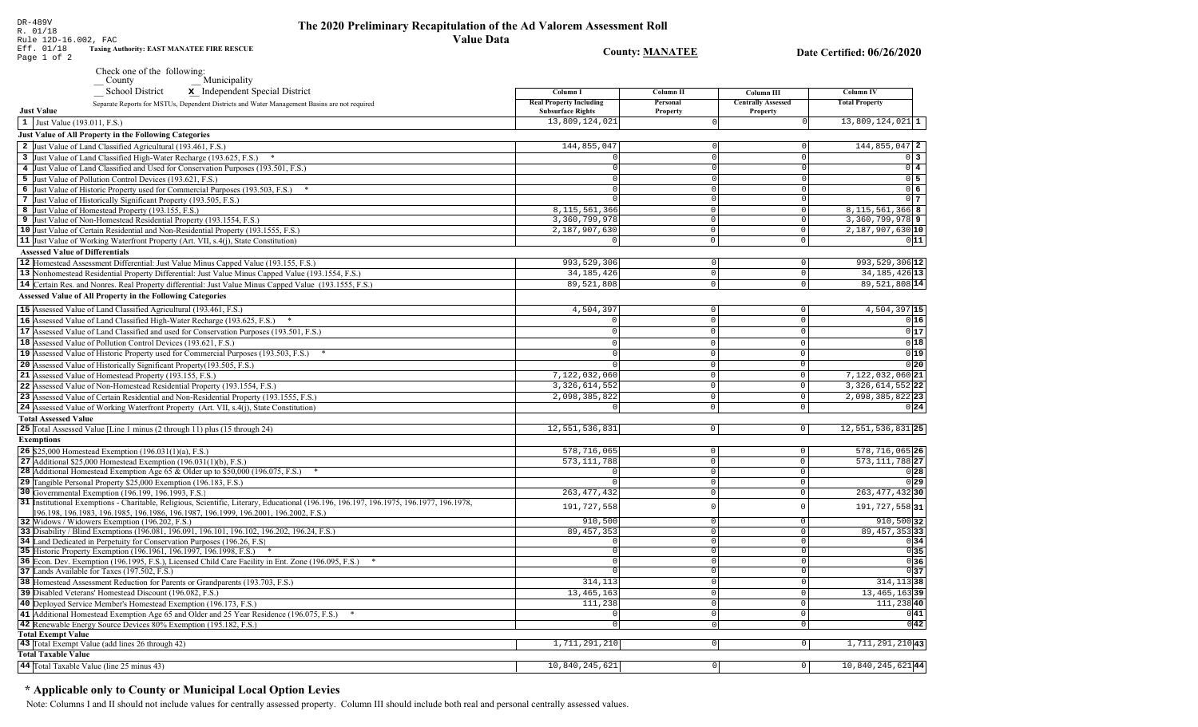DR-489V
R. 01/18
Rule 12D-16.002, FAC
Eff. 01/18 **Taxing Authority: EAST MANATEE FIRE RESCUE**

# The 2020 Preliminary Recapitulation of the Ad Valorem Assessment Roll

## Value Data

**County: MANATEE** **Date Certified: 06/26/2020**

Check one of the following:
__ County __ Municipality
__ School District **x** Independent Special District

| Just Value<br>Separate Reports for MSTUs, Dependent Districts and Water Management Basins are not required | Column I<br>Real Property Including Subsurface Rights | Column II<br>Personal Property | Column III<br>Centrally Assessed Property | Column IV<br>Total Property | |
|---|---|---|---|---|---|
| 1 Just Value (193.011, F.S.) | 13,809,124,021 | 0 | 0 | 13,809,124,021 | 1 |
| **Just Value of All Property in the Following Categories** | | | | | |
| 2 Just Value of Land Classified Agricultural (193.461, F.S.) | 144,855,047 | 0 | 0 | 144,855,047 | 2 |
| 3 Just Value of Land Classified High-Water Recharge (193.625, F.S.) * | 0 | 0 | 0 | 0 | 3 |
| 4 Just Value of Land Classified and Used for Conservation Purposes (193.501, F.S.) | 0 | 0 | 0 | 0 | 4 |
| 5 Just Value of Pollution Control Devices (193.621, F.S.) | 0 | 0 | 0 | 0 | 5 |
| 6 Just Value of Historic Property used for Commercial Purposes (193.503, F.S.) * | 0 | 0 | 0 | 0 | 6 |
| 7 Just Value of Historically Significant Property (193.505, F.S.) | 0 | 0 | 0 | 0 | 7 |
| 8 Just Value of Homestead Property (193.155, F.S.) | 8,115,561,366 | 0 | 0 | 8,115,561,366 | 8 |
| 9 Just Value of Non-Homestead Residential Property (193.1554, F.S.) | 3,360,799,978 | 0 | 0 | 3,360,799,978 | 9 |
| 10 Just Value of Certain Residential and Non-Residential Property (193.1555, F.S.) | 2,187,907,630 | 0 | 0 | 2,187,907,630 | 10 |
| 11 Just Value of Working Waterfront Property (Art. VII, s.4(j), State Constitution) | 0 | 0 | 0 | 0 | 11 |
| **Assessed Value of Differentials** | | | | | |
| 12 Homestead Assessment Differential: Just Value Minus Capped Value (193.155, F.S.) | 993,529,306 | 0 | 0 | 993,529,306 | 12 |
| 13 Nonhomestead Residential Property Differential: Just Value Minus Capped Value (193.1554, F.S.) | 34,185,426 | 0 | 0 | 34,185,426 | 13 |
| 14 Certain Res. and Nonres. Real Property differential: Just Value Minus Capped Value (193.1555, F.S.) | 89,521,808 | 0 | 0 | 89,521,808 | 14 |
| **Assessed Value of All Property in the Following Categories** | | | | | |
| 15 Assessed Value of Land Classified Agricultural (193.461, F.S.) | 4,504,397 | 0 | 0 | 4,504,397 | 15 |
| 16 Assessed Value of Land Classified High-Water Recharge (193.625, F.S.) * | 0 | 0 | 0 | 0 | 16 |
| 17 Assessed Value of Land Classified and used for Conservation Purposes (193.501, F.S.) | 0 | 0 | 0 | 0 | 17 |
| 18 Assessed Value of Pollution Control Devices (193.621, F.S.) | 0 | 0 | 0 | 0 | 18 |
| 19 Assessed Value of Historic Property used for Commercial Purposes (193.503, F.S.) * | 0 | 0 | 0 | 0 | 19 |
| 20 Assessed Value of Historically Significant Property(193.505, F.S.) | 0 | 0 | 0 | 0 | 20 |
| 21 Assessed Value of Homestead Property (193.155, F.S.) | 7,122,032,060 | 0 | 0 | 7,122,032,060 | 21 |
| 22 Assessed Value of Non-Homestead Residential Property (193.1554, F.S.) | 3,326,614,552 | 0 | 0 | 3,326,614,552 | 22 |
| 23 Assessed Value of Certain Residential and Non-Residential Property (193.1555, F.S.) | 2,098,385,822 | 0 | 0 | 2,098,385,822 | 23 |
| 24 Assessed Value of Working Waterfront Property (Art. VII, s.4(j), State Constitution) | 0 | 0 | 0 | 0 | 24 |
| **Total Assessed Value** | | | | | |
| 25 Total Assessed Value [Line 1 minus (2 through 11) plus (15 through 24) | 12,551,536,831 | 0 | 0 | 12,551,536,831 | 25 |
| **Exemptions** | | | | | |
| 26 $25,000 Homestead Exemption (196.031(1)(a), F.S.) | 578,716,065 | 0 | 0 | 578,716,065 | 26 |
| 27 Additional $25,000 Homestead Exemption (196.031(1)(b), F.S.) | 573,111,788 | 0 | 0 | 573,111,788 | 27 |
| 28 Additional Homestead Exemption Age 65 & Older up to $50,000 (196.075, F.S.) * | 0 | 0 | 0 | 0 | 28 |
| 29 Tangible Personal Property $25,000 Exemption (196.183, F.S.) | 0 | 0 | 0 | 0 | 29 |
| 30 Governmental Exemption (196.199, 196.1993, F.S.) | 263,477,432 | 0 | 0 | 263,477,432 | 30 |
| 31 Institutional Exemptions - Charitable, Religious, Scientific, Literary, Educational (196.196, 196.197, 196.1975, 196.1977, 196.1978, 196.198, 196.1983, 196.1985, 196.1986, 196.1987, 196.1999, 196.2001, 196.2002, F.S.) | 191,727,558 | 0 | 0 | 191,727,558 | 31 |
| 32 Widows / Widowers Exemption (196.202, F.S.) | 910,500 | 0 | 0 | 910,500 | 32 |
| 33 Disability / Blind Exemptions (196.081, 196.091, 196.101, 196.102, 196.202, 196.24, F.S.) | 89,457,353 | 0 | 0 | 89,457,353 | 33 |
| 34 Land Dedicated in Perpetuity for Conservation Purposes (196.26, F.S) | 0 | 0 | 0 | 0 | 34 |
| 35 Historic Property Exemption (196.1961, 196.1997, 196.1998, F.S.) * | 0 | 0 | 0 | 0 | 35 |
| 36 Econ. Dev. Exemption (196.1995, F.S.), Licensed Child Care Facility in Ent. Zone (196.095, F.S.) * | 0 | 0 | 0 | 0 | 36 |
| 37 Lands Available for Taxes (197.502, F.S.) | 0 | 0 | 0 | 0 | 37 |
| 38 Homestead Assessment Reduction for Parents or Grandparents (193.703, F.S.) | 314,113 | 0 | 0 | 314,113 | 38 |
| 39 Disabled Veterans' Homestead Discount (196.082, F.S.) | 13,465,163 | 0 | 0 | 13,465,163 | 39 |
| 40 Deployed Service Member's Homestead Exemption (196.173, F.S.) | 111,238 | 0 | 0 | 111,238 | 40 |
| 41 Additional Homestead Exemption Age 65 and Older and 25 Year Residence (196.075, F.S.) * | 0 | 0 | 0 | 0 | 41 |
| 42 Renewable Energy Source Devices 80% Exemption (195.182, F.S.) | 0 | 0 | 0 | 0 | 42 |
| **Total Exempt Value** | | | | | |
| 43 Total Exempt Value (add lines 26 through 42) | 1,711,291,210 | 0 | 0 | 1,711,291,210 | 43 |
| **Total Taxable Value** | | | | | |
| 44 Total Taxable Value (line 25 minus 43) | 10,840,245,621 | 0 | 0 | 10,840,245,621 | 44 |

## * Applicable only to County or Municipal Local Option Levies

Note: Columns I and II should not include values for centrally assessed property. Column III should include both real and personal centrally assessed values.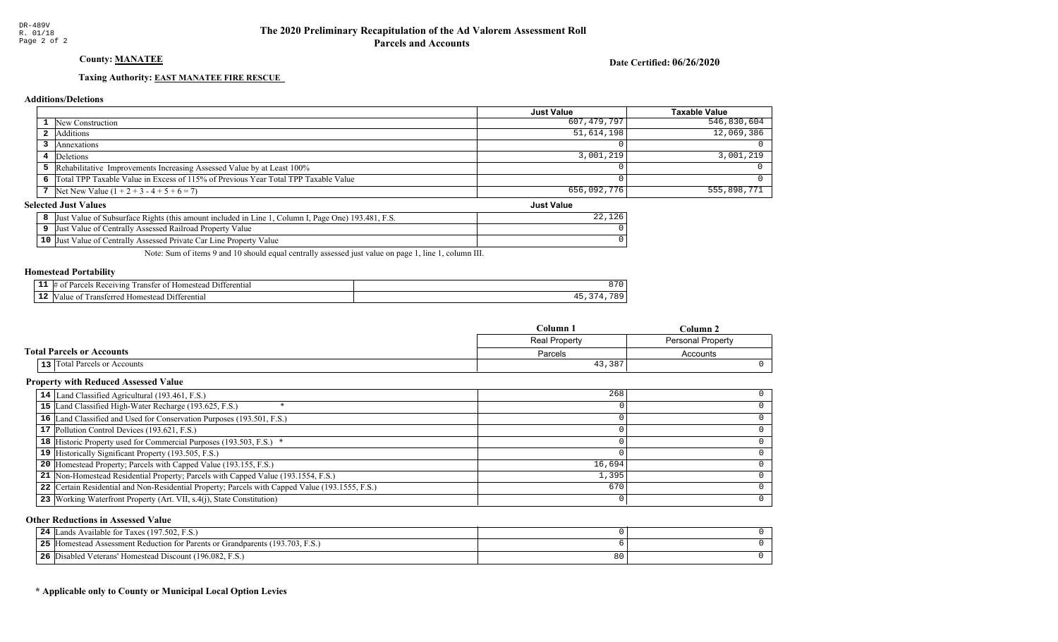DR-489V
R. 01/18

# The 2020 Preliminary Recapitulation of the Ad Valorem Assessment Roll
## Parcels and Accounts

**County: MANATEE**

**Date Certified: 06/26/2020**

**Taxing Authority: EAST MANATEE FIRE RESCUE**

### Additions/Deletions

| | | Just Value | Taxable Value |
|---|---|---|---|
| 1 | New Construction | 607,479,797 | 546,830,604 |
| 2 | Additions | 51,614,198 | 12,069,386 |
| 3 | Annexations | 0 | 0 |
| 4 | Deletions | 3,001,219 | 3,001,219 |
| 5 | Rehabilitative Improvements Increasing Assessed Value by at Least 100% | 0 | 0 |
| 6 | Total TPP Taxable Value in Excess of 115% of Previous Year Total TPP Taxable Value | 0 | 0 |
| 7 | Net New Value (1 + 2 + 3 - 4 + 5 + 6 = 7) | 656,092,776 | 555,898,771 |

### Selected Just Values

| | | Just Value |
|---|---|---|
| 8 | Just Value of Subsurface Rights (this amount included in Line 1, Column I, Page One) 193.481, F.S. | 22,126 |
| 9 | Just Value of Centrally Assessed Railroad Property Value | 0 |
| 10 | Just Value of Centrally Assessed Private Car Line Property Value | 0 |

Note: Sum of items 9 and 10 should equal centrally assessed just value on page 1, line 1, column III.

### Homestead Portability

| | | |
|---|---|---|
| 11 | # of Parcels Receiving Transfer of Homestead Differential | 870 |
| 12 | Value of Transferred Homestead Differential | 45,374,789 |

### Total Parcels or Accounts

| | | Column 1 | Column 2 |
|---|---|---|---|
| | | Real Property | Personal Property |
| | | Parcels | Accounts |
| 13 | Total Parcels or Accounts | 43,387 | 0 |

### Property with Reduced Assessed Value

| | | Column 1 | Column 2 |
|---|---|---|---|
| 14 | Land Classified Agricultural (193.461, F.S.) | 268 | 0 |
| 15 | Land Classified High-Water Recharge (193.625, F.S.) * | 0 | 0 |
| 16 | Land Classified and Used for Conservation Purposes (193.501, F.S.) | 0 | 0 |
| 17 | Pollution Control Devices (193.621, F.S.) | 0 | 0 |
| 18 | Historic Property used for Commercial Purposes (193.503, F.S.) * | 0 | 0 |
| 19 | Historically Significant Property (193.505, F.S.) | 0 | 0 |
| 20 | Homestead Property; Parcels with Capped Value (193.155, F.S.) | 16,694 | 0 |
| 21 | Non-Homestead Residential Property; Parcels with Capped Value (193.1554, F.S.) | 1,395 | 0 |
| 22 | Certain Residential and Non-Residential Property; Parcels with Capped Value (193.1555, F.S.) | 670 | 0 |
| 23 | Working Waterfront Property (Art. VII, s.4(j), State Constitution) | 0 | 0 |

### Other Reductions in Assessed Value

| | | Column 1 | Column 2 |
|---|---|---|---|
| 24 | Lands Available for Taxes (197.502, F.S.) | 0 | 0 |
| 25 | Homestead Assessment Reduction for Parents or Grandparents (193.703, F.S.) | 6 | 0 |
| 26 | Disabled Veterans' Homestead Discount (196.082, F.S.) | 80 | 0 |

**\* Applicable only to County or Municipal Local Option Levies**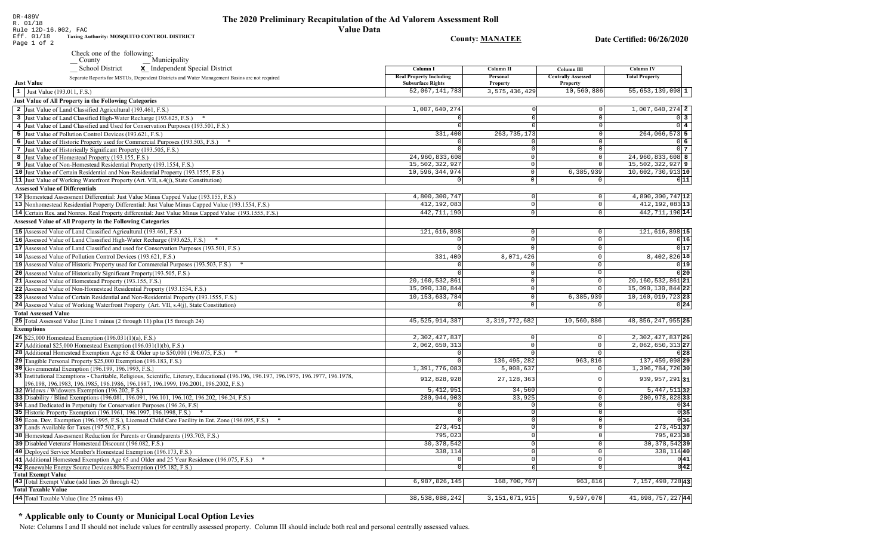DR-489V
R. 01/18
Rule 12D-16.002, FAC
Eff. 01/18 **Taxing Authority: MOSQUITO CONTROL DISTRICT**

# The 2020 Preliminary Recapitulation of the Ad Valorem Assessment Roll

## Value Data

**County: MANATEE** **Date Certified: 06/26/2020**

Check one of the following:
__ County __ Municipality
__ School District **x** Independent Special District

Separate Reports for MSTUs, Dependent Districts and Water Management Basins are not required

| Just Value | Column I Real Property Including Subsurface Rights | Column II Personal Property | Column III Centrally Assessed Property | Column IV Total Property | |
|---|---|---|---|---|---|
| 1 Just Value (193.011, F.S.) | 52,067,141,783 | 3,575,436,429 | 10,560,886 | 55,653,139,098 | 1 |
| **Just Value of All Property in the Following Categories** | | | | | |
| 2 Just Value of Land Classified Agricultural (193.461, F.S.) | 1,007,640,274 | 0 | 0 | 1,007,640,274 | 2 |
| 3 Just Value of Land Classified High-Water Recharge (193.625, F.S.) * | 0 | 0 | 0 | 0 | 3 |
| 4 Just Value of Land Classified and Used for Conservation Purposes (193.501, F.S.) | 0 | 0 | 0 | 0 | 4 |
| 5 Just Value of Pollution Control Devices (193.621, F.S.) | 331,400 | 263,735,173 | 0 | 264,066,573 | 5 |
| 6 Just Value of Historic Property used for Commercial Purposes (193.503, F.S.) * | 0 | 0 | 0 | 0 | 6 |
| 7 Just Value of Historically Significant Property (193.505, F.S.) | 0 | 0 | 0 | 0 | 7 |
| 8 Just Value of Homestead Property (193.155, F.S.) | 24,960,833,608 | 0 | 0 | 24,960,833,608 | 8 |
| 9 Just Value of Non-Homestead Residential Property (193.1554, F.S.) | 15,502,322,927 | 0 | 0 | 15,502,322,927 | 9 |
| 10 Just Value of Certain Residential and Non-Residential Property (193.1555, F.S.) | 10,596,344,974 | 0 | 6,385,939 | 10,602,730,913 | 10 |
| 11 Just Value of Working Waterfront Property (Art. VII, s.4(j), State Constitution) | 0 | 0 | 0 | 0 | 11 |
| **Assessed Value of Differentials** | | | | | |
| 12 Homestead Assessment Differential: Just Value Minus Capped Value (193.155, F.S.) | 4,800,300,747 | 0 | 0 | 4,800,300,747 | 12 |
| 13 Nonhomestead Residential Property Differential: Just Value Minus Capped Value (193.1554, F.S.) | 412,192,083 | 0 | 0 | 412,192,083 | 13 |
| 14 Certain Res. and Nonres. Real Property differential: Just Value Minus Capped Value (193.1555, F.S.) | 442,711,190 | 0 | 0 | 442,711,190 | 14 |
| **Assessed Value of All Property in the Following Categories** | | | | | |
| 15 Assessed Value of Land Classified Agricultural (193.461, F.S.) | 121,616,898 | 0 | 0 | 121,616,898 | 15 |
| 16 Assessed Value of Land Classified High-Water Recharge (193.625, F.S.) * | 0 | 0 | 0 | 0 | 16 |
| 17 Assessed Value of Land Classified and used for Conservation Purposes (193.501, F.S.) | 0 | 0 | 0 | 0 | 17 |
| 18 Assessed Value of Pollution Control Devices (193.621, F.S.) | 331,400 | 8,071,426 | 0 | 8,402,826 | 18 |
| 19 Assessed Value of Historic Property used for Commercial Purposes (193.503, F.S.) * | 0 | 0 | 0 | 0 | 19 |
| 20 Assessed Value of Historically Significant Property(193.505, F.S.) | 0 | 0 | 0 | 0 | 20 |
| 21 Assessed Value of Homestead Property (193.155, F.S.) | 20,160,532,861 | 0 | 0 | 20,160,532,861 | 21 |
| 22 Assessed Value of Non-Homestead Residential Property (193.1554, F.S.) | 15,090,130,844 | 0 | 0 | 15,090,130,844 | 22 |
| 23 Assessed Value of Certain Residential and Non-Residential Property (193.1555, F.S.) | 10,153,633,784 | 0 | 6,385,939 | 10,160,019,723 | 23 |
| 24 Assessed Value of Working Waterfront Property (Art. VII, s.4(j), State Constitution) | 0 | 0 | 0 | 0 | 24 |
| **Total Assessed Value** | | | | | |
| 25 Total Assessed Value [Line 1 minus (2 through 11) plus (15 through 24) | 45,525,914,387 | 3,319,772,682 | 10,560,886 | 48,856,247,955 | 25 |
| **Exemptions** | | | | | |
| 26 $25,000 Homestead Exemption (196.031(1)(a), F.S.) | 2,302,427,837 | 0 | 0 | 2,302,427,837 | 26 |
| 27 Additional $25,000 Homestead Exemption (196.031(1)(b), F.S.) | 2,062,650,313 | 0 | 0 | 2,062,650,313 | 27 |
| 28 Additional Homestead Exemption Age 65 & Older up to $50,000 (196.075, F.S.) * | 0 | 0 | 0 | 0 | 28 |
| 29 Tangible Personal Property $25,000 Exemption (196.183, F.S.) | 0 | 136,495,282 | 963,816 | 137,459,098 | 29 |
| 30 Governmental Exemption (196.199, 196.1993, F.S.) | 1,391,776,083 | 5,008,637 | 0 | 1,396,784,720 | 30 |
| 31 Institutional Exemptions - Charitable, Religious, Scientific, Literary, Educational (196.196, 196.197, 196.1975, 196.1977, 196.1978, 196.198, 196.1983, 196.1985, 196.1986, 196.1987, 196.1999, 196.2001, 196.2002, F.S.) | 912,828,928 | 27,128,363 | 0 | 939,957,291 | 31 |
| 32 Widows / Widowers Exemption (196.202, F.S.) | 5,412,951 | 34,560 | 0 | 5,447,511 | 32 |
| 33 Disability / Blind Exemptions (196.081, 196.091, 196.101, 196.102, 196.202, 196.24, F.S.) | 280,944,903 | 33,925 | 0 | 280,978,828 | 33 |
| 34 Land Dedicated in Perpetuity for Conservation Purposes (196.26, F.S) | 0 | 0 | 0 | 0 | 34 |
| 35 Historic Property Exemption (196.1961, 196.1997, 196.1998, F.S.) * | 0 | 0 | 0 | 0 | 35 |
| 36 Econ. Dev. Exemption (196.1995, F.S.), Licensed Child Care Facility in Ent. Zone (196.095, F.S.) * | 0 | 0 | 0 | 0 | 36 |
| 37 Lands Available for Taxes (197.502, F.S.) | 273,451 | 0 | 0 | 273,451 | 37 |
| 38 Homestead Assessment Reduction for Parents or Grandparents (193.703, F.S.) | 795,023 | 0 | 0 | 795,023 | 38 |
| 39 Disabled Veterans' Homestead Discount (196.082, F.S.) | 30,378,542 | 0 | 0 | 30,378,542 | 39 |
| 40 Deployed Service Member's Homestead Exemption (196.173, F.S.) | 338,114 | 0 | 0 | 338,114 | 40 |
| 41 Additional Homestead Exemption Age 65 and Older and 25 Year Residence (196.075, F.S.) * | 0 | 0 | 0 | 0 | 41 |
| 42 Renewable Energy Source Devices 80% Exemption (195.182, F.S.) | 0 | 0 | 0 | 0 | 42 |
| **Total Exempt Value** | | | | | |
| 43 Total Exempt Value (add lines 26 through 42) | 6,987,826,145 | 168,700,767 | 963,816 | 7,157,490,728 | 43 |
| **Total Taxable Value** | | | | | |
| 44 Total Taxable Value (line 25 minus 43) | 38,538,088,242 | 3,151,071,915 | 9,597,070 | 41,698,757,227 | 44 |

**\* Applicable only to County or Municipal Local Option Levies**

Note: Columns I and II should not include values for centrally assessed property. Column III should include both real and personal centrally assessed values.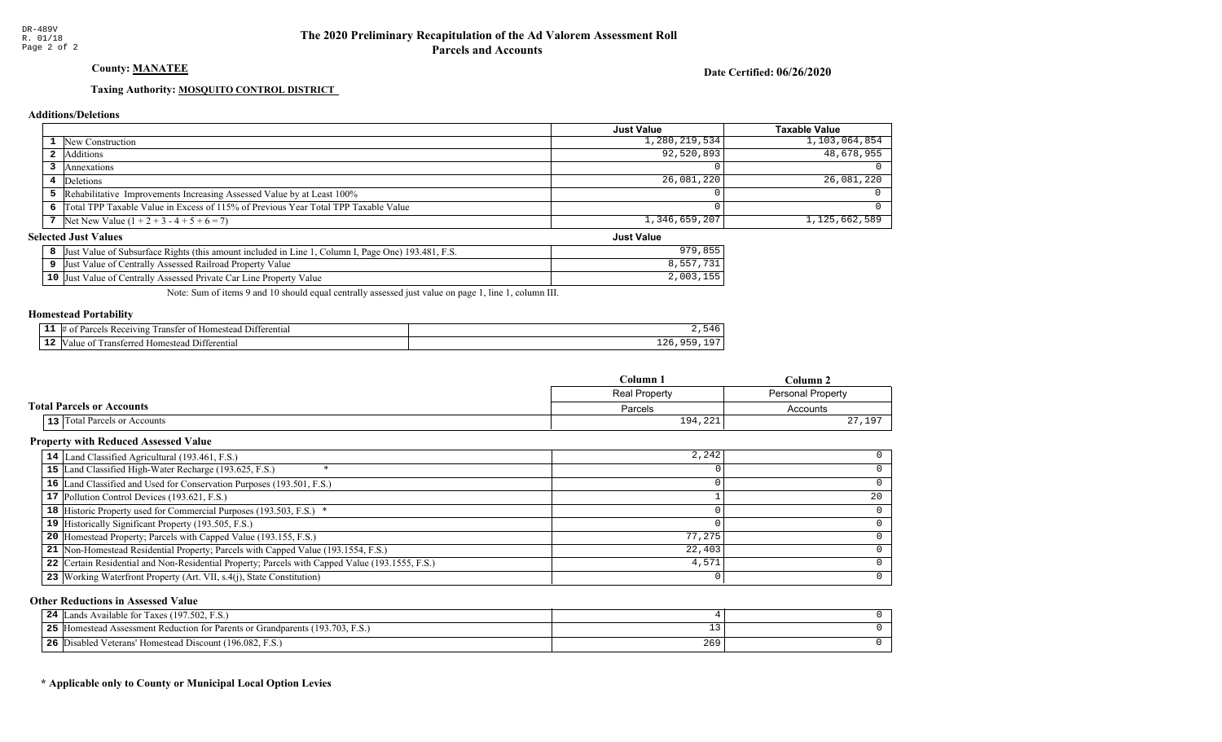DR-489V
R. 01/18

# The 2020 Preliminary Recapitulation of the Ad Valorem Assessment Roll
## Parcels and Accounts

**County: MANATEE**

**Date Certified: 06/26/2020**

**Taxing Authority: MOSQUITO CONTROL DISTRICT**

### Additions/Deletions

| | | Just Value | Taxable Value |
|---|---|---|---|
| 1 | New Construction | 1,280,219,534 | 1,103,064,854 |
| 2 | Additions | 92,520,893 | 48,678,955 |
| 3 | Annexations | 0 | 0 |
| 4 | Deletions | 26,081,220 | 26,081,220 |
| 5 | Rehabilitative Improvements Increasing Assessed Value by at Least 100% | 0 | 0 |
| 6 | Total TPP Taxable Value in Excess of 115% of Previous Year Total TPP Taxable Value | 0 | 0 |
| 7 | Net New Value (1 + 2 + 3 - 4 + 5 + 6 = 7) | 1,346,659,207 | 1,125,662,589 |

### Selected Just Values

| | | Just Value |
|---|---|---|
| 8 | Just Value of Subsurface Rights (this amount included in Line 1, Column I, Page One) 193.481, F.S. | 979,855 |
| 9 | Just Value of Centrally Assessed Railroad Property Value | 8,557,731 |
| 10 | Just Value of Centrally Assessed Private Car Line Property Value | 2,003,155 |

Note: Sum of items 9 and 10 should equal centrally assessed just value on page 1, line 1, column III.

### Homestead Portability

| | | |
|---|---|---|
| 11 | # of Parcels Receiving Transfer of Homestead Differential | 2,546 |
| 12 | Value of Transferred Homestead Differential | 126,959,197 |

### Total Parcels or Accounts

| | | Column 1 | Column 2 |
|---|---|---|---|
| | | Real Property | Personal Property |
| | | Parcels | Accounts |
| 13 | Total Parcels or Accounts | 194,221 | 27,197 |

### Property with Reduced Assessed Value

| | | Column 1 | Column 2 |
|---|---|---|---|
| 14 | Land Classified Agricultural (193.461, F.S.) | 2,242 | 0 |
| 15 | Land Classified High-Water Recharge (193.625, F.S.) * | 0 | 0 |
| 16 | Land Classified and Used for Conservation Purposes (193.501, F.S.) | 0 | 0 |
| 17 | Pollution Control Devices (193.621, F.S.) | 1 | 20 |
| 18 | Historic Property used for Commercial Purposes (193.503, F.S.) * | 0 | 0 |
| 19 | Historically Significant Property (193.505, F.S.) | 0 | 0 |
| 20 | Homestead Property; Parcels with Capped Value (193.155, F.S.) | 77,275 | 0 |
| 21 | Non-Homestead Residential Property; Parcels with Capped Value (193.1554, F.S.) | 22,403 | 0 |
| 22 | Certain Residential and Non-Residential Property; Parcels with Capped Value (193.1555, F.S.) | 4,571 | 0 |
| 23 | Working Waterfront Property (Art. VII, s.4(j), State Constitution) | 0 | 0 |

### Other Reductions in Assessed Value

| | | Column 1 | Column 2 |
|---|---|---|---|
| 24 | Lands Available for Taxes (197.502, F.S.) | 4 | 0 |
| 25 | Homestead Assessment Reduction for Parents or Grandparents (193.703, F.S.) | 13 | 0 |
| 26 | Disabled Veterans' Homestead Discount (196.082, F.S.) | 269 | 0 |

**\* Applicable only to County or Municipal Local Option Levies**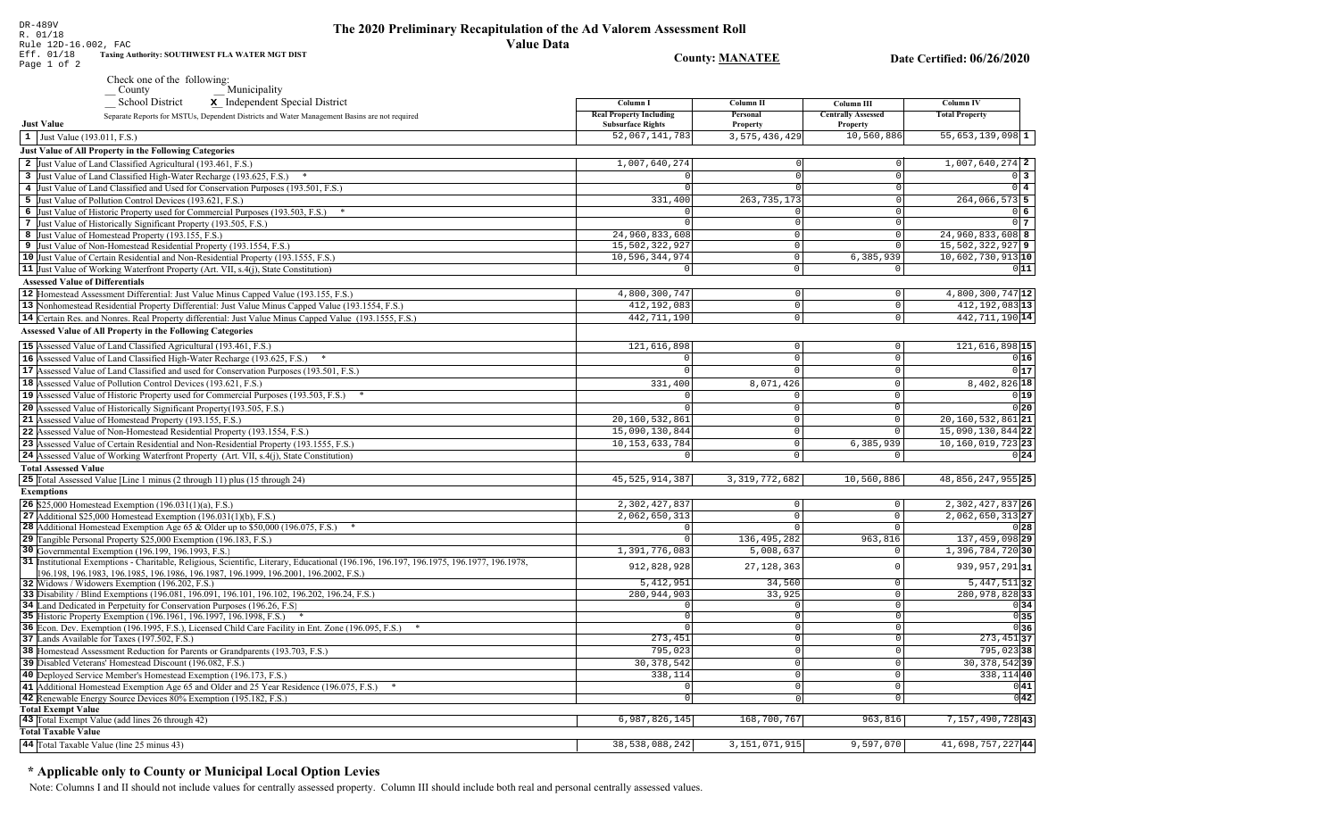DR-489V
R. 01/18
Rule 12D-16.002, FAC
Eff. 01/18
Page 1 of 2

# The 2020 Preliminary Recapitulation of the Ad Valorem Assessment Roll

## Value Data

Taxing Authority: SOUTHWEST FLA WATER MGT DIST

County: MANATEE

Date Certified: 06/26/2020

Check one of the following:
__ County __ Municipality
__ School District **x** Independent Special District

Separate Reports for MSTUs, Dependent Districts and Water Management Basins are not required

| | Column I Real Property Including Subsurface Rights | Column II Personal Property | Column III Centrally Assessed Property | Column IV Total Property | |
|---|---|---|---|---|---|
| **Just Value** | | | | | |
| 1 Just Value (193.011, F.S.) | 52,067,141,783 | 3,575,436,429 | 10,560,886 | 55,653,139,098 | 1 |
| **Just Value of All Property in the Following Categories** | | | | | |
| 2 Just Value of Land Classified Agricultural (193.461, F.S.) | 1,007,640,274 | 0 | 0 | 1,007,640,274 | 2 |
| 3 Just Value of Land Classified High-Water Recharge (193.625, F.S.) * | 0 | 0 | 0 | 0 | 3 |
| 4 Just Value of Land Classified and Used for Conservation Purposes (193.501, F.S.) | 0 | 0 | 0 | 0 | 4 |
| 5 Just Value of Pollution Control Devices (193.621, F.S.) | 331,400 | 263,735,173 | 0 | 264,066,573 | 5 |
| 6 Just Value of Historic Property used for Commercial Purposes (193.503, F.S.) * | 0 | 0 | 0 | 0 | 6 |
| 7 Just Value of Historically Significant Property (193.505, F.S.) | 0 | 0 | 0 | 0 | 7 |
| 8 Just Value of Homestead Property (193.155, F.S.) | 24,960,833,608 | 0 | 0 | 24,960,833,608 | 8 |
| 9 Just Value of Non-Homestead Residential Property (193.1554, F.S.) | 15,502,322,927 | 0 | 0 | 15,502,322,927 | 9 |
| 10 Just Value of Certain Residential and Non-Residential Property (193.1555, F.S.) | 10,596,344,974 | 0 | 6,385,939 | 10,602,730,913 | 10 |
| 11 Just Value of Working Waterfront Property (Art. VII, s.4(j), State Constitution) | 0 | 0 | 0 | 0 | 11 |
| **Assessed Value of Differentials** | | | | | |
| 12 Homestead Assessment Differential: Just Value Minus Capped Value (193.155, F.S.) | 4,800,300,747 | 0 | 0 | 4,800,300,747 | 12 |
| 13 Nonhomestead Residential Property Differential: Just Value Minus Capped Value (193.1554, F.S.) | 412,192,083 | 0 | 0 | 412,192,083 | 13 |
| 14 Certain Res. and Nonres. Real Property differential: Just Value Minus Capped Value (193.1555, F.S.) | 442,711,190 | 0 | 0 | 442,711,190 | 14 |
| **Assessed Value of All Property in the Following Categories** | | | | | |
| 15 Assessed Value of Land Classified Agricultural (193.461, F.S.) | 121,616,898 | 0 | 0 | 121,616,898 | 15 |
| 16 Assessed Value of Land Classified High-Water Recharge (193.625, F.S.) * | 0 | 0 | 0 | 0 | 16 |
| 17 Assessed Value of Land Classified and used for Conservation Purposes (193.501, F.S.) | 0 | 0 | 0 | 0 | 17 |
| 18 Assessed Value of Pollution Control Devices (193.621, F.S.) | 331,400 | 8,071,426 | 0 | 8,402,826 | 18 |
| 19 Assessed Value of Historic Property used for Commercial Purposes (193.503, F.S.) * | 0 | 0 | 0 | 0 | 19 |
| 20 Assessed Value of Historically Significant Property(193.505, F.S.) | 0 | 0 | 0 | 0 | 20 |
| 21 Assessed Value of Homestead Property (193.155, F.S.) | 20,160,532,861 | 0 | 0 | 20,160,532,861 | 21 |
| 22 Assessed Value of Non-Homestead Residential Property (193.1554, F.S.) | 15,090,130,844 | 0 | 0 | 15,090,130,844 | 22 |
| 23 Assessed Value of Certain Residential and Non-Residential Property (193.1555, F.S.) | 10,153,633,784 | 0 | 6,385,939 | 10,160,019,723 | 23 |
| 24 Assessed Value of Working Waterfront Property (Art. VII, s.4(j), State Constitution) | 0 | 0 | 0 | 0 | 24 |
| **Total Assessed Value** | | | | | |
| 25 Total Assessed Value [Line 1 minus (2 through 11) plus (15 through 24) | 45,525,914,387 | 3,319,772,682 | 10,560,886 | 48,856,247,955 | 25 |
| **Exemptions** | | | | | |
| 26 $25,000 Homestead Exemption (196.031(1)(a), F.S.) | 2,302,427,837 | 0 | 0 | 2,302,427,837 | 26 |
| 27 Additional $25,000 Homestead Exemption (196.031(1)(b), F.S.) | 2,062,650,313 | 0 | 0 | 2,062,650,313 | 27 |
| 28 Additional Homestead Exemption Age 65 & Older up to $50,000 (196.075, F.S.) * | 0 | 0 | 0 | 0 | 28 |
| 29 Tangible Personal Property $25,000 Exemption (196.183, F.S.) | 0 | 136,495,282 | 963,816 | 137,459,098 | 29 |
| 30 Governmental Exemption (196.199, 196.1993, F.S.) | 1,391,776,083 | 5,008,637 | 0 | 1,396,784,720 | 30 |
| 31 Institutional Exemptions - Charitable, Religious, Scientific, Literary, Educational (196.196, 196.197, 196.1975, 196.1977, 196.1978, 196.198, 196.1983, 196.1985, 196.1986, 196.1987, 196.1999, 196.2001, 196.2002, F.S.) | 912,828,928 | 27,128,363 | 0 | 939,957,291 | 31 |
| 32 Widows / Widowers Exemption (196.202, F.S.) | 5,412,951 | 34,560 | 0 | 5,447,511 | 32 |
| 33 Disability / Blind Exemptions (196.081, 196.091, 196.101, 196.102, 196.202, 196.24, F.S.) | 280,944,903 | 33,925 | 0 | 280,978,828 | 33 |
| 34 Land Dedicated in Perpetuity for Conservation Purposes (196.26, F.S) | 0 | 0 | 0 | 0 | 34 |
| 35 Historic Property Exemption (196.1961, 196.1997, 196.1998, F.S.) * | 0 | 0 | 0 | 0 | 35 |
| 36 Econ. Dev. Exemption (196.1995, F.S.), Licensed Child Care Facility in Ent. Zone (196.095, F.S.) * | 0 | 0 | 0 | 0 | 36 |
| 37 Lands Available for Taxes (197.502, F.S.) | 273,451 | 0 | 0 | 273,451 | 37 |
| 38 Homestead Assessment Reduction for Parents or Grandparents (193.703, F.S.) | 795,023 | 0 | 0 | 795,023 | 38 |
| 39 Disabled Veterans' Homestead Discount (196.082, F.S.) | 30,378,542 | 0 | 0 | 30,378,542 | 39 |
| 40 Deployed Service Member's Homestead Exemption (196.173, F.S.) | 338,114 | 0 | 0 | 338,114 | 40 |
| 41 Additional Homestead Exemption Age 65 and Older and 25 Year Residence (196.075, F.S.) * | 0 | 0 | 0 | 0 | 41 |
| 42 Renewable Energy Source Devices 80% Exemption (195.182, F.S.) | 0 | 0 | 0 | 0 | 42 |
| **Total Exempt Value** | | | | | |
| 43 Total Exempt Value (add lines 26 through 42) | 6,987,826,145 | 168,700,767 | 963,816 | 7,157,490,728 | 43 |
| **Total Taxable Value** | | | | | |
| 44 Total Taxable Value (line 25 minus 43) | 38,538,088,242 | 3,151,071,915 | 9,597,070 | 41,698,757,227 | 44 |

## * Applicable only to County or Municipal Local Option Levies

Note: Columns I and II should not include values for centrally assessed property. Column III should include both real and personal centrally assessed values.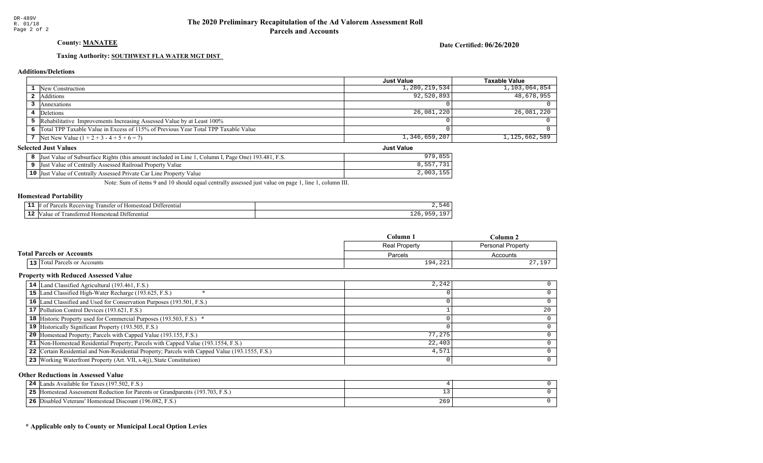DR-489V
R. 01/18

# The 2020 Preliminary Recapitulation of the Ad Valorem Assessment Roll
## Parcels and Accounts

**County: MANATEE**

**Date Certified: 06/26/2020**

**Taxing Authority: SOUTHWEST FLA WATER MGT DIST**

### Additions/Deletions

| | | Just Value | Taxable Value |
|---|---|---|---|
| 1 | New Construction | 1,280,219,534 | 1,103,064,854 |
| 2 | Additions | 92,520,893 | 48,678,955 |
| 3 | Annexations | 0 | 0 |
| 4 | Deletions | 26,081,220 | 26,081,220 |
| 5 | Rehabilitative Improvements Increasing Assessed Value by at Least 100% | 0 | 0 |
| 6 | Total TPP Taxable Value in Excess of 115% of Previous Year Total TPP Taxable Value | 0 | 0 |
| 7 | Net New Value (1 + 2 + 3 - 4 + 5 + 6 = 7) | 1,346,659,207 | 1,125,662,589 |

### Selected Just Values

| | | Just Value |
|---|---|---|
| 8 | Just Value of Subsurface Rights (this amount included in Line 1, Column I, Page One) 193.481, F.S. | 979,855 |
| 9 | Just Value of Centrally Assessed Railroad Property Value | 8,557,731 |
| 10 | Just Value of Centrally Assessed Private Car Line Property Value | 2,003,155 |

Note: Sum of items 9 and 10 should equal centrally assessed just value on page 1, line 1, column III.

### Homestead Portability

| | | |
|---|---|---|
| 11 | # of Parcels Receiving Transfer of Homestead Differential | 2,546 |
| 12 | Value of Transferred Homestead Differential | 126,959,197 |

### Total Parcels or Accounts

| | | Column 1 | Column 2 |
|---|---|---|---|
| | | Real Property | Personal Property |
| | | Parcels | Accounts |
| 13 | Total Parcels or Accounts | 194,221 | 27,197 |

### Property with Reduced Assessed Value

| | | Column 1 | Column 2 |
|---|---|---|---|
| 14 | Land Classified Agricultural (193.461, F.S.) | 2,242 | 0 |
| 15 | Land Classified High-Water Recharge (193.625, F.S.) * | 0 | 0 |
| 16 | Land Classified and Used for Conservation Purposes (193.501, F.S.) | 0 | 0 |
| 17 | Pollution Control Devices (193.621, F.S.) | 1 | 20 |
| 18 | Historic Property used for Commercial Purposes (193.503, F.S.) * | 0 | 0 |
| 19 | Historically Significant Property (193.505, F.S.) | 0 | 0 |
| 20 | Homestead Property; Parcels with Capped Value (193.155, F.S.) | 77,275 | 0 |
| 21 | Non-Homestead Residential Property; Parcels with Capped Value (193.1554, F.S.) | 22,403 | 0 |
| 22 | Certain Residential and Non-Residential Property; Parcels with Capped Value (193.1555, F.S.) | 4,571 | 0 |
| 23 | Working Waterfront Property (Art. VII, s.4(j), State Constitution) | 0 | 0 |

### Other Reductions in Assessed Value

| | | Column 1 | Column 2 |
|---|---|---|---|
| 24 | Lands Available for Taxes (197.502, F.S.) | 4 | 0 |
| 25 | Homestead Assessment Reduction for Parents or Grandparents (193.703, F.S.) | 13 | 0 |
| 26 | Disabled Veterans' Homestead Discount (196.082, F.S.) | 269 | 0 |

**\* Applicable only to County or Municipal Local Option Levies**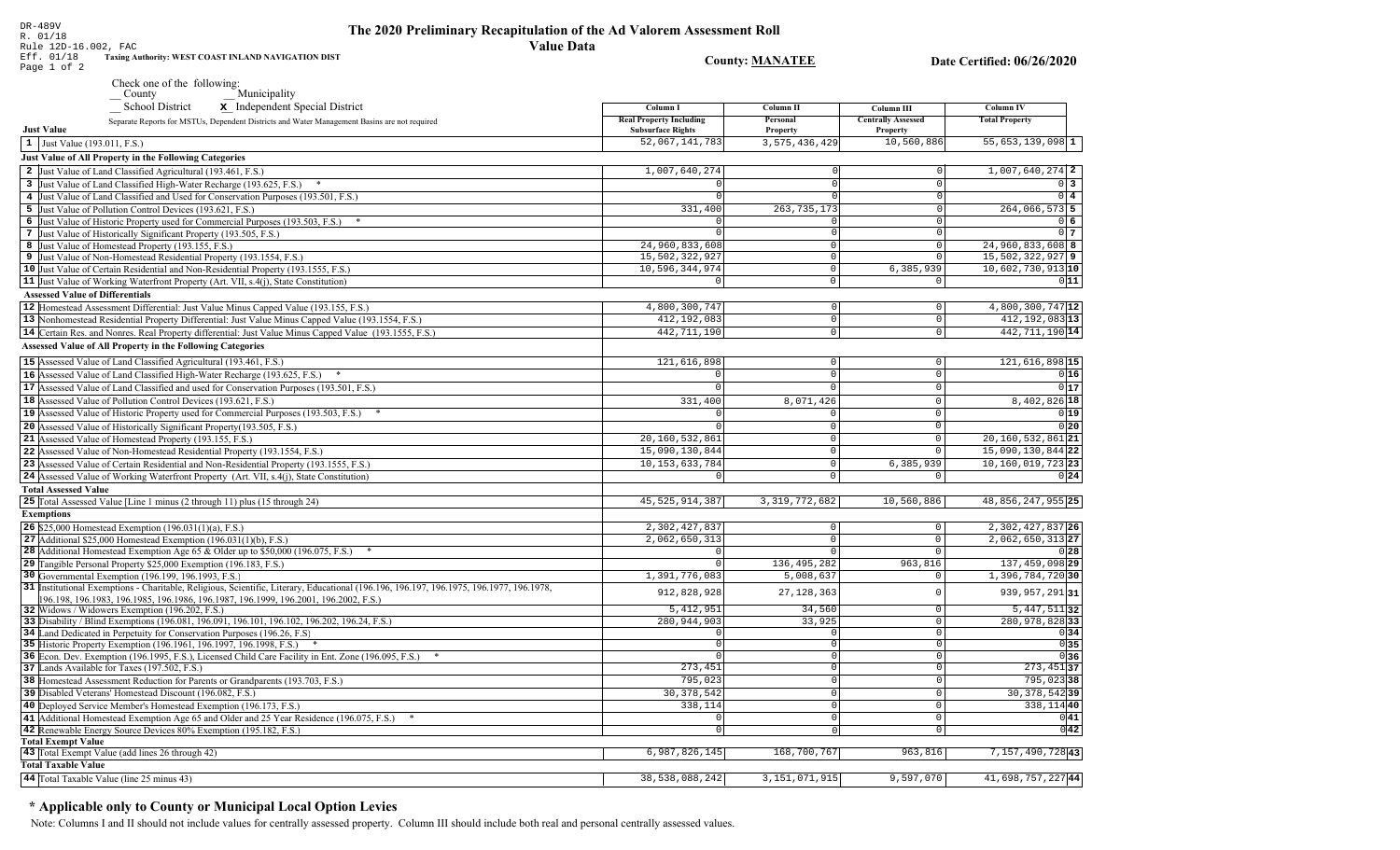DR-489V
R. 01/18
Rule 12D-16.002, FAC
Eff. 01/18
Page 1 of 2

# The 2020 Preliminary Recapitulation of the Ad Valorem Assessment Roll

## Value Data

Taxing Authority: WEST COAST INLAND NAVIGATION DIST

County: MANATEE

Date Certified: 06/26/2020

Check one of the following:
__ County __ Municipality
__ School District **X** Independent Special District

Separate Reports for MSTUs, Dependent Districts and Water Management Basins are not required

| Just Value | Column I Real Property Including Subsurface Rights | Column II Personal Property | Column III Centrally Assessed Property | Column IV Total Property | |
|---|---|---|---|---|---|
| 1 Just Value (193.011, F.S.) | 52,067,141,783 | 3,575,436,429 | 10,560,886 | 55,653,139,098 | 1 |
| **Just Value of All Property in the Following Categories** | | | | | |
| 2 Just Value of Land Classified Agricultural (193.461, F.S.) | 1,007,640,274 | 0 | 0 | 1,007,640,274 | 2 |
| 3 Just Value of Land Classified High-Water Recharge (193.625, F.S.) * | 0 | 0 | 0 | 0 | 3 |
| 4 Just Value of Land Classified and Used for Conservation Purposes (193.501, F.S.) | 0 | 0 | 0 | 0 | 4 |
| 5 Just Value of Pollution Control Devices (193.621, F.S.) | 331,400 | 263,735,173 | 0 | 264,066,573 | 5 |
| 6 Just Value of Historic Property used for Commercial Purposes (193.503, F.S.) * | 0 | 0 | 0 | 0 | 6 |
| 7 Just Value of Historically Significant Property (193.505, F.S.) | 0 | 0 | 0 | 0 | 7 |
| 8 Just Value of Homestead Property (193.155, F.S.) | 24,960,833,608 | 0 | 0 | 24,960,833,608 | 8 |
| 9 Just Value of Non-Homestead Residential Property (193.1554, F.S.) | 15,502,322,927 | 0 | 0 | 15,502,322,927 | 9 |
| 10 Just Value of Certain Residential and Non-Residential Property (193.1555, F.S.) | 10,596,344,974 | 0 | 6,385,939 | 10,602,730,913 | 10 |
| 11 Just Value of Working Waterfront Property (Art. VII, s.4(j), State Constitution) | 0 | 0 | 0 | 0 | 11 |
| **Assessed Value of Differentials** | | | | | |
| 12 Homestead Assessment Differential: Just Value Minus Capped Value (193.155, F.S.) | 4,800,300,747 | 0 | 0 | 4,800,300,747 | 12 |
| 13 Nonhomestead Residential Property Differential: Just Value Minus Capped Value (193.1554, F.S.) | 412,192,083 | 0 | 0 | 412,192,083 | 13 |
| 14 Certain Res. and Nonres. Real Property differential: Just Value Minus Capped Value (193.1555, F.S.) | 442,711,190 | 0 | 0 | 442,711,190 | 14 |
| **Assessed Value of All Property in the Following Categories** | | | | | |
| 15 Assessed Value of Land Classified Agricultural (193.461, F.S.) | 121,616,898 | 0 | 0 | 121,616,898 | 15 |
| 16 Assessed Value of Land Classified High-Water Recharge (193.625, F.S.) * | 0 | 0 | 0 | 0 | 16 |
| 17 Assessed Value of Land Classified and used for Conservation Purposes (193.501, F.S.) | 0 | 0 | 0 | 0 | 17 |
| 18 Assessed Value of Pollution Control Devices (193.621, F.S.) | 331,400 | 8,071,426 | 0 | 8,402,826 | 18 |
| 19 Assessed Value of Historic Property used for Commercial Purposes (193.503, F.S.) * | 0 | 0 | 0 | 0 | 19 |
| 20 Assessed Value of Historically Significant Property(193.505, F.S.) | 0 | 0 | 0 | 0 | 20 |
| 21 Assessed Value of Homestead Property (193.155, F.S.) | 20,160,532,861 | 0 | 0 | 20,160,532,861 | 21 |
| 22 Assessed Value of Non-Homestead Residential Property (193.1554, F.S.) | 15,090,130,844 | 0 | 0 | 15,090,130,844 | 22 |
| 23 Assessed Value of Certain Residential and Non-Residential Property (193.1555, F.S.) | 10,153,633,784 | 0 | 6,385,939 | 10,160,019,723 | 23 |
| 24 Assessed Value of Working Waterfront Property (Art. VII, s.4(j), State Constitution) | 0 | 0 | 0 | 0 | 24 |
| **Total Assessed Value** | | | | | |
| 25 Total Assessed Value [Line 1 minus (2 through 11) plus (15 through 24) | 45,525,914,387 | 3,319,772,682 | 10,560,886 | 48,856,247,955 | 25 |
| **Exemptions** | | | | | |
| 26 $25,000 Homestead Exemption (196.031(1)(a), F.S.) | 2,302,427,837 | 0 | 0 | 2,302,427,837 | 26 |
| 27 Additional $25,000 Homestead Exemption (196.031(1)(b), F.S.) | 2,062,650,313 | 0 | 0 | 2,062,650,313 | 27 |
| 28 Additional Homestead Exemption Age 65 & Older up to $50,000 (196.075, F.S.) * | 0 | 0 | 0 | 0 | 28 |
| 29 Tangible Personal Property $25,000 Exemption (196.183, F.S.) | 0 | 136,495,282 | 963,816 | 137,459,098 | 29 |
| 30 Governmental Exemption (196.199, 196.1993, F.S.) | 1,391,776,083 | 5,008,637 | 0 | 1,396,784,720 | 30 |
| 31 Institutional Exemptions - Charitable, Religious, Scientific, Literary, Educational (196.196, 196.197, 196.1975, 196.1977, 196.1978, 196.198, 196.1983, 196.1985, 196.1986, 196.1987, 196.1999, 196.2001, 196.2002, F.S.) | 912,828,928 | 27,128,363 | 0 | 939,957,291 | 31 |
| 32 Widows / Widowers Exemption (196.202, F.S.) | 5,412,951 | 34,560 | 0 | 5,447,511 | 32 |
| 33 Disability / Blind Exemptions (196.081, 196.091, 196.101, 196.102, 196.202, 196.24, F.S.) | 280,944,903 | 33,925 | 0 | 280,978,828 | 33 |
| 34 Land Dedicated in Perpetuity for Conservation Purposes (196.26, F.S) | 0 | 0 | 0 | 0 | 34 |
| 35 Historic Property Exemption (196.1961, 196.1997, 196.1998, F.S.) * | 0 | 0 | 0 | 0 | 35 |
| 36 Econ. Dev. Exemption (196.1995, F.S.), Licensed Child Care Facility in Ent. Zone (196.095, F.S.) * | 0 | 0 | 0 | 0 | 36 |
| 37 Lands Available for Taxes (197.502, F.S.) | 273,451 | 0 | 0 | 273,451 | 37 |
| 38 Homestead Assessment Reduction for Parents or Grandparents (193.703, F.S.) | 795,023 | 0 | 0 | 795,023 | 38 |
| 39 Disabled Veterans' Homestead Discount (196.082, F.S.) | 30,378,542 | 0 | 0 | 30,378,542 | 39 |
| 40 Deployed Service Member's Homestead Exemption (196.173, F.S.) | 338,114 | 0 | 0 | 338,114 | 40 |
| 41 Additional Homestead Exemption Age 65 and Older and 25 Year Residence (196.075, F.S.) * | 0 | 0 | 0 | 0 | 41 |
| 42 Renewable Energy Source Devices 80% Exemption (195.182, F.S.) | 0 | 0 | 0 | 0 | 42 |
| **Total Exempt Value** | | | | | |
| 43 Total Exempt Value (add lines 26 through 42) | 6,987,826,145 | 168,700,767 | 963,816 | 7,157,490,728 | 43 |
| **Total Taxable Value** | | | | | |
| 44 Total Taxable Value (line 25 minus 43) | 38,538,088,242 | 3,151,071,915 | 9,597,070 | 41,698,757,227 | 44 |

**\* Applicable only to County or Municipal Local Option Levies**

Note: Columns I and II should not include values for centrally assessed property. Column III should include both real and personal centrally assessed values.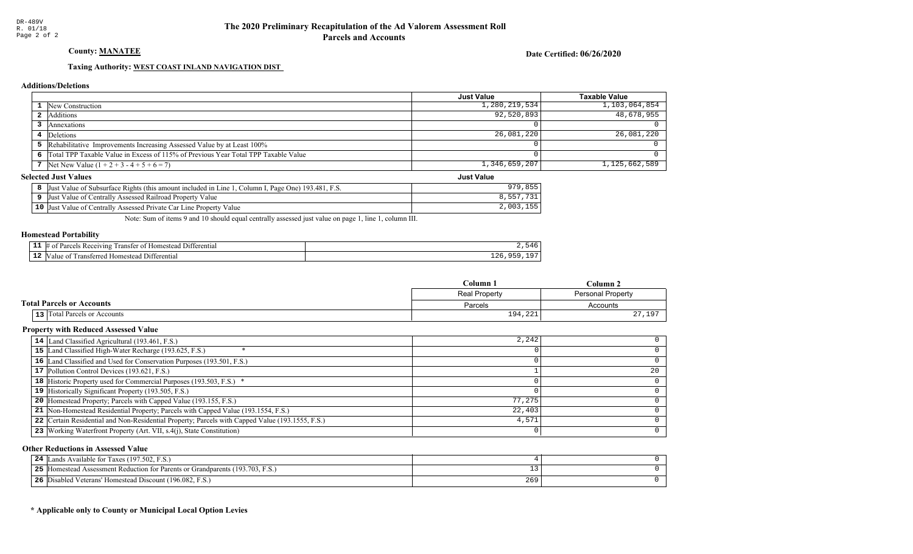DR-489V
R. 01/18
Page 2 of 2

# The 2020 Preliminary Recapitulation of the Ad Valorem Assessment Roll
## Parcels and Accounts

**County: MANATEE**

**Date Certified: 06/26/2020**

**Taxing Authority: WEST COAST INLAND NAVIGATION DIST**

### Additions/Deletions

| | | Just Value | Taxable Value |
|---|---|---|---|
| 1 | New Construction | 1,280,219,534 | 1,103,064,854 |
| 2 | Additions | 92,520,893 | 48,678,955 |
| 3 | Annexations | 0 | 0 |
| 4 | Deletions | 26,081,220 | 26,081,220 |
| 5 | Rehabilitative Improvements Increasing Assessed Value by at Least 100% | 0 | 0 |
| 6 | Total TPP Taxable Value in Excess of 115% of Previous Year Total TPP Taxable Value | 0 | 0 |
| 7 | Net New Value (1 + 2 + 3 - 4 + 5 + 6 = 7) | 1,346,659,207 | 1,125,662,589 |

### Selected Just Values

| | | Just Value |
|---|---|---|
| 8 | Just Value of Subsurface Rights (this amount included in Line 1, Column I, Page One) 193.481, F.S. | 979,855 |
| 9 | Just Value of Centrally Assessed Railroad Property Value | 8,557,731 |
| 10 | Just Value of Centrally Assessed Private Car Line Property Value | 2,003,155 |

Note: Sum of items 9 and 10 should equal centrally assessed just value on page 1, line 1, column III.

### Homestead Portability

| | | |
|---|---|---|
| 11 | # of Parcels Receiving Transfer of Homestead Differential | 2,546 |
| 12 | Value of Transferred Homestead Differential | 126,959,197 |

### Total Parcels or Accounts

| | | Column 1 | Column 2 |
|---|---|---|---|
| | | Real Property | Personal Property |
| | | Parcels | Accounts |
| 13 | Total Parcels or Accounts | 194,221 | 27,197 |

### Property with Reduced Assessed Value

| | | Column 1 | Column 2 |
|---|---|---|---|
| 14 | Land Classified Agricultural (193.461, F.S.) | 2,242 | 0 |
| 15 | Land Classified High-Water Recharge (193.625, F.S.) * | 0 | 0 |
| 16 | Land Classified and Used for Conservation Purposes (193.501, F.S.) | 0 | 0 |
| 17 | Pollution Control Devices (193.621, F.S.) | 1 | 20 |
| 18 | Historic Property used for Commercial Purposes (193.503, F.S.) * | 0 | 0 |
| 19 | Historically Significant Property (193.505, F.S.) | 0 | 0 |
| 20 | Homestead Property; Parcels with Capped Value (193.155, F.S.) | 77,275 | 0 |
| 21 | Non-Homestead Residential Property; Parcels with Capped Value (193.1554, F.S.) | 22,403 | 0 |
| 22 | Certain Residential and Non-Residential Property; Parcels with Capped Value (193.1555, F.S.) | 4,571 | 0 |
| 23 | Working Waterfront Property (Art. VII, s.4(j), State Constitution) | 0 | 0 |

### Other Reductions in Assessed Value

| | | Column 1 | Column 2 |
|---|---|---|---|
| 24 | Lands Available for Taxes (197.502, F.S.) | 4 | 0 |
| 25 | Homestead Assessment Reduction for Parents or Grandparents (193.703, F.S.) | 13 | 0 |
| 26 | Disabled Veterans' Homestead Discount (196.082, F.S.) | 269 | 0 |

**\* Applicable only to County or Municipal Local Option Levies**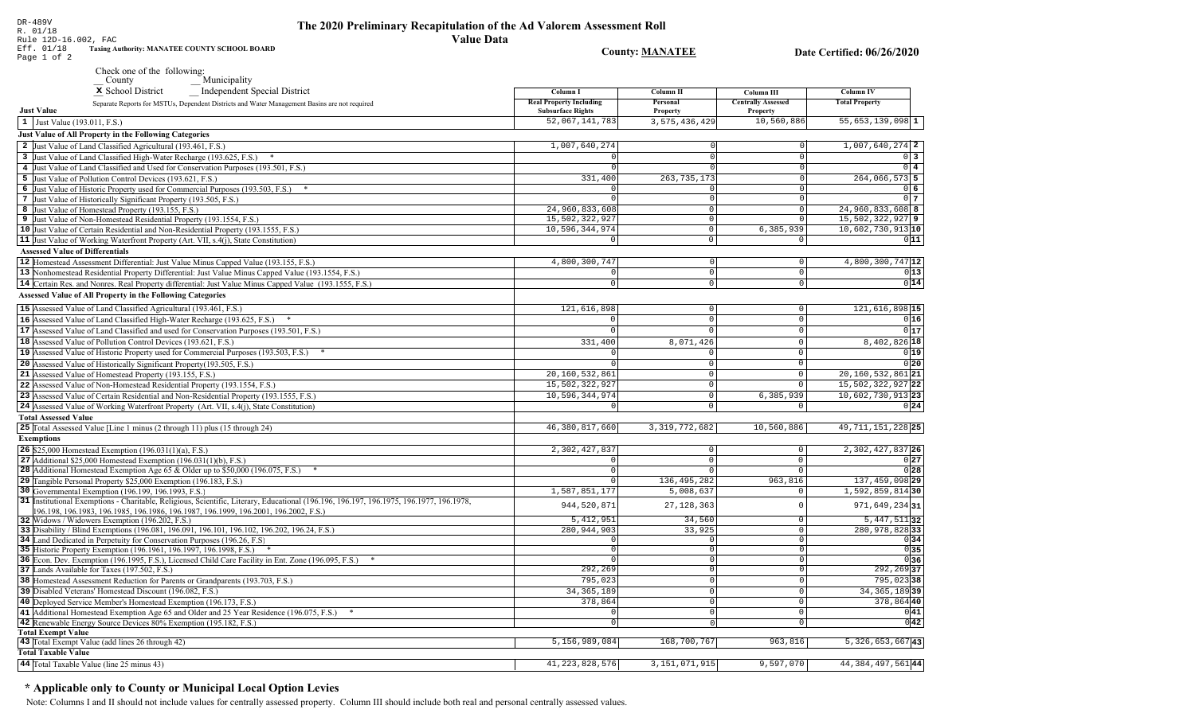DR-489V
R. 01/18
Rule 12D-16.002, FAC
Eff. 01/18

# The 2020 Preliminary Recapitulation of the Ad Valorem Assessment Roll

## Value Data

**Taxing Authority: MANATEE COUNTY SCHOOL BOARD**

**County: MANATEE**

**Date Certified: 06/26/2020**

Check one of the following:
__ County __ Municipality
X School District __ Independent Special District

Separate Reports for MSTUs, Dependent Districts and Water Management Basins are not required

| Just Value | Column I Real Property Including Subsurface Rights | Column II Personal Property | Column III Centrally Assessed Property | Column IV Total Property | |
|---|---|---|---|---|---|
| 1 Just Value (193.011, F.S.) | 52,067,141,783 | 3,575,436,429 | 10,560,886 | 55,653,139,098 | 1 |
| **Just Value of All Property in the Following Categories** | | | | | |
| 2 Just Value of Land Classified Agricultural (193.461, F.S.) | 1,007,640,274 | 0 | 0 | 1,007,640,274 | 2 |
| 3 Just Value of Land Classified High-Water Recharge (193.625, F.S.) * | 0 | 0 | 0 | 0 | 3 |
| 4 Just Value of Land Classified and Used for Conservation Purposes (193.501, F.S.) | 0 | 0 | 0 | 0 | 4 |
| 5 Just Value of Pollution Control Devices (193.621, F.S.) | 331,400 | 263,735,173 | 0 | 264,066,573 | 5 |
| 6 Just Value of Historic Property used for Commercial Purposes (193.503, F.S.) * | 0 | 0 | 0 | 0 | 6 |
| 7 Just Value of Historically Significant Property (193.505, F.S.) | 0 | 0 | 0 | 0 | 7 |
| 8 Just Value of Homestead Property (193.155, F.S.) | 24,960,833,608 | 0 | 0 | 24,960,833,608 | 8 |
| 9 Just Value of Non-Homestead Residential Property (193.1554, F.S.) | 15,502,322,927 | 0 | 0 | 15,502,322,927 | 9 |
| 10 Just Value of Certain Residential and Non-Residential Property (193.1555, F.S.) | 10,596,344,974 | 0 | 6,385,939 | 10,602,730,913 | 10 |
| 11 Just Value of Working Waterfront Property (Art. VII, s.4(j), State Constitution) | 0 | 0 | 0 | 0 | 11 |
| **Assessed Value of Differentials** | | | | | |
| 12 Homestead Assessment Differential: Just Value Minus Capped Value (193.155, F.S.) | 4,800,300,747 | 0 | 0 | 4,800,300,747 | 12 |
| 13 Nonhomestead Residential Property Differential: Just Value Minus Capped Value (193.1554, F.S.) | 0 | 0 | 0 | 0 | 13 |
| 14 Certain Res. and Nonres. Real Property differential: Just Value Minus Capped Value (193.1555, F.S.) | 0 | 0 | 0 | 0 | 14 |
| **Assessed Value of All Property in the Following Categories** | | | | | |
| 15 Assessed Value of Land Classified Agricultural (193.461, F.S.) | 121,616,898 | 0 | 0 | 121,616,898 | 15 |
| 16 Assessed Value of Land Classified High-Water Recharge (193.625, F.S.) * | 0 | 0 | 0 | 0 | 16 |
| 17 Assessed Value of Land Classified and used for Conservation Purposes (193.501, F.S.) | 0 | 0 | 0 | 0 | 17 |
| 18 Assessed Value of Pollution Control Devices (193.621, F.S.) | 331,400 | 8,071,426 | 0 | 8,402,826 | 18 |
| 19 Assessed Value of Historic Property used for Commercial Purposes (193.503, F.S.) * | 0 | 0 | 0 | 0 | 19 |
| 20 Assessed Value of Historically Significant Property(193.505, F.S.) | 0 | 0 | 0 | 0 | 20 |
| 21 Assessed Value of Homestead Property (193.155, F.S.) | 20,160,532,861 | 0 | 0 | 20,160,532,861 | 21 |
| 22 Assessed Value of Non-Homestead Residential Property (193.1554, F.S.) | 15,502,322,927 | 0 | 0 | 15,502,322,927 | 22 |
| 23 Assessed Value of Certain Residential and Non-Residential Property (193.1555, F.S.) | 10,596,344,974 | 0 | 6,385,939 | 10,602,730,913 | 23 |
| 24 Assessed Value of Working Waterfront Property (Art. VII, s.4(j), State Constitution) | 0 | 0 | 0 | 0 | 24 |
| **Total Assessed Value** | | | | | |
| 25 Total Assessed Value [Line 1 minus (2 through 11) plus (15 through 24) | 46,380,817,660 | 3,319,772,682 | 10,560,886 | 49,711,151,228 | 25 |
| **Exemptions** | | | | | |
| 26 $25,000 Homestead Exemption (196.031(1)(a), F.S.) | 2,302,427,837 | 0 | 0 | 2,302,427,837 | 26 |
| 27 Additional $25,000 Homestead Exemption (196.031(1)(b), F.S.) | 0 | 0 | 0 | 0 | 27 |
| 28 Additional Homestead Exemption Age 65 & Older up to $50,000 (196.075, F.S.) * | 0 | 0 | 0 | 0 | 28 |
| 29 Tangible Personal Property $25,000 Exemption (196.183, F.S.) | 0 | 136,495,282 | 963,816 | 137,459,098 | 29 |
| 30 Governmental Exemption (196.199, 196.1993, F.S.) | 1,587,851,177 | 5,008,637 | 0 | 1,592,859,814 | 30 |
| 31 Institutional Exemptions - Charitable, Religious, Scientific, Literary, Educational (196.196, 196.197, 196.1975, 196.1977, 196.1978, 196.198, 196.1983, 196.1985, 196.1986, 196.1987, 196.1999, 196.2001, 196.2002, F.S.) | 944,520,871 | 27,128,363 | 0 | 971,649,234 | 31 |
| 32 Widows / Widowers Exemption (196.202, F.S.) | 5,412,951 | 34,560 | 0 | 5,447,511 | 32 |
| 33 Disability / Blind Exemptions (196.081, 196.091, 196.101, 196.102, 196.202, 196.24, F.S.) | 280,944,903 | 33,925 | 0 | 280,978,828 | 33 |
| 34 Land Dedicated in Perpetuity for Conservation Purposes (196.26, F.S) | 0 | 0 | 0 | 0 | 34 |
| 35 Historic Property Exemption (196.1961, 196.1997, 196.1998, F.S.) * | 0 | 0 | 0 | 0 | 35 |
| 36 Econ. Dev. Exemption (196.1995, F.S.), Licensed Child Care Facility in Ent. Zone (196.095, F.S.) * | 0 | 0 | 0 | 0 | 36 |
| 37 Lands Available for Taxes (197.502, F.S.) | 292,269 | 0 | 0 | 292,269 | 37 |
| 38 Homestead Assessment Reduction for Parents or Grandparents (193.703, F.S.) | 795,023 | 0 | 0 | 795,023 | 38 |
| 39 Disabled Veterans' Homestead Discount (196.082, F.S.) | 34,365,189 | 0 | 0 | 34,365,189 | 39 |
| 40 Deployed Service Member's Homestead Exemption (196.173, F.S.) | 378,864 | 0 | 0 | 378,864 | 40 |
| 41 Additional Homestead Exemption Age 65 and Older and 25 Year Residence (196.075, F.S.) * | 0 | 0 | 0 | 0 | 41 |
| 42 Renewable Energy Source Devices 80% Exemption (195.182, F.S.) | 0 | 0 | 0 | 0 | 42 |
| **Total Exempt Value** | | | | | |
| 43 Total Exempt Value (add lines 26 through 42) | 5,156,989,084 | 168,700,767 | 963,816 | 5,326,653,667 | 43 |
| **Total Taxable Value** | | | | | |
| 44 Total Taxable Value (line 25 minus 43) | 41,223,828,576 | 3,151,071,915 | 9,597,070 | 44,384,497,561 | 44 |

## * Applicable only to County or Municipal Local Option Levies

Note: Columns I and II should not include values for centrally assessed property. Column III should include both real and personal centrally assessed values.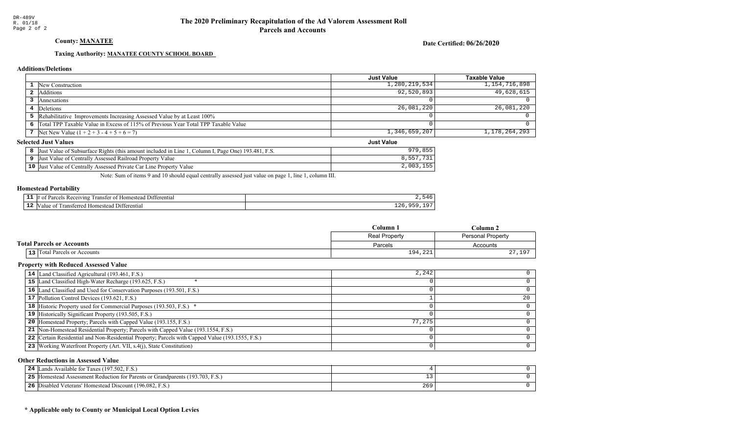DR-489V
R. 01/18
Page 2 of 2

# The 2020 Preliminary Recapitulation of the Ad Valorem Assessment Roll
## Parcels and Accounts

**County: MANATEE**

**Date Certified: 06/26/2020**

**Taxing Authority: MANATEE COUNTY SCHOOL BOARD**

### Additions/Deletions

| | | Just Value | Taxable Value |
|---|---|---|---|
| 1 | New Construction | 1,280,219,534 | 1,154,716,898 |
| 2 | Additions | 92,520,893 | 49,628,615 |
| 3 | Annexations | 0 | 0 |
| 4 | Deletions | 26,081,220 | 26,081,220 |
| 5 | Rehabilitative Improvements Increasing Assessed Value by at Least 100% | 0 | 0 |
| 6 | Total TPP Taxable Value in Excess of 115% of Previous Year Total TPP Taxable Value | 0 | 0 |
| 7 | Net New Value (1 + 2 + 3 - 4 + 5 + 6 = 7) | 1,346,659,207 | 1,178,264,293 |

### Selected Just Values

| | | Just Value |
|---|---|---|
| 8 | Just Value of Subsurface Rights (this amount included in Line 1, Column I, Page One) 193.481, F.S. | 979,855 |
| 9 | Just Value of Centrally Assessed Railroad Property Value | 8,557,731 |
| 10 | Just Value of Centrally Assessed Private Car Line Property Value | 2,003,155 |

Note: Sum of items 9 and 10 should equal centrally assessed just value on page 1, line 1, column III.

### Homestead Portability

| | | |
|---|---|---|
| 11 | # of Parcels Receiving Transfer of Homestead Differential | 2,546 |
| 12 | Value of Transferred Homestead Differential | 126,959,197 |

### Total Parcels or Accounts

| | | Column 1<br>Real Property<br>Parcels | Column 2<br>Personal Property<br>Accounts |
|---|---|---|---|
| 13 | Total Parcels or Accounts | 194,221 | 27,197 |

### Property with Reduced Assessed Value

| | | Column 1 | Column 2 |
|---|---|---|---|
| 14 | Land Classified Agricultural (193.461, F.S.) | 2,242 | 0 |
| 15 | Land Classified High-Water Recharge (193.625, F.S.) * | 0 | 0 |
| 16 | Land Classified and Used for Conservation Purposes (193.501, F.S.) | 0 | 0 |
| 17 | Pollution Control Devices (193.621, F.S.) | 1 | 20 |
| 18 | Historic Property used for Commercial Purposes (193.503, F.S.) * | 0 | 0 |
| 19 | Historically Significant Property (193.505, F.S.) | 0 | 0 |
| 20 | Homestead Property; Parcels with Capped Value (193.155, F.S.) | 77,275 | 0 |
| 21 | Non-Homestead Residential Property; Parcels with Capped Value (193.1554, F.S.) | 0 | 0 |
| 22 | Certain Residential and Non-Residential Property; Parcels with Capped Value (193.1555, F.S.) | 0 | 0 |
| 23 | Working Waterfront Property (Art. VII, s.4(j), State Constitution) | 0 | 0 |

### Other Reductions in Assessed Value

| | | Column 1 | Column 2 |
|---|---|---|---|
| 24 | Lands Available for Taxes (197.502, F.S.) | 4 | 0 |
| 25 | Homestead Assessment Reduction for Parents or Grandparents (193.703, F.S.) | 13 | 0 |
| 26 | Disabled Veterans' Homestead Discount (196.082, F.S.) | 269 | 0 |

**\* Applicable only to County or Municipal Local Option Levies**